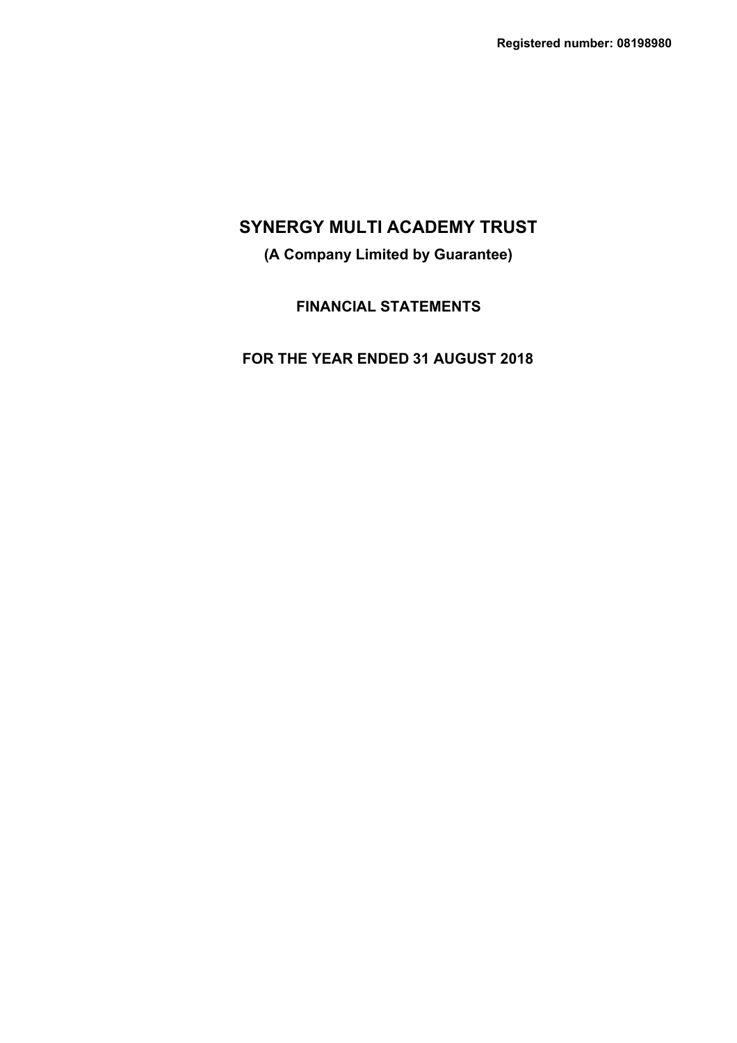**Registered number: 08198980**

# SYNERGY MULTI ACADEMY TRUST

**(A Company Limited by Guarantee)**

## FINANCIAL STATEMENTS

## FOR THE YEAR ENDED 31 AUGUST 2018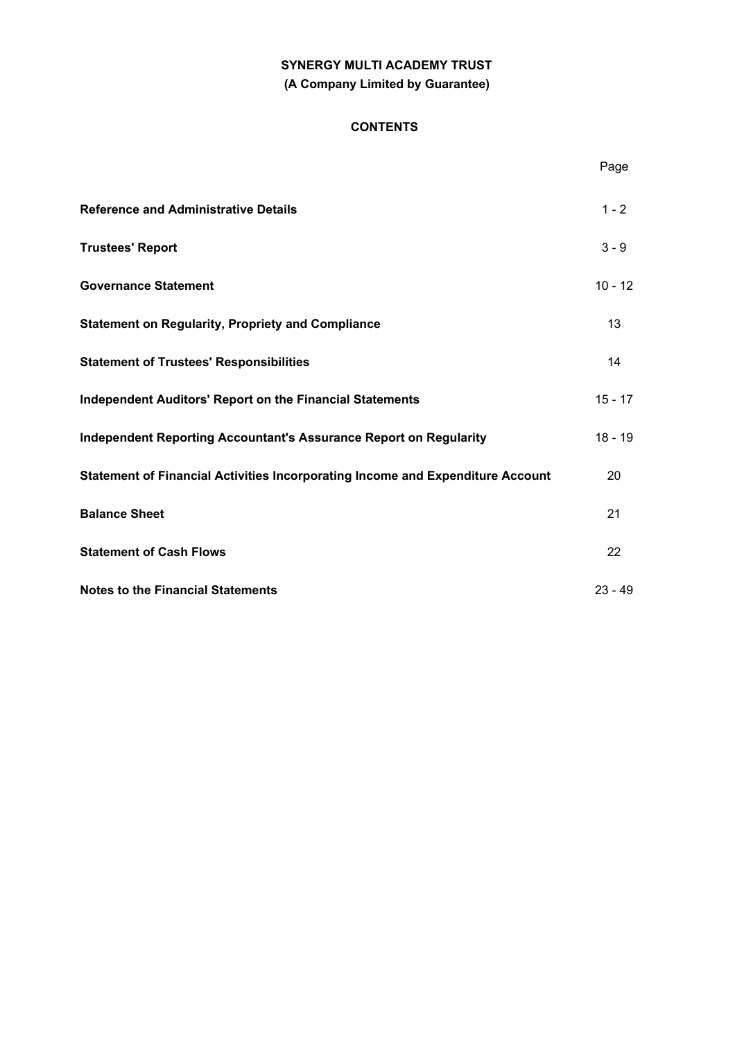**SYNERGY MULTI ACADEMY TRUST**
**(A Company Limited by Guarantee)**

## CONTENTS

| | Page |
|---|---|
| **Reference and Administrative Details** | 1 - 2 |
| **Trustees' Report** | 3 - 9 |
| **Governance Statement** | 10 - 12 |
| **Statement on Regularity, Propriety and Compliance** | 13 |
| **Statement of Trustees' Responsibilities** | 14 |
| **Independent Auditors' Report on the Financial Statements** | 15 - 17 |
| **Independent Reporting Accountant's Assurance Report on Regularity** | 18 - 19 |
| **Statement of Financial Activities Incorporating Income and Expenditure Account** | 20 |
| **Balance Sheet** | 21 |
| **Statement of Cash Flows** | 22 |
| **Notes to the Financial Statements** | 23 - 49 |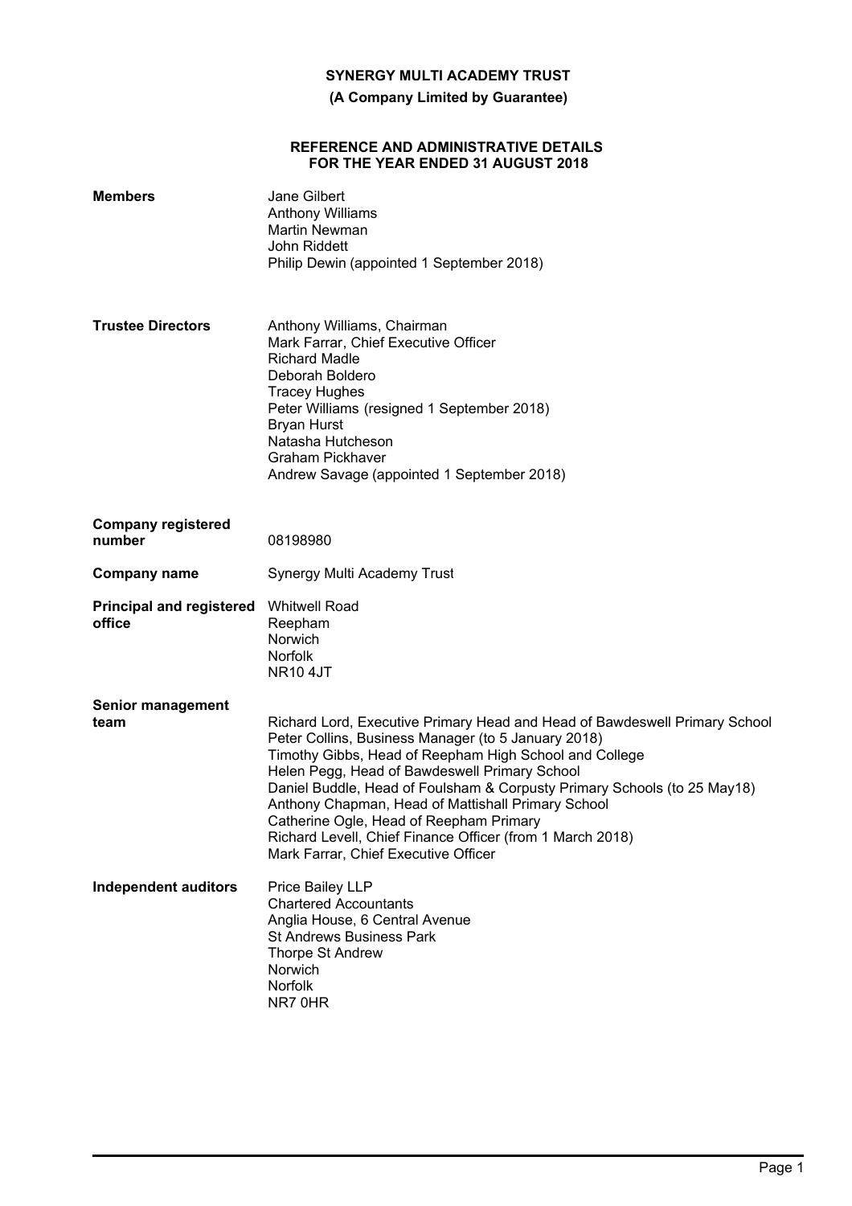**SYNERGY MULTI ACADEMY TRUST**

**(A Company Limited by Guarantee)**

**REFERENCE AND ADMINISTRATIVE DETAILS**
**FOR THE YEAR ENDED 31 AUGUST 2018**

| | |
|---|---|
| **Members** | Jane Gilbert<br>Anthony Williams<br>Martin Newman<br>John Riddett<br>Philip Dewin (appointed 1 September 2018) |
| **Trustee Directors** | Anthony Williams, Chairman<br>Mark Farrar, Chief Executive Officer<br>Richard Madle<br>Deborah Boldero<br>Tracey Hughes<br>Peter Williams (resigned 1 September 2018)<br>Bryan Hurst<br>Natasha Hutcheson<br>Graham Pickhaver<br>Andrew Savage (appointed 1 September 2018) |
| **Company registered number** | 08198980 |
| **Company name** | Synergy Multi Academy Trust |
| **Principal and registered office** | Whitwell Road<br>Reepham<br>Norwich<br>Norfolk<br>NR10 4JT |
| **Senior management team** | Richard Lord, Executive Primary Head and Head of Bawdeswell Primary School<br>Peter Collins, Business Manager (to 5 January 2018)<br>Timothy Gibbs, Head of Reepham High School and College<br>Helen Pegg, Head of Bawdeswell Primary School<br>Daniel Buddle, Head of Foulsham & Corpusty Primary Schools (to 25 May18)<br>Anthony Chapman, Head of Mattishall Primary School<br>Catherine Ogle, Head of Reepham Primary<br>Richard Levell, Chief Finance Officer (from 1 March 2018)<br>Mark Farrar, Chief Executive Officer |
| **Independent auditors** | Price Bailey LLP<br>Chartered Accountants<br>Anglia House, 6 Central Avenue<br>St Andrews Business Park<br>Thorpe St Andrew<br>Norwich<br>Norfolk<br>NR7 0HR |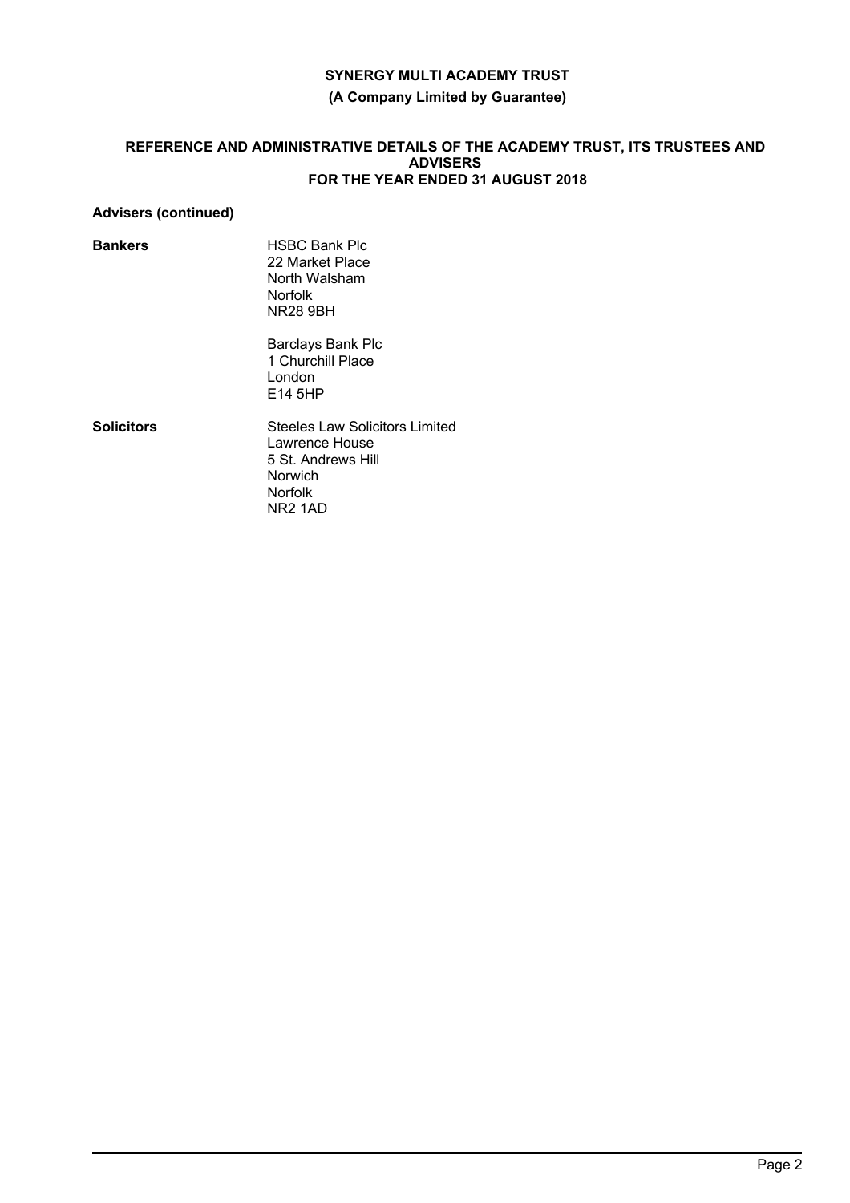# SYNERGY MULTI ACADEMY TRUST

**(A Company Limited by Guarantee)**

## REFERENCE AND ADMINISTRATIVE DETAILS OF THE ACADEMY TRUST, ITS TRUSTEES AND ADVISERS FOR THE YEAR ENDED 31 AUGUST 2018

### Advisers (continued)

**Bankers**

HSBC Bank Plc
22 Market Place
North Walsham
Norfolk
NR28 9BH

Barclays Bank Plc
1 Churchill Place
London
E14 5HP

**Solicitors**

Steeles Law Solicitors Limited
Lawrence House
5 St. Andrews Hill
Norwich
Norfolk
NR2 1AD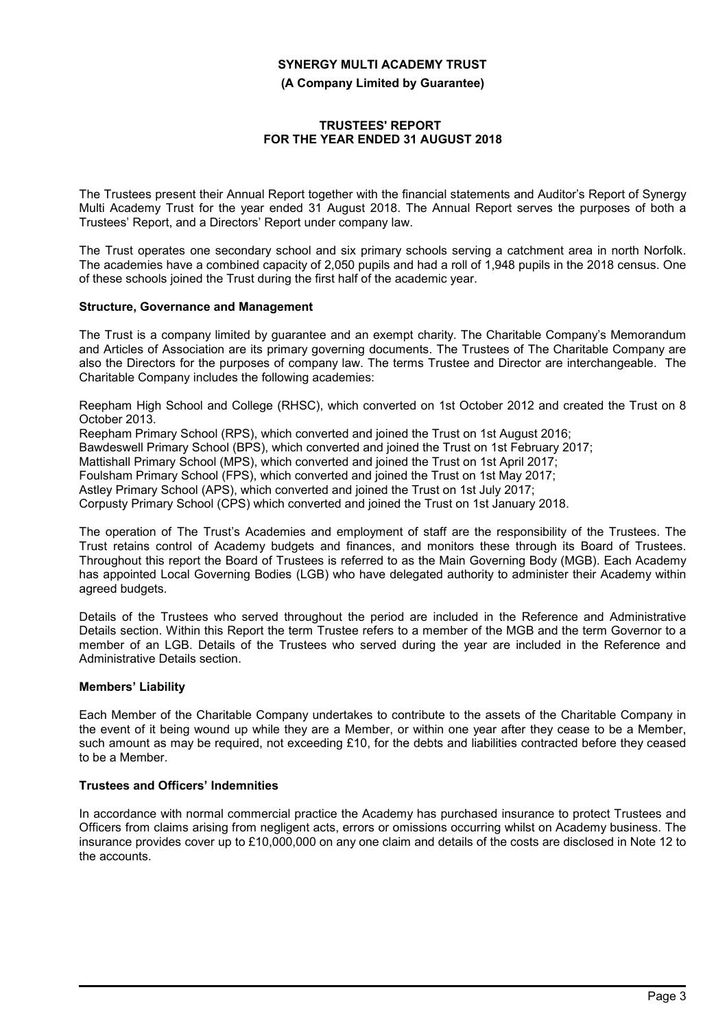# SYNERGY MULTI ACADEMY TRUST

**(A Company Limited by Guarantee)**

## TRUSTEES' REPORT
## FOR THE YEAR ENDED 31 AUGUST 2018

The Trustees present their Annual Report together with the financial statements and Auditor's Report of Synergy Multi Academy Trust for the year ended 31 August 2018. The Annual Report serves the purposes of both a Trustees' Report, and a Directors' Report under company law.

The Trust operates one secondary school and six primary schools serving a catchment area in north Norfolk. The academies have a combined capacity of 2,050 pupils and had a roll of 1,948 pupils in the 2018 census. One of these schools joined the Trust during the first half of the academic year.

### Structure, Governance and Management

The Trust is a company limited by guarantee and an exempt charity. The Charitable Company's Memorandum and Articles of Association are its primary governing documents. The Trustees of The Charitable Company are also the Directors for the purposes of company law. The terms Trustee and Director are interchangeable. The Charitable Company includes the following academies:

Reepham High School and College (RHSC), which converted on 1st October 2012 and created the Trust on 8 October 2013.
Reepham Primary School (RPS), which converted and joined the Trust on 1st August 2016;
Bawdeswell Primary School (BPS), which converted and joined the Trust on 1st February 2017;
Mattishall Primary School (MPS), which converted and joined the Trust on 1st April 2017;
Foulsham Primary School (FPS), which converted and joined the Trust on 1st May 2017;
Astley Primary School (APS), which converted and joined the Trust on 1st July 2017;
Corpusty Primary School (CPS) which converted and joined the Trust on 1st January 2018.

The operation of The Trust's Academies and employment of staff are the responsibility of the Trustees. The Trust retains control of Academy budgets and finances, and monitors these through its Board of Trustees. Throughout this report the Board of Trustees is referred to as the Main Governing Body (MGB). Each Academy has appointed Local Governing Bodies (LGB) who have delegated authority to administer their Academy within agreed budgets.

Details of the Trustees who served throughout the period are included in the Reference and Administrative Details section. Within this Report the term Trustee refers to a member of the MGB and the term Governor to a member of an LGB. Details of the Trustees who served during the year are included in the Reference and Administrative Details section.

### Members' Liability

Each Member of the Charitable Company undertakes to contribute to the assets of the Charitable Company in the event of it being wound up while they are a Member, or within one year after they cease to be a Member, such amount as may be required, not exceeding £10, for the debts and liabilities contracted before they ceased to be a Member.

### Trustees and Officers' Indemnities

In accordance with normal commercial practice the Academy has purchased insurance to protect Trustees and Officers from claims arising from negligent acts, errors or omissions occurring whilst on Academy business. The insurance provides cover up to £10,000,000 on any one claim and details of the costs are disclosed in Note 12 to the accounts.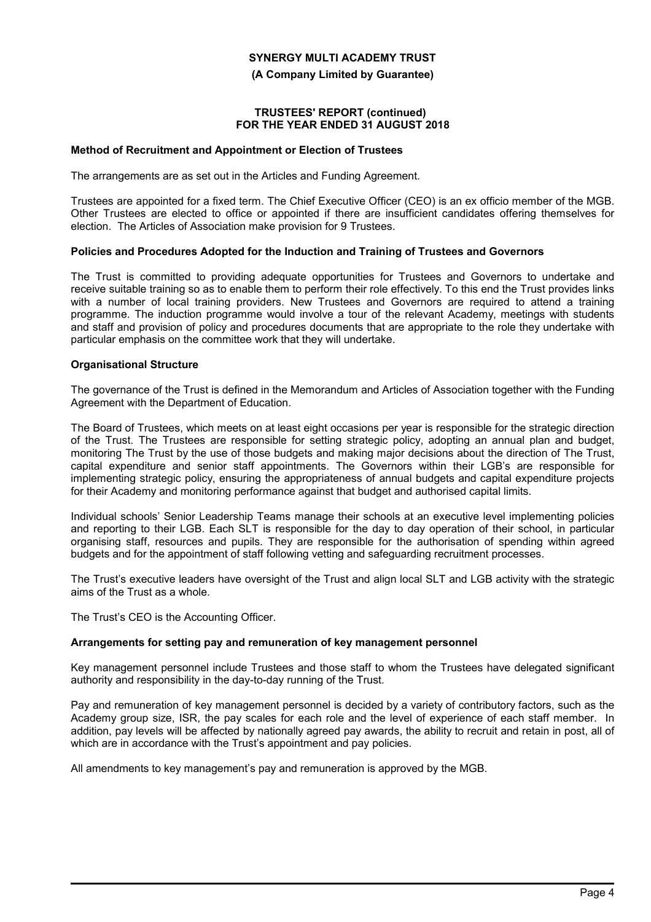**SYNERGY MULTI ACADEMY TRUST**

**(A Company Limited by Guarantee)**

**TRUSTEES' REPORT (continued)**
**FOR THE YEAR ENDED 31 AUGUST 2018**

**Method of Recruitment and Appointment or Election of Trustees**

The arrangements are as set out in the Articles and Funding Agreement.

Trustees are appointed for a fixed term. The Chief Executive Officer (CEO) is an ex officio member of the MGB. Other Trustees are elected to office or appointed if there are insufficient candidates offering themselves for election. The Articles of Association make provision for 9 Trustees.

**Policies and Procedures Adopted for the Induction and Training of Trustees and Governors**

The Trust is committed to providing adequate opportunities for Trustees and Governors to undertake and receive suitable training so as to enable them to perform their role effectively. To this end the Trust provides links with a number of local training providers. New Trustees and Governors are required to attend a training programme. The induction programme would involve a tour of the relevant Academy, meetings with students and staff and provision of policy and procedures documents that are appropriate to the role they undertake with particular emphasis on the committee work that they will undertake.

**Organisational Structure**

The governance of the Trust is defined in the Memorandum and Articles of Association together with the Funding Agreement with the Department of Education.

The Board of Trustees, which meets on at least eight occasions per year is responsible for the strategic direction of the Trust. The Trustees are responsible for setting strategic policy, adopting an annual plan and budget, monitoring The Trust by the use of those budgets and making major decisions about the direction of The Trust, capital expenditure and senior staff appointments. The Governors within their LGB's are responsible for implementing strategic policy, ensuring the appropriateness of annual budgets and capital expenditure projects for their Academy and monitoring performance against that budget and authorised capital limits.

Individual schools' Senior Leadership Teams manage their schools at an executive level implementing policies and reporting to their LGB. Each SLT is responsible for the day to day operation of their school, in particular organising staff, resources and pupils. They are responsible for the authorisation of spending within agreed budgets and for the appointment of staff following vetting and safeguarding recruitment processes.

The Trust's executive leaders have oversight of the Trust and align local SLT and LGB activity with the strategic aims of the Trust as a whole.

The Trust's CEO is the Accounting Officer.

**Arrangements for setting pay and remuneration of key management personnel**

Key management personnel include Trustees and those staff to whom the Trustees have delegated significant authority and responsibility in the day-to-day running of the Trust.

Pay and remuneration of key management personnel is decided by a variety of contributory factors, such as the Academy group size, ISR, the pay scales for each role and the level of experience of each staff member. In addition, pay levels will be affected by nationally agreed pay awards, the ability to recruit and retain in post, all of which are in accordance with the Trust's appointment and pay policies.

All amendments to key management's pay and remuneration is approved by the MGB.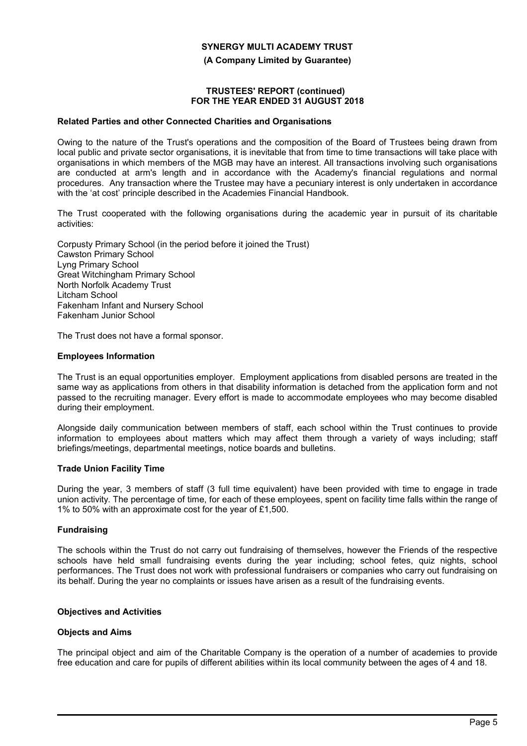## Related Parties and other Connected Charities and Organisations

Owing to the nature of the Trust's operations and the composition of the Board of Trustees being drawn from local public and private sector organisations, it is inevitable that from time to time transactions will take place with organisations in which members of the MGB may have an interest. All transactions involving such organisations are conducted at arm's length and in accordance with the Academy's financial regulations and normal procedures. Any transaction where the Trustee may have a pecuniary interest is only undertaken in accordance with the 'at cost' principle described in the Academies Financial Handbook.

The Trust cooperated with the following organisations during the academic year in pursuit of its charitable activities:

Corpusty Primary School (in the period before it joined the Trust)
Cawston Primary School
Lyng Primary School
Great Witchingham Primary School
North Norfolk Academy Trust
Litcham School
Fakenham Infant and Nursery School
Fakenham Junior School

The Trust does not have a formal sponsor.

## Employees Information

The Trust is an equal opportunities employer. Employment applications from disabled persons are treated in the same way as applications from others in that disability information is detached from the application form and not passed to the recruiting manager. Every effort is made to accommodate employees who may become disabled during their employment.

Alongside daily communication between members of staff, each school within the Trust continues to provide information to employees about matters which may affect them through a variety of ways including; staff briefings/meetings, departmental meetings, notice boards and bulletins.

## Trade Union Facility Time

During the year, 3 members of staff (3 full time equivalent) have been provided with time to engage in trade union activity. The percentage of time, for each of these employees, spent on facility time falls within the range of 1% to 50% with an approximate cost for the year of £1,500.

## Fundraising

The schools within the Trust do not carry out fundraising of themselves, however the Friends of the respective schools have held small fundraising events during the year including; school fetes, quiz nights, school performances. The Trust does not work with professional fundraisers or companies who carry out fundraising on its behalf. During the year no complaints or issues have arisen as a result of the fundraising events.

## Objectives and Activities

## Objects and Aims

The principal object and aim of the Charitable Company is the operation of a number of academies to provide free education and care for pupils of different abilities within its local community between the ages of 4 and 18.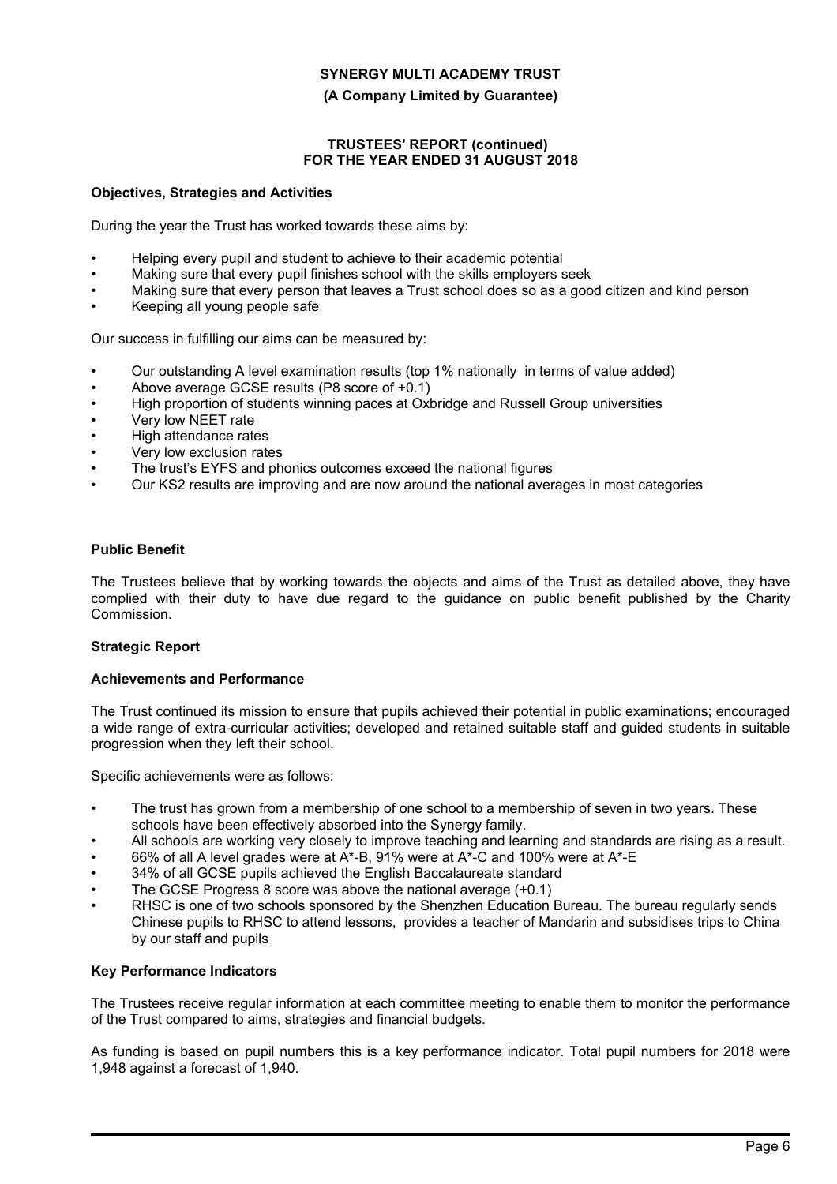### Objectives, Strategies and Activities

During the year the Trust has worked towards these aims by:

- Helping every pupil and student to achieve to their academic potential
- Making sure that every pupil finishes school with the skills employers seek
- Making sure that every person that leaves a Trust school does so as a good citizen and kind person
- Keeping all young people safe

Our success in fulfilling our aims can be measured by:

- Our outstanding A level examination results (top 1% nationally in terms of value added)
- Above average GCSE results (P8 score of +0.1)
- High proportion of students winning paces at Oxbridge and Russell Group universities
- Very low NEET rate
- High attendance rates
- Very low exclusion rates
- The trust's EYFS and phonics outcomes exceed the national figures
- Our KS2 results are improving and are now around the national averages in most categories

### Public Benefit

The Trustees believe that by working towards the objects and aims of the Trust as detailed above, they have complied with their duty to have due regard to the guidance on public benefit published by the Charity Commission.

### Strategic Report

### Achievements and Performance

The Trust continued its mission to ensure that pupils achieved their potential in public examinations; encouraged a wide range of extra-curricular activities; developed and retained suitable staff and guided students in suitable progression when they left their school.

Specific achievements were as follows:

- The trust has grown from a membership of one school to a membership of seven in two years. These schools have been effectively absorbed into the Synergy family.
- All schools are working very closely to improve teaching and learning and standards are rising as a result.
- 66% of all A level grades were at A*-B, 91% were at A*-C and 100% were at A*-E
- 34% of all GCSE pupils achieved the English Baccalaureate standard
- The GCSE Progress 8 score was above the national average (+0.1)
- RHSC is one of two schools sponsored by the Shenzhen Education Bureau. The bureau regularly sends Chinese pupils to RHSC to attend lessons, provides a teacher of Mandarin and subsidises trips to China by our staff and pupils

### Key Performance Indicators

The Trustees receive regular information at each committee meeting to enable them to monitor the performance of the Trust compared to aims, strategies and financial budgets.

As funding is based on pupil numbers this is a key performance indicator. Total pupil numbers for 2018 were 1,948 against a forecast of 1,940.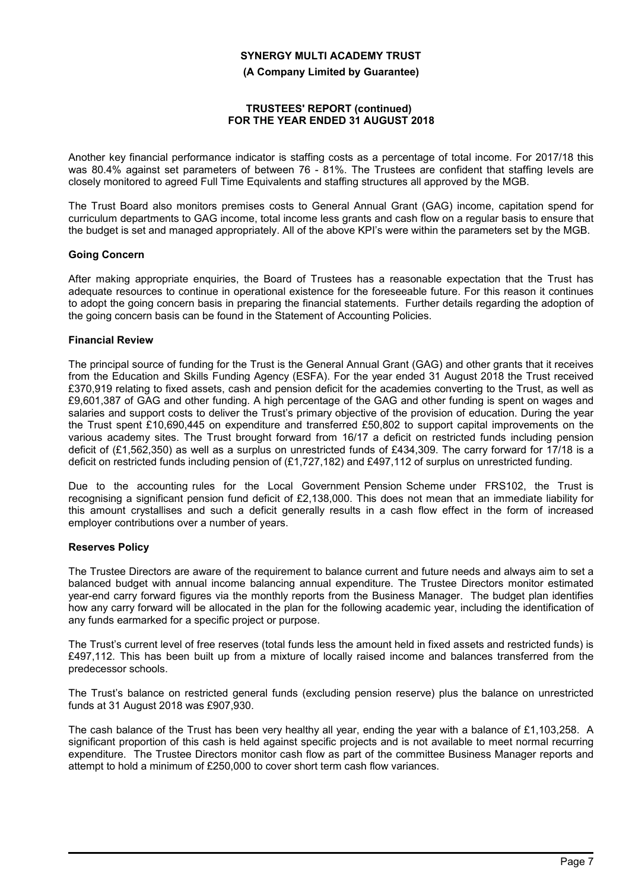Another key financial performance indicator is staffing costs as a percentage of total income. For 2017/18 this was 80.4% against set parameters of between 76 - 81%. The Trustees are confident that staffing levels are closely monitored to agreed Full Time Equivalents and staffing structures all approved by the MGB.

The Trust Board also monitors premises costs to General Annual Grant (GAG) income, capitation spend for curriculum departments to GAG income, total income less grants and cash flow on a regular basis to ensure that the budget is set and managed appropriately. All of the above KPI's were within the parameters set by the MGB.

### Going Concern

After making appropriate enquiries, the Board of Trustees has a reasonable expectation that the Trust has adequate resources to continue in operational existence for the foreseeable future. For this reason it continues to adopt the going concern basis in preparing the financial statements. Further details regarding the adoption of the going concern basis can be found in the Statement of Accounting Policies.

### Financial Review

The principal source of funding for the Trust is the General Annual Grant (GAG) and other grants that it receives from the Education and Skills Funding Agency (ESFA). For the year ended 31 August 2018 the Trust received £370,919 relating to fixed assets, cash and pension deficit for the academies converting to the Trust, as well as £9,601,387 of GAG and other funding. A high percentage of the GAG and other funding is spent on wages and salaries and support costs to deliver the Trust's primary objective of the provision of education. During the year the Trust spent £10,690,445 on expenditure and transferred £50,802 to support capital improvements on the various academy sites. The Trust brought forward from 16/17 a deficit on restricted funds including pension deficit of (£1,562,350) as well as a surplus on unrestricted funds of £434,309. The carry forward for 17/18 is a deficit on restricted funds including pension of (£1,727,182) and £497,112 of surplus on unrestricted funding.

Due to the accounting rules for the Local Government Pension Scheme under FRS102, the Trust is recognising a significant pension fund deficit of £2,138,000. This does not mean that an immediate liability for this amount crystallises and such a deficit generally results in a cash flow effect in the form of increased employer contributions over a number of years.

### Reserves Policy

The Trustee Directors are aware of the requirement to balance current and future needs and always aim to set a balanced budget with annual income balancing annual expenditure. The Trustee Directors monitor estimated year-end carry forward figures via the monthly reports from the Business Manager. The budget plan identifies how any carry forward will be allocated in the plan for the following academic year, including the identification of any funds earmarked for a specific project or purpose.

The Trust's current level of free reserves (total funds less the amount held in fixed assets and restricted funds) is £497,112. This has been built up from a mixture of locally raised income and balances transferred from the predecessor schools.

The Trust's balance on restricted general funds (excluding pension reserve) plus the balance on unrestricted funds at 31 August 2018 was £907,930.

The cash balance of the Trust has been very healthy all year, ending the year with a balance of £1,103,258. A significant proportion of this cash is held against specific projects and is not available to meet normal recurring expenditure. The Trustee Directors monitor cash flow as part of the committee Business Manager reports and attempt to hold a minimum of £250,000 to cover short term cash flow variances.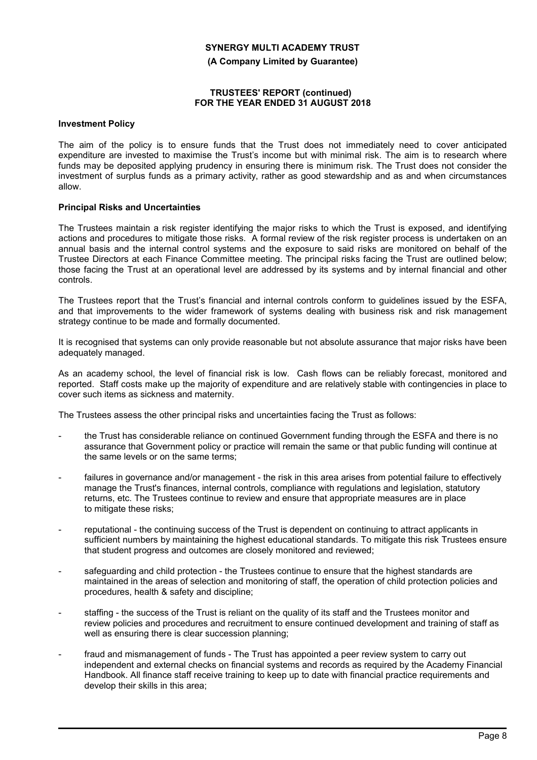## Investment Policy

The aim of the policy is to ensure funds that the Trust does not immediately need to cover anticipated expenditure are invested to maximise the Trust's income but with minimal risk. The aim is to research where funds may be deposited applying prudency in ensuring there is minimum risk. The Trust does not consider the investment of surplus funds as a primary activity, rather as good stewardship and as and when circumstances allow.

## Principal Risks and Uncertainties

The Trustees maintain a risk register identifying the major risks to which the Trust is exposed, and identifying actions and procedures to mitigate those risks. A formal review of the risk register process is undertaken on an annual basis and the internal control systems and the exposure to said risks are monitored on behalf of the Trustee Directors at each Finance Committee meeting. The principal risks facing the Trust are outlined below; those facing the Trust at an operational level are addressed by its systems and by internal financial and other controls.

The Trustees report that the Trust's financial and internal controls conform to guidelines issued by the ESFA, and that improvements to the wider framework of systems dealing with business risk and risk management strategy continue to be made and formally documented.

It is recognised that systems can only provide reasonable but not absolute assurance that major risks have been adequately managed.

As an academy school, the level of financial risk is low. Cash flows can be reliably forecast, monitored and reported. Staff costs make up the majority of expenditure and are relatively stable with contingencies in place to cover such items as sickness and maternity.

The Trustees assess the other principal risks and uncertainties facing the Trust as follows:

- the Trust has considerable reliance on continued Government funding through the ESFA and there is no assurance that Government policy or practice will remain the same or that public funding will continue at the same levels or on the same terms;
- failures in governance and/or management - the risk in this area arises from potential failure to effectively manage the Trust's finances, internal controls, compliance with regulations and legislation, statutory returns, etc. The Trustees continue to review and ensure that appropriate measures are in place to mitigate these risks;
- reputational - the continuing success of the Trust is dependent on continuing to attract applicants in sufficient numbers by maintaining the highest educational standards. To mitigate this risk Trustees ensure that student progress and outcomes are closely monitored and reviewed;
- safeguarding and child protection - the Trustees continue to ensure that the highest standards are maintained in the areas of selection and monitoring of staff, the operation of child protection policies and procedures, health & safety and discipline;
- staffing - the success of the Trust is reliant on the quality of its staff and the Trustees monitor and review policies and procedures and recruitment to ensure continued development and training of staff as well as ensuring there is clear succession planning;
- fraud and mismanagement of funds - The Trust has appointed a peer review system to carry out independent and external checks on financial systems and records as required by the Academy Financial Handbook. All finance staff receive training to keep up to date with financial practice requirements and develop their skills in this area;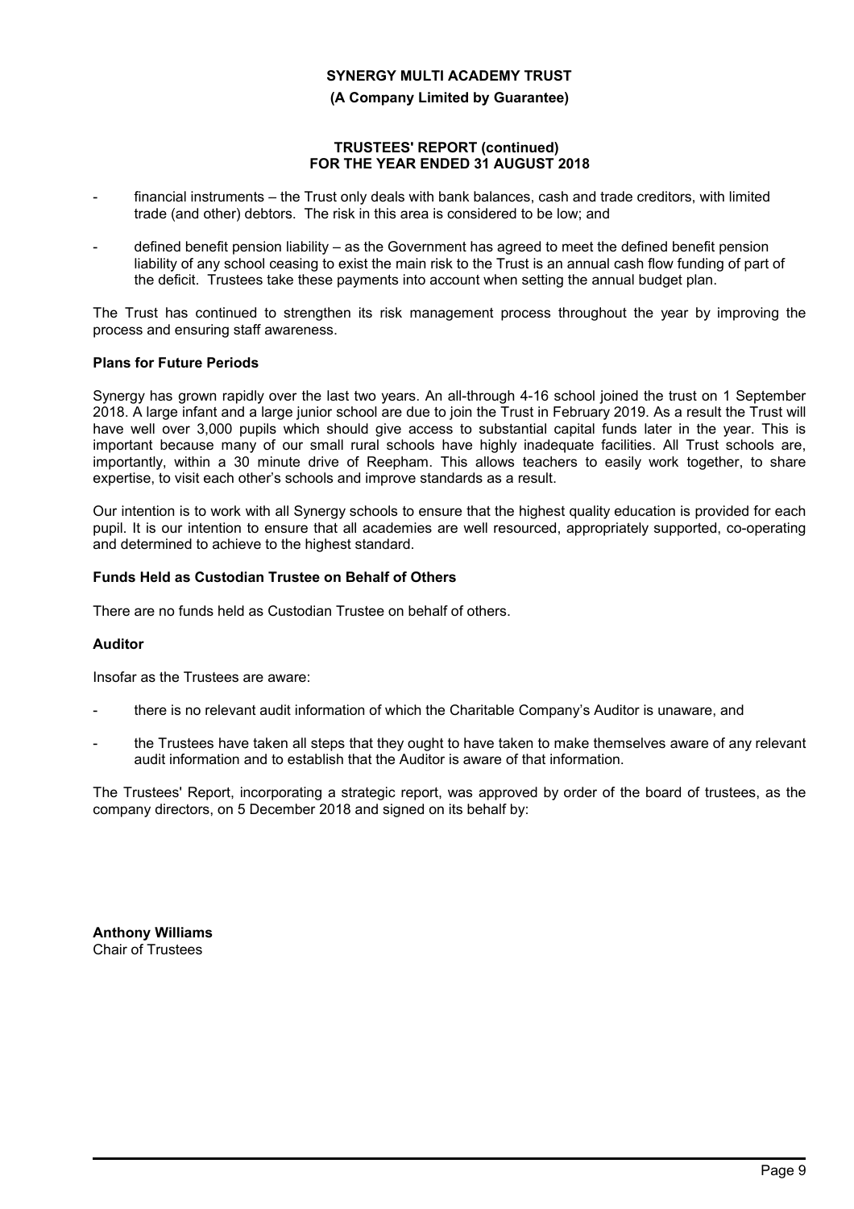- financial instruments – the Trust only deals with bank balances, cash and trade creditors, with limited trade (and other) debtors. The risk in this area is considered to be low; and

- defined benefit pension liability – as the Government has agreed to meet the defined benefit pension liability of any school ceasing to exist the main risk to the Trust is an annual cash flow funding of part of the deficit. Trustees take these payments into account when setting the annual budget plan.

The Trust has continued to strengthen its risk management process throughout the year by improving the process and ensuring staff awareness.

### Plans for Future Periods

Synergy has grown rapidly over the last two years. An all-through 4-16 school joined the trust on 1 September 2018. A large infant and a large junior school are due to join the Trust in February 2019. As a result the Trust will have well over 3,000 pupils which should give access to substantial capital funds later in the year. This is important because many of our small rural schools have highly inadequate facilities. All Trust schools are, importantly, within a 30 minute drive of Reepham. This allows teachers to easily work together, to share expertise, to visit each other's schools and improve standards as a result.

Our intention is to work with all Synergy schools to ensure that the highest quality education is provided for each pupil. It is our intention to ensure that all academies are well resourced, appropriately supported, co-operating and determined to achieve to the highest standard.

### Funds Held as Custodian Trustee on Behalf of Others

There are no funds held as Custodian Trustee on behalf of others.

### Auditor

Insofar as the Trustees are aware:

- there is no relevant audit information of which the Charitable Company's Auditor is unaware, and

- the Trustees have taken all steps that they ought to have taken to make themselves aware of any relevant audit information and to establish that the Auditor is aware of that information.

The Trustees' Report, incorporating a strategic report, was approved by order of the board of trustees, as the company directors, on 5 December 2018 and signed on its behalf by:

**Anthony Williams**
Chair of Trustees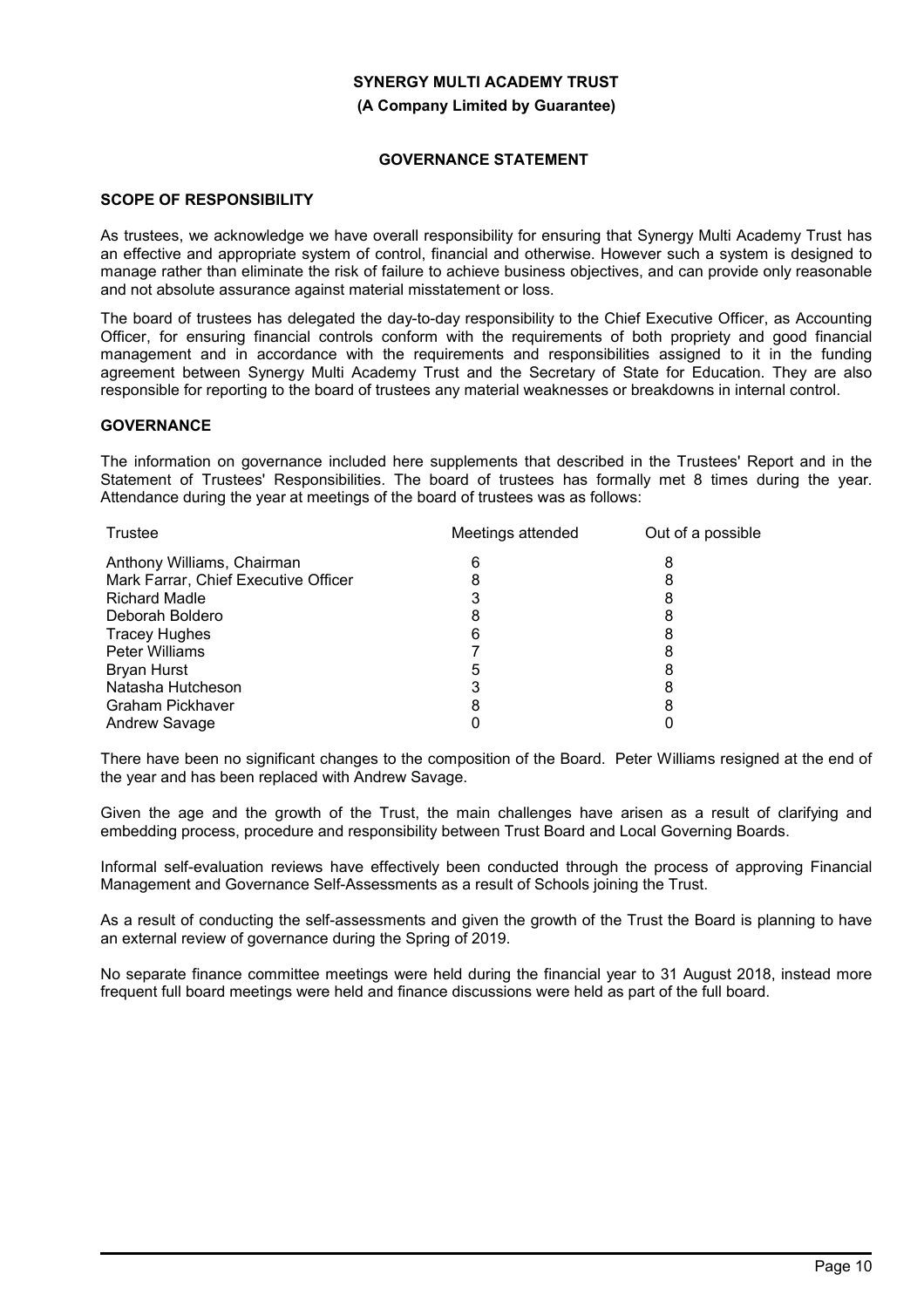**SYNERGY MULTI ACADEMY TRUST**

**(A Company Limited by Guarantee)**

## GOVERNANCE STATEMENT

### SCOPE OF RESPONSIBILITY

As trustees, we acknowledge we have overall responsibility for ensuring that Synergy Multi Academy Trust has an effective and appropriate system of control, financial and otherwise. However such a system is designed to manage rather than eliminate the risk of failure to achieve business objectives, and can provide only reasonable and not absolute assurance against material misstatement or loss.

The board of trustees has delegated the day-to-day responsibility to the Chief Executive Officer, as Accounting Officer, for ensuring financial controls conform with the requirements of both propriety and good financial management and in accordance with the requirements and responsibilities assigned to it in the funding agreement between Synergy Multi Academy Trust and the Secretary of State for Education. They are also responsible for reporting to the board of trustees any material weaknesses or breakdowns in internal control.

### GOVERNANCE

The information on governance included here supplements that described in the Trustees' Report and in the Statement of Trustees' Responsibilities. The board of trustees has formally met 8 times during the year. Attendance during the year at meetings of the board of trustees was as follows:

| Trustee | Meetings attended | Out of a possible |
|---|---|---|
| Anthony Williams, Chairman | 6 | 8 |
| Mark Farrar, Chief Executive Officer | 8 | 8 |
| Richard Madle | 3 | 8 |
| Deborah Boldero | 8 | 8 |
| Tracey Hughes | 6 | 8 |
| Peter Williams | 7 | 8 |
| Bryan Hurst | 5 | 8 |
| Natasha Hutcheson | 3 | 8 |
| Graham Pickhaver | 8 | 8 |
| Andrew Savage | 0 | 0 |

There have been no significant changes to the composition of the Board. Peter Williams resigned at the end of the year and has been replaced with Andrew Savage.

Given the age and the growth of the Trust, the main challenges have arisen as a result of clarifying and embedding process, procedure and responsibility between Trust Board and Local Governing Boards.

Informal self-evaluation reviews have effectively been conducted through the process of approving Financial Management and Governance Self-Assessments as a result of Schools joining the Trust.

As a result of conducting the self-assessments and given the growth of the Trust the Board is planning to have an external review of governance during the Spring of 2019.

No separate finance committee meetings were held during the financial year to 31 August 2018, instead more frequent full board meetings were held and finance discussions were held as part of the full board.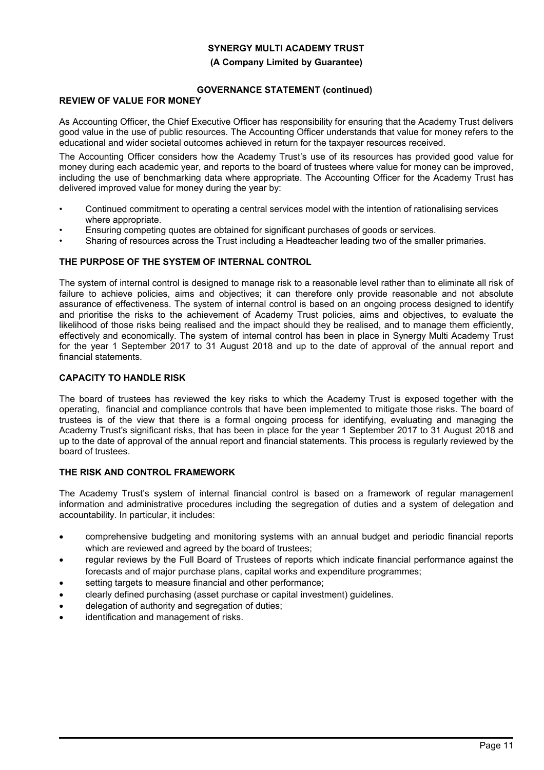**SYNERGY MULTI ACADEMY TRUST**

**(A Company Limited by Guarantee)**

**GOVERNANCE STATEMENT (continued)**

## REVIEW OF VALUE FOR MONEY

As Accounting Officer, the Chief Executive Officer has responsibility for ensuring that the Academy Trust delivers good value in the use of public resources. The Accounting Officer understands that value for money refers to the educational and wider societal outcomes achieved in return for the taxpayer resources received.

The Accounting Officer considers how the Academy Trust's use of its resources has provided good value for money during each academic year, and reports to the board of trustees where value for money can be improved, including the use of benchmarking data where appropriate. The Accounting Officer for the Academy Trust has delivered improved value for money during the year by:

- Continued commitment to operating a central services model with the intention of rationalising services where appropriate.
- Ensuring competing quotes are obtained for significant purchases of goods or services.
- Sharing of resources across the Trust including a Headteacher leading two of the smaller primaries.

## THE PURPOSE OF THE SYSTEM OF INTERNAL CONTROL

The system of internal control is designed to manage risk to a reasonable level rather than to eliminate all risk of failure to achieve policies, aims and objectives; it can therefore only provide reasonable and not absolute assurance of effectiveness. The system of internal control is based on an ongoing process designed to identify and prioritise the risks to the achievement of Academy Trust policies, aims and objectives, to evaluate the likelihood of those risks being realised and the impact should they be realised, and to manage them efficiently, effectively and economically. The system of internal control has been in place in Synergy Multi Academy Trust for the year 1 September 2017 to 31 August 2018 and up to the date of approval of the annual report and financial statements.

## CAPACITY TO HANDLE RISK

The board of trustees has reviewed the key risks to which the Academy Trust is exposed together with the operating, financial and compliance controls that have been implemented to mitigate those risks. The board of trustees is of the view that there is a formal ongoing process for identifying, evaluating and managing the Academy Trust's significant risks, that has been in place for the year 1 September 2017 to 31 August 2018 and up to the date of approval of the annual report and financial statements. This process is regularly reviewed by the board of trustees.

## THE RISK AND CONTROL FRAMEWORK

The Academy Trust's system of internal financial control is based on a framework of regular management information and administrative procedures including the segregation of duties and a system of delegation and accountability. In particular, it includes:

- comprehensive budgeting and monitoring systems with an annual budget and periodic financial reports which are reviewed and agreed by the board of trustees;
- regular reviews by the Full Board of Trustees of reports which indicate financial performance against the forecasts and of major purchase plans, capital works and expenditure programmes;
- setting targets to measure financial and other performance;
- clearly defined purchasing (asset purchase or capital investment) guidelines.
- delegation of authority and segregation of duties;
- identification and management of risks.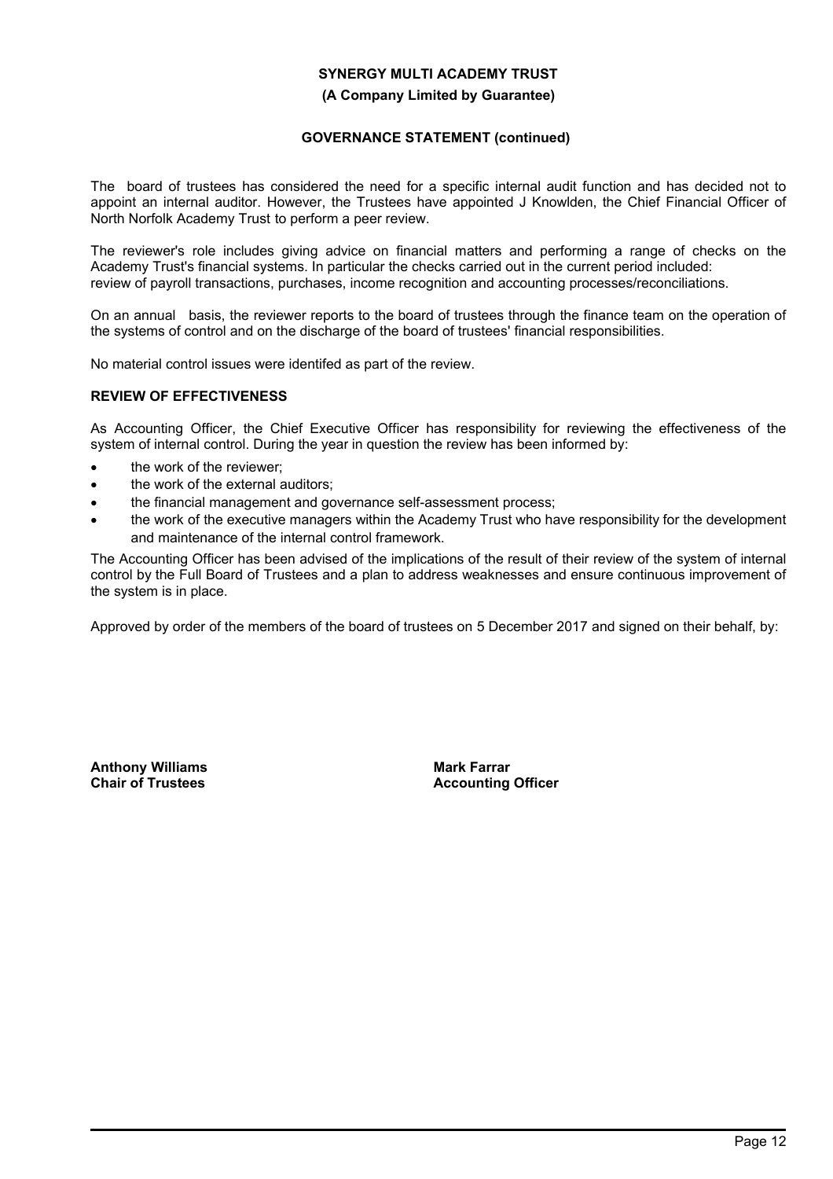The board of trustees has considered the need for a specific internal audit function and has decided not to appoint an internal auditor. However, the Trustees have appointed J Knowlden, the Chief Financial Officer of North Norfolk Academy Trust to perform a peer review.

The reviewer's role includes giving advice on financial matters and performing a range of checks on the Academy Trust's financial systems. In particular the checks carried out in the current period included: review of payroll transactions, purchases, income recognition and accounting processes/reconciliations.

On an annual basis, the reviewer reports to the board of trustees through the finance team on the operation of the systems of control and on the discharge of the board of trustees' financial responsibilities.

No material control issues were identifed as part of the review.

## REVIEW OF EFFECTIVENESS

As Accounting Officer, the Chief Executive Officer has responsibility for reviewing the effectiveness of the system of internal control. During the year in question the review has been informed by:

- the work of the reviewer;
- the work of the external auditors;
- the financial management and governance self-assessment process;
- the work of the executive managers within the Academy Trust who have responsibility for the development and maintenance of the internal control framework.

The Accounting Officer has been advised of the implications of the result of their review of the system of internal control by the Full Board of Trustees and a plan to address weaknesses and ensure continuous improvement of the system is in place.

Approved by order of the members of the board of trustees on 5 December 2017 and signed on their behalf, by:

**Anthony Williams**
**Chair of Trustees**

**Mark Farrar**
**Accounting Officer**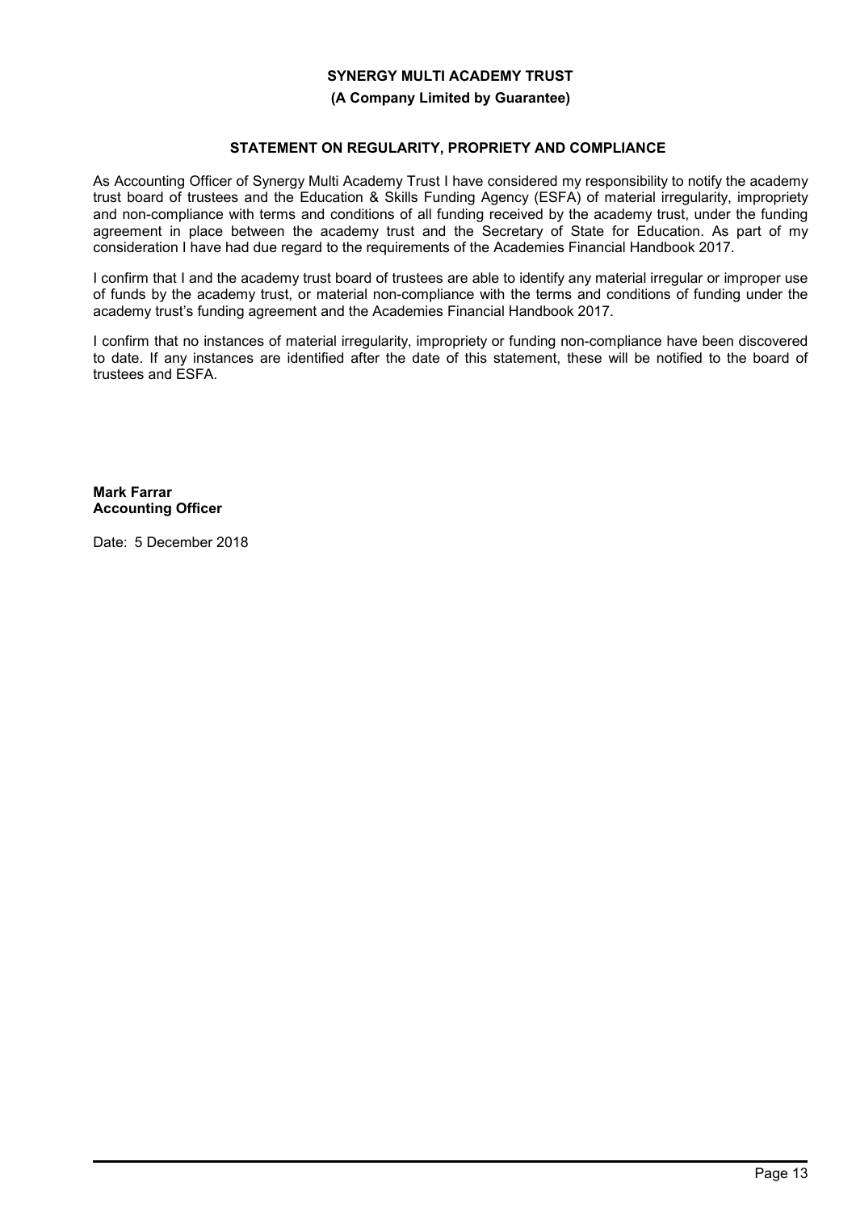**SYNERGY MULTI ACADEMY TRUST**

**(A Company Limited by Guarantee)**

**STATEMENT ON REGULARITY, PROPRIETY AND COMPLIANCE**

As Accounting Officer of Synergy Multi Academy Trust I have considered my responsibility to notify the academy trust board of trustees and the Education & Skills Funding Agency (ESFA) of material irregularity, impropriety and non-compliance with terms and conditions of all funding received by the academy trust, under the funding agreement in place between the academy trust and the Secretary of State for Education. As part of my consideration I have had due regard to the requirements of the Academies Financial Handbook 2017.

I confirm that I and the academy trust board of trustees are able to identify any material irregular or improper use of funds by the academy trust, or material non-compliance with the terms and conditions of funding under the academy trust's funding agreement and the Academies Financial Handbook 2017.

I confirm that no instances of material irregularity, impropriety or funding non-compliance have been discovered to date. If any instances are identified after the date of this statement, these will be notified to the board of trustees and ESFA.

**Mark Farrar**
**Accounting Officer**

Date: 5 December 2018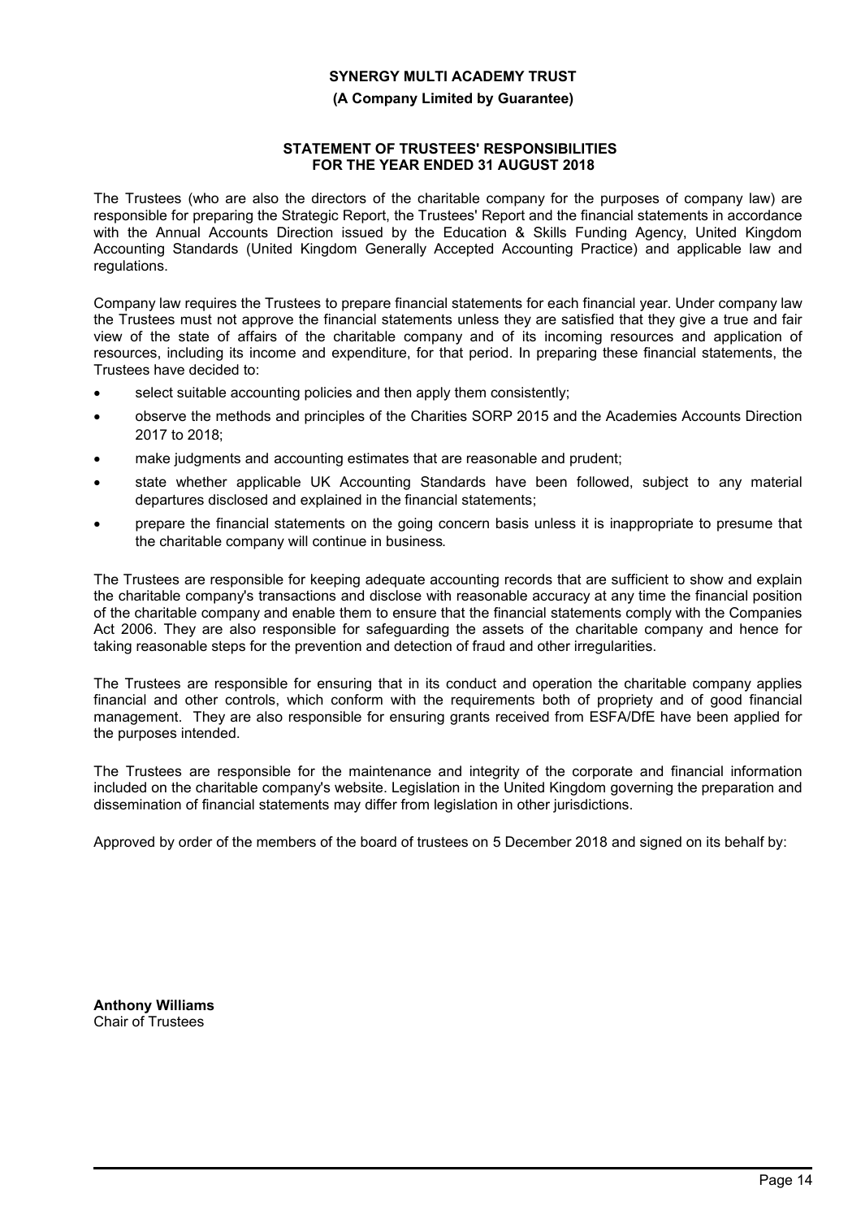**SYNERGY MULTI ACADEMY TRUST**

**(A Company Limited by Guarantee)**

# STATEMENT OF TRUSTEES' RESPONSIBILITIES FOR THE YEAR ENDED 31 AUGUST 2018

The Trustees (who are also the directors of the charitable company for the purposes of company law) are responsible for preparing the Strategic Report, the Trustees' Report and the financial statements in accordance with the Annual Accounts Direction issued by the Education & Skills Funding Agency, United Kingdom Accounting Standards (United Kingdom Generally Accepted Accounting Practice) and applicable law and regulations.

Company law requires the Trustees to prepare financial statements for each financial year. Under company law the Trustees must not approve the financial statements unless they are satisfied that they give a true and fair view of the state of affairs of the charitable company and of its incoming resources and application of resources, including its income and expenditure, for that period. In preparing these financial statements, the Trustees have decided to:

- select suitable accounting policies and then apply them consistently;
- observe the methods and principles of the Charities SORP 2015 and the Academies Accounts Direction 2017 to 2018;
- make judgments and accounting estimates that are reasonable and prudent;
- state whether applicable UK Accounting Standards have been followed, subject to any material departures disclosed and explained in the financial statements;
- prepare the financial statements on the going concern basis unless it is inappropriate to presume that the charitable company will continue in business.

The Trustees are responsible for keeping adequate accounting records that are sufficient to show and explain the charitable company's transactions and disclose with reasonable accuracy at any time the financial position of the charitable company and enable them to ensure that the financial statements comply with the Companies Act 2006. They are also responsible for safeguarding the assets of the charitable company and hence for taking reasonable steps for the prevention and detection of fraud and other irregularities.

The Trustees are responsible for ensuring that in its conduct and operation the charitable company applies financial and other controls, which conform with the requirements both of propriety and of good financial management. They are also responsible for ensuring grants received from ESFA/DfE have been applied for the purposes intended.

The Trustees are responsible for the maintenance and integrity of the corporate and financial information included on the charitable company's website. Legislation in the United Kingdom governing the preparation and dissemination of financial statements may differ from legislation in other jurisdictions.

Approved by order of the members of the board of trustees on 5 December 2018 and signed on its behalf by:

**Anthony Williams**
Chair of Trustees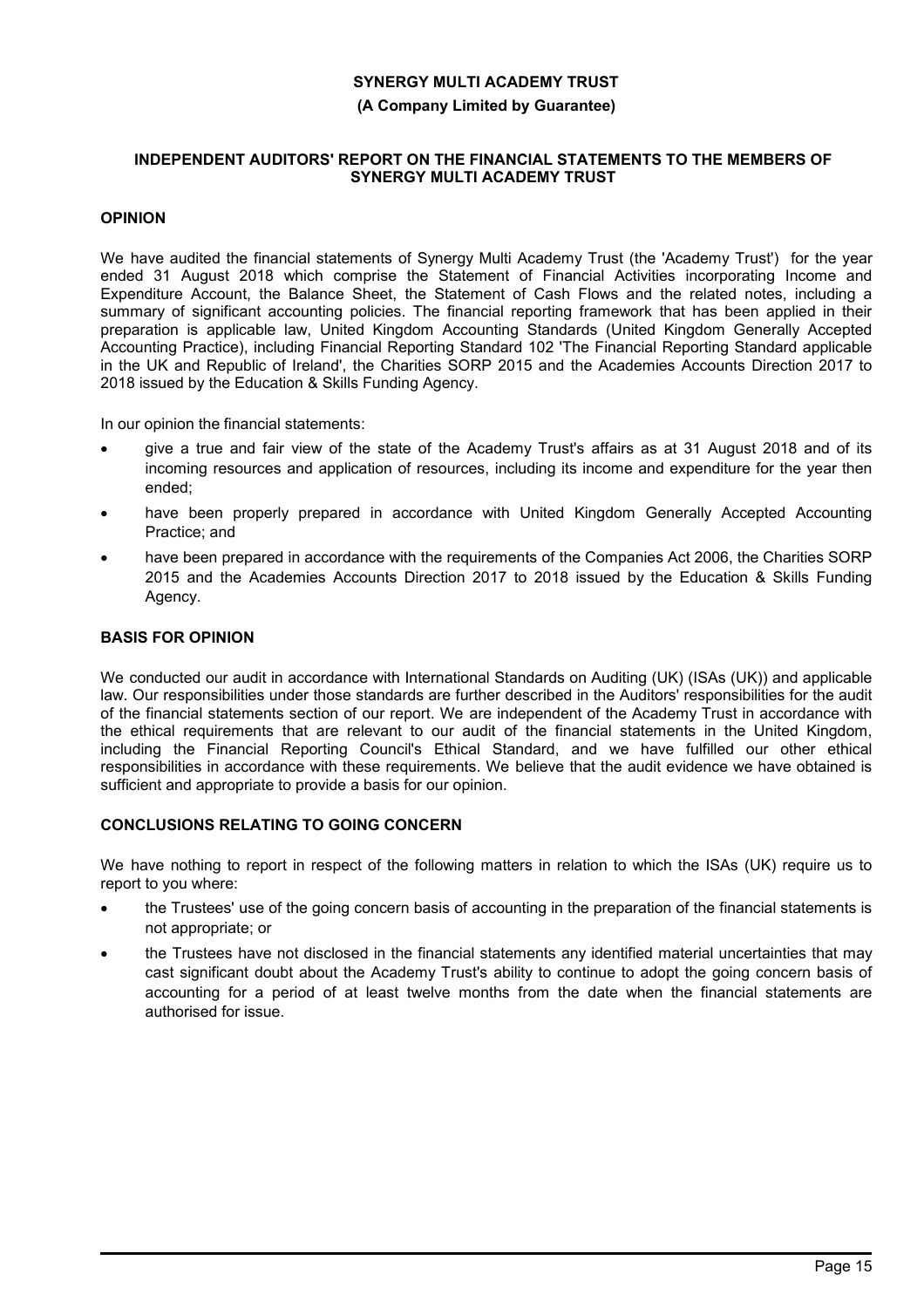# SYNERGY MULTI ACADEMY TRUST

**(A Company Limited by Guarantee)**

## INDEPENDENT AUDITORS' REPORT ON THE FINANCIAL STATEMENTS TO THE MEMBERS OF SYNERGY MULTI ACADEMY TRUST

### OPINION

We have audited the financial statements of Synergy Multi Academy Trust (the 'Academy Trust') for the year ended 31 August 2018 which comprise the Statement of Financial Activities incorporating Income and Expenditure Account, the Balance Sheet, the Statement of Cash Flows and the related notes, including a summary of significant accounting policies. The financial reporting framework that has been applied in their preparation is applicable law, United Kingdom Accounting Standards (United Kingdom Generally Accepted Accounting Practice), including Financial Reporting Standard 102 'The Financial Reporting Standard applicable in the UK and Republic of Ireland', the Charities SORP 2015 and the Academies Accounts Direction 2017 to 2018 issued by the Education & Skills Funding Agency.

In our opinion the financial statements:

- give a true and fair view of the state of the Academy Trust's affairs as at 31 August 2018 and of its incoming resources and application of resources, including its income and expenditure for the year then ended;
- have been properly prepared in accordance with United Kingdom Generally Accepted Accounting Practice; and
- have been prepared in accordance with the requirements of the Companies Act 2006, the Charities SORP 2015 and the Academies Accounts Direction 2017 to 2018 issued by the Education & Skills Funding Agency.

### BASIS FOR OPINION

We conducted our audit in accordance with International Standards on Auditing (UK) (ISAs (UK)) and applicable law. Our responsibilities under those standards are further described in the Auditors' responsibilities for the audit of the financial statements section of our report. We are independent of the Academy Trust in accordance with the ethical requirements that are relevant to our audit of the financial statements in the United Kingdom, including the Financial Reporting Council's Ethical Standard, and we have fulfilled our other ethical responsibilities in accordance with these requirements. We believe that the audit evidence we have obtained is sufficient and appropriate to provide a basis for our opinion.

### CONCLUSIONS RELATING TO GOING CONCERN

We have nothing to report in respect of the following matters in relation to which the ISAs (UK) require us to report to you where:

- the Trustees' use of the going concern basis of accounting in the preparation of the financial statements is not appropriate; or
- the Trustees have not disclosed in the financial statements any identified material uncertainties that may cast significant doubt about the Academy Trust's ability to continue to adopt the going concern basis of accounting for a period of at least twelve months from the date when the financial statements are authorised for issue.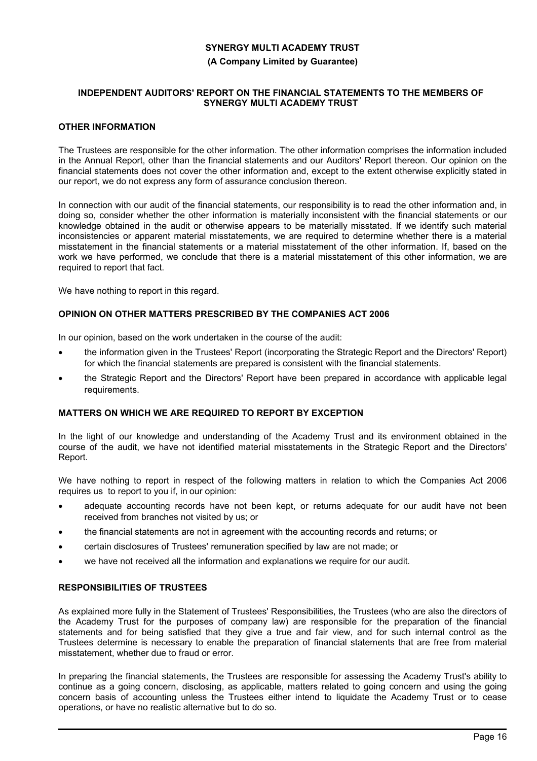## OTHER INFORMATION

The Trustees are responsible for the other information. The other information comprises the information included in the Annual Report, other than the financial statements and our Auditors' Report thereon. Our opinion on the financial statements does not cover the other information and, except to the extent otherwise explicitly stated in our report, we do not express any form of assurance conclusion thereon.

In connection with our audit of the financial statements, our responsibility is to read the other information and, in doing so, consider whether the other information is materially inconsistent with the financial statements or our knowledge obtained in the audit or otherwise appears to be materially misstated. If we identify such material inconsistencies or apparent material misstatements, we are required to determine whether there is a material misstatement in the financial statements or a material misstatement of the other information. If, based on the work we have performed, we conclude that there is a material misstatement of this other information, we are required to report that fact.

We have nothing to report in this regard.

## OPINION ON OTHER MATTERS PRESCRIBED BY THE COMPANIES ACT 2006

In our opinion, based on the work undertaken in the course of the audit:

- the information given in the Trustees' Report (incorporating the Strategic Report and the Directors' Report) for which the financial statements are prepared is consistent with the financial statements.
- the Strategic Report and the Directors' Report have been prepared in accordance with applicable legal requirements.

## MATTERS ON WHICH WE ARE REQUIRED TO REPORT BY EXCEPTION

In the light of our knowledge and understanding of the Academy Trust and its environment obtained in the course of the audit, we have not identified material misstatements in the Strategic Report and the Directors' Report.

We have nothing to report in respect of the following matters in relation to which the Companies Act 2006 requires us to report to you if, in our opinion:

- adequate accounting records have not been kept, or returns adequate for our audit have not been received from branches not visited by us; or
- the financial statements are not in agreement with the accounting records and returns; or
- certain disclosures of Trustees' remuneration specified by law are not made; or
- we have not received all the information and explanations we require for our audit.

## RESPONSIBILITIES OF TRUSTEES

As explained more fully in the Statement of Trustees' Responsibilities, the Trustees (who are also the directors of the Academy Trust for the purposes of company law) are responsible for the preparation of the financial statements and for being satisfied that they give a true and fair view, and for such internal control as the Trustees determine is necessary to enable the preparation of financial statements that are free from material misstatement, whether due to fraud or error.

In preparing the financial statements, the Trustees are responsible for assessing the Academy Trust's ability to continue as a going concern, disclosing, as applicable, matters related to going concern and using the going concern basis of accounting unless the Trustees either intend to liquidate the Academy Trust or to cease operations, or have no realistic alternative but to do so.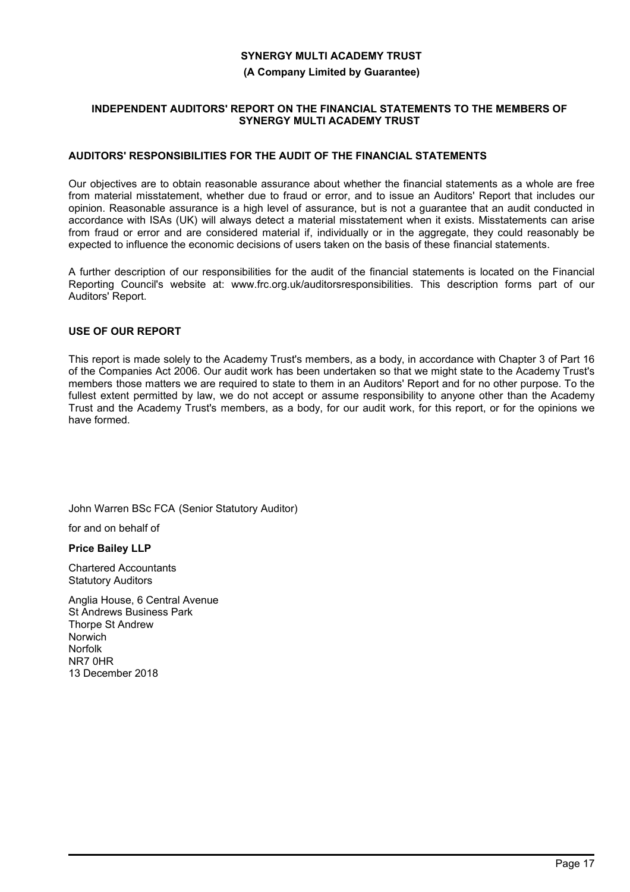**SYNERGY MULTI ACADEMY TRUST**

**(A Company Limited by Guarantee)**

## INDEPENDENT AUDITORS' REPORT ON THE FINANCIAL STATEMENTS TO THE MEMBERS OF SYNERGY MULTI ACADEMY TRUST

### AUDITORS' RESPONSIBILITIES FOR THE AUDIT OF THE FINANCIAL STATEMENTS

Our objectives are to obtain reasonable assurance about whether the financial statements as a whole are free from material misstatement, whether due to fraud or error, and to issue an Auditors' Report that includes our opinion. Reasonable assurance is a high level of assurance, but is not a guarantee that an audit conducted in accordance with ISAs (UK) will always detect a material misstatement when it exists. Misstatements can arise from fraud or error and are considered material if, individually or in the aggregate, they could reasonably be expected to influence the economic decisions of users taken on the basis of these financial statements.

A further description of our responsibilities for the audit of the financial statements is located on the Financial Reporting Council's website at: www.frc.org.uk/auditorsresponsibilities. This description forms part of our Auditors' Report.

### USE OF OUR REPORT

This report is made solely to the Academy Trust's members, as a body, in accordance with Chapter 3 of Part 16 of the Companies Act 2006. Our audit work has been undertaken so that we might state to the Academy Trust's members those matters we are required to state to them in an Auditors' Report and for no other purpose. To the fullest extent permitted by law, we do not accept or assume responsibility to anyone other than the Academy Trust and the Academy Trust's members, as a body, for our audit work, for this report, or for the opinions we have formed.

John Warren BSc FCA (Senior Statutory Auditor)

for and on behalf of

**Price Bailey LLP**

Chartered Accountants
Statutory Auditors

Anglia House, 6 Central Avenue
St Andrews Business Park
Thorpe St Andrew
Norwich
Norfolk
NR7 0HR
13 December 2018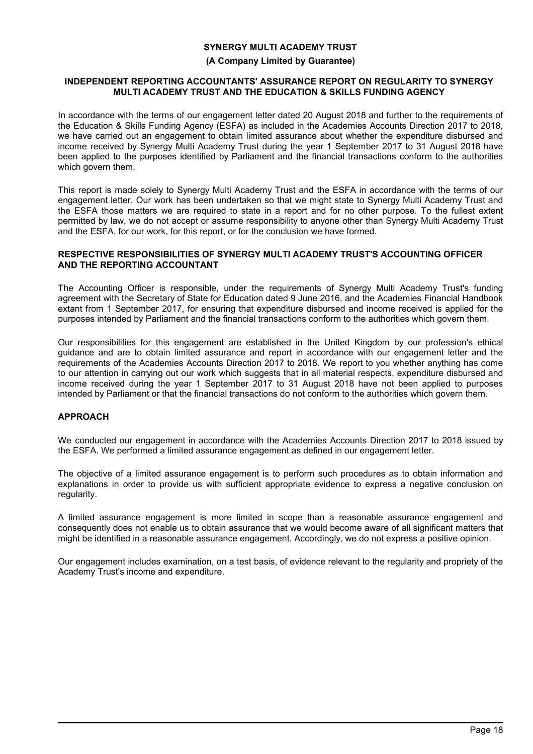**SYNERGY MULTI ACADEMY TRUST**

**(A Company Limited by Guarantee)**

## INDEPENDENT REPORTING ACCOUNTANTS' ASSURANCE REPORT ON REGULARITY TO SYNERGY MULTI ACADEMY TRUST AND THE EDUCATION & SKILLS FUNDING AGENCY

In accordance with the terms of our engagement letter dated 20 August 2018 and further to the requirements of the Education & Skills Funding Agency (ESFA) as included in the Academies Accounts Direction 2017 to 2018, we have carried out an engagement to obtain limited assurance about whether the expenditure disbursed and income received by Synergy Multi Academy Trust during the year 1 September 2017 to 31 August 2018 have been applied to the purposes identified by Parliament and the financial transactions conform to the authorities which govern them.

This report is made solely to Synergy Multi Academy Trust and the ESFA in accordance with the terms of our engagement letter. Our work has been undertaken so that we might state to Synergy Multi Academy Trust and the ESFA those matters we are required to state in a report and for no other purpose. To the fullest extent permitted by law, we do not accept or assume responsibility to anyone other than Synergy Multi Academy Trust and the ESFA, for our work, for this report, or for the conclusion we have formed.

## RESPECTIVE RESPONSIBILITIES OF SYNERGY MULTI ACADEMY TRUST'S ACCOUNTING OFFICER AND THE REPORTING ACCOUNTANT

The Accounting Officer is responsible, under the requirements of Synergy Multi Academy Trust's funding agreement with the Secretary of State for Education dated 9 June 2016, and the Academies Financial Handbook extant from 1 September 2017, for ensuring that expenditure disbursed and income received is applied for the purposes intended by Parliament and the financial transactions conform to the authorities which govern them.

Our responsibilities for this engagement are established in the United Kingdom by our profession's ethical guidance and are to obtain limited assurance and report in accordance with our engagement letter and the requirements of the Academies Accounts Direction 2017 to 2018. We report to you whether anything has come to our attention in carrying out our work which suggests that in all material respects, expenditure disbursed and income received during the year 1 September 2017 to 31 August 2018 have not been applied to purposes intended by Parliament or that the financial transactions do not conform to the authorities which govern them.

## APPROACH

We conducted our engagement in accordance with the Academies Accounts Direction 2017 to 2018 issued by the ESFA. We performed a limited assurance engagement as defined in our engagement letter.

The objective of a limited assurance engagement is to perform such procedures as to obtain information and explanations in order to provide us with sufficient appropriate evidence to express a negative conclusion on regularity.

A limited assurance engagement is more limited in scope than a reasonable assurance engagement and consequently does not enable us to obtain assurance that we would become aware of all significant matters that might be identified in a reasonable assurance engagement. Accordingly, we do not express a positive opinion.

Our engagement includes examination, on a test basis, of evidence relevant to the regularity and propriety of the Academy Trust's income and expenditure.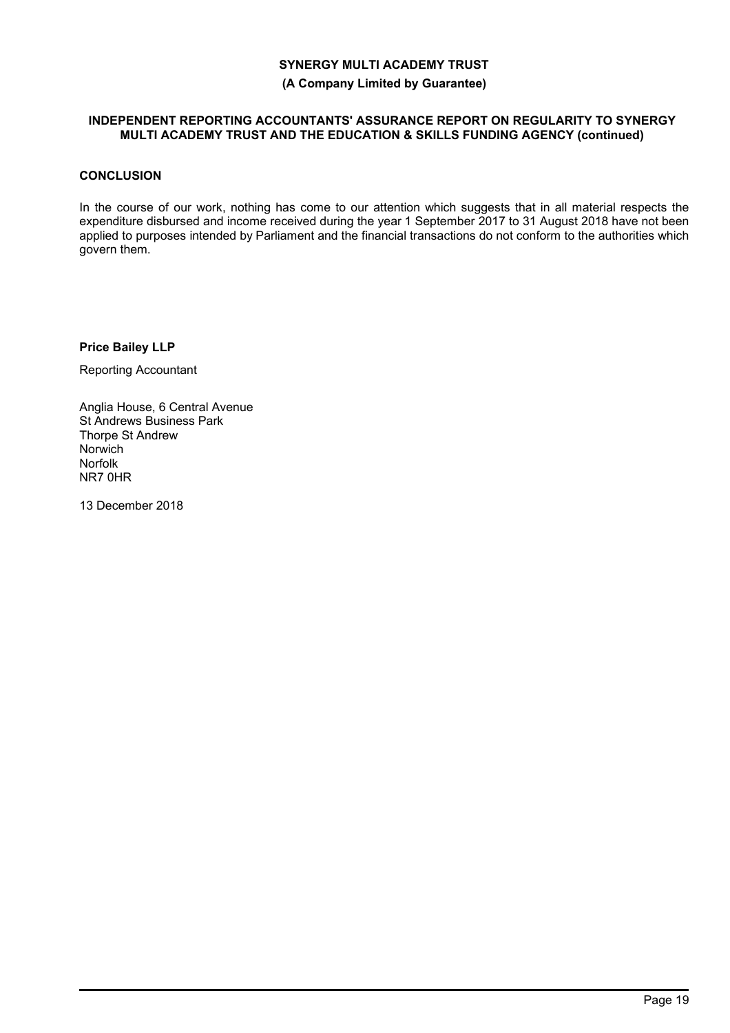**SYNERGY MULTI ACADEMY TRUST**

**(A Company Limited by Guarantee)**

**INDEPENDENT REPORTING ACCOUNTANTS' ASSURANCE REPORT ON REGULARITY TO SYNERGY MULTI ACADEMY TRUST AND THE EDUCATION & SKILLS FUNDING AGENCY (continued)**

**CONCLUSION**

In the course of our work, nothing has come to our attention which suggests that in all material respects the expenditure disbursed and income received during the year 1 September 2017 to 31 August 2018 have not been applied to purposes intended by Parliament and the financial transactions do not conform to the authorities which govern them.

**Price Bailey LLP**

Reporting Accountant

Anglia House, 6 Central Avenue
St Andrews Business Park
Thorpe St Andrew
Norwich
Norfolk
NR7 0HR

13 December 2018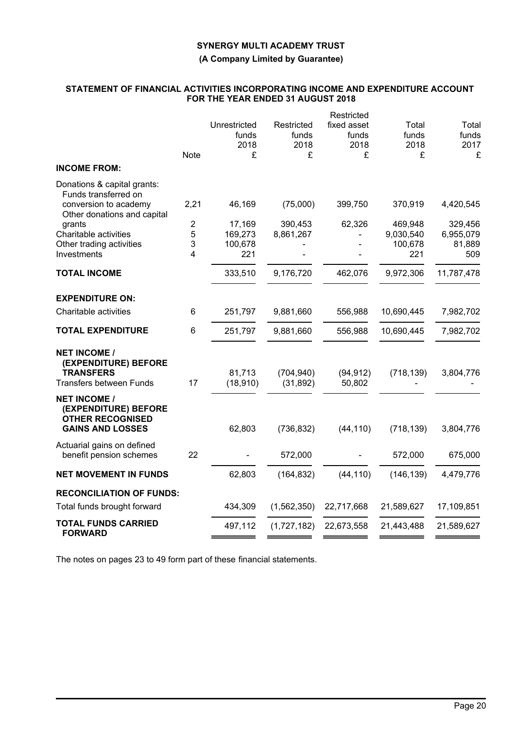**SYNERGY MULTI ACADEMY TRUST**

**(A Company Limited by Guarantee)**

## STATEMENT OF FINANCIAL ACTIVITIES INCORPORATING INCOME AND EXPENDITURE ACCOUNT FOR THE YEAR ENDED 31 AUGUST 2018

| | Note | Unrestricted funds 2018 £ | Restricted funds 2018 £ | Restricted fixed asset funds 2018 £ | Total funds 2018 £ | Total funds 2017 £ |
|---|---|---|---|---|---|---|
| **INCOME FROM:** | | | | | | |
| Donations & capital grants: | | | | | | |
| Funds transferred on conversion to academy | 2,21 | 46,169 | (75,000) | 399,750 | 370,919 | 4,420,545 |
| Other donations and capital grants | 2 | 17,169 | 390,453 | 62,326 | 469,948 | 329,456 |
| Charitable activities | 5 | 169,273 | 8,861,267 | - | 9,030,540 | 6,955,079 |
| Other trading activities | 3 | 100,678 | - | - | 100,678 | 81,889 |
| Investments | 4 | 221 | - | - | 221 | 509 |
| **TOTAL INCOME** | | 333,510 | 9,176,720 | 462,076 | 9,972,306 | 11,787,478 |
| **EXPENDITURE ON:** | | | | | | |
| Charitable activities | 6 | 251,797 | 9,881,660 | 556,988 | 10,690,445 | 7,982,702 |
| **TOTAL EXPENDITURE** | 6 | 251,797 | 9,881,660 | 556,988 | 10,690,445 | 7,982,702 |
| **NET INCOME / (EXPENDITURE) BEFORE TRANSFERS** | | 81,713 | (704,940) | (94,912) | (718,139) | 3,804,776 |
| Transfers between Funds | 17 | (18,910) | (31,892) | 50,802 | - | - |
| **NET INCOME / (EXPENDITURE) BEFORE OTHER RECOGNISED GAINS AND LOSSES** | | 62,803 | (736,832) | (44,110) | (718,139) | 3,804,776 |
| Actuarial gains on defined benefit pension schemes | 22 | - | 572,000 | - | 572,000 | 675,000 |
| **NET MOVEMENT IN FUNDS** | | 62,803 | (164,832) | (44,110) | (146,139) | 4,479,776 |
| **RECONCILIATION OF FUNDS:** | | | | | | |
| Total funds brought forward | | 434,309 | (1,562,350) | 22,717,668 | 21,589,627 | 17,109,851 |
| **TOTAL FUNDS CARRIED FORWARD** | | 497,112 | (1,727,182) | 22,673,558 | 21,443,488 | 21,589,627 |

The notes on pages 23 to 49 form part of these financial statements.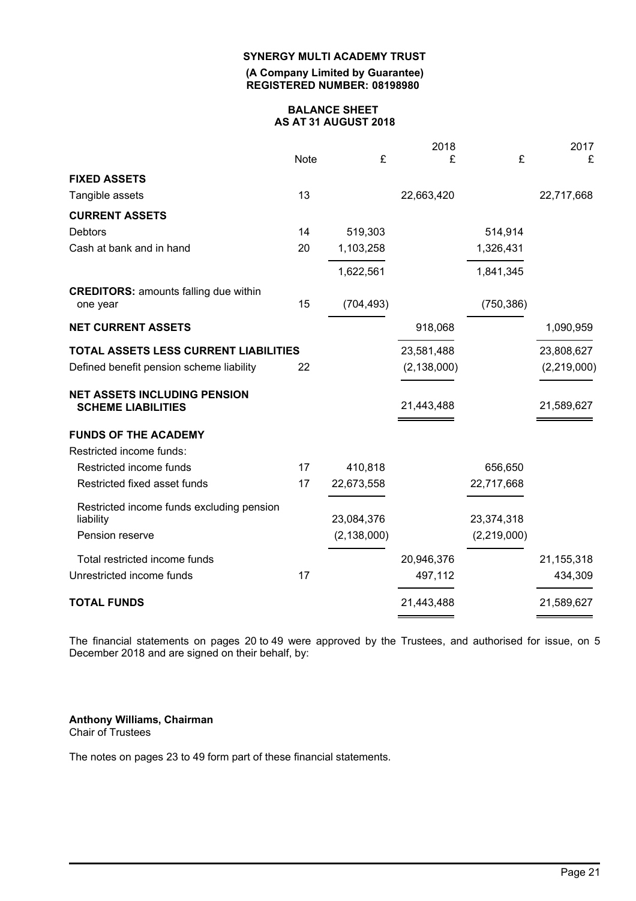**SYNERGY MULTI ACADEMY TRUST**

**(A Company Limited by Guarantee)**
**REGISTERED NUMBER: 08198980**

## BALANCE SHEET
## AS AT 31 AUGUST 2018

| | Note | £ | 2018 £ | £ | 2017 £ |
|---|---|---|---|---|---|
| **FIXED ASSETS** | | | | | |
| Tangible assets | 13 | | 22,663,420 | | 22,717,668 |
| **CURRENT ASSETS** | | | | | |
| Debtors | 14 | 519,303 | | 514,914 | |
| Cash at bank and in hand | 20 | 1,103,258 | | 1,326,431 | |
| | | 1,622,561 | | 1,841,345 | |
| **CREDITORS:** amounts falling due within one year | 15 | (704,493) | | (750,386) | |
| **NET CURRENT ASSETS** | | | 918,068 | | 1,090,959 |
| **TOTAL ASSETS LESS CURRENT LIABILITIES** | | | 23,581,488 | | 23,808,627 |
| Defined benefit pension scheme liability | 22 | | (2,138,000) | | (2,219,000) |
| **NET ASSETS INCLUDING PENSION SCHEME LIABILITIES** | | | 21,443,488 | | 21,589,627 |
| **FUNDS OF THE ACADEMY** | | | | | |
| Restricted income funds: | | | | | |
| Restricted income funds | 17 | 410,818 | | 656,650 | |
| Restricted fixed asset funds | 17 | 22,673,558 | | 22,717,668 | |
| Restricted income funds excluding pension liability | | 23,084,376 | | 23,374,318 | |
| Pension reserve | | (2,138,000) | | (2,219,000) | |
| Total restricted income funds | | | 20,946,376 | | 21,155,318 |
| Unrestricted income funds | 17 | | 497,112 | | 434,309 |
| **TOTAL FUNDS** | | | 21,443,488 | | 21,589,627 |

The financial statements on pages 20 to 49 were approved by the Trustees, and authorised for issue, on 5 December 2018 and are signed on their behalf, by:

**Anthony Williams, Chairman**
Chair of Trustees

The notes on pages 23 to 49 form part of these financial statements.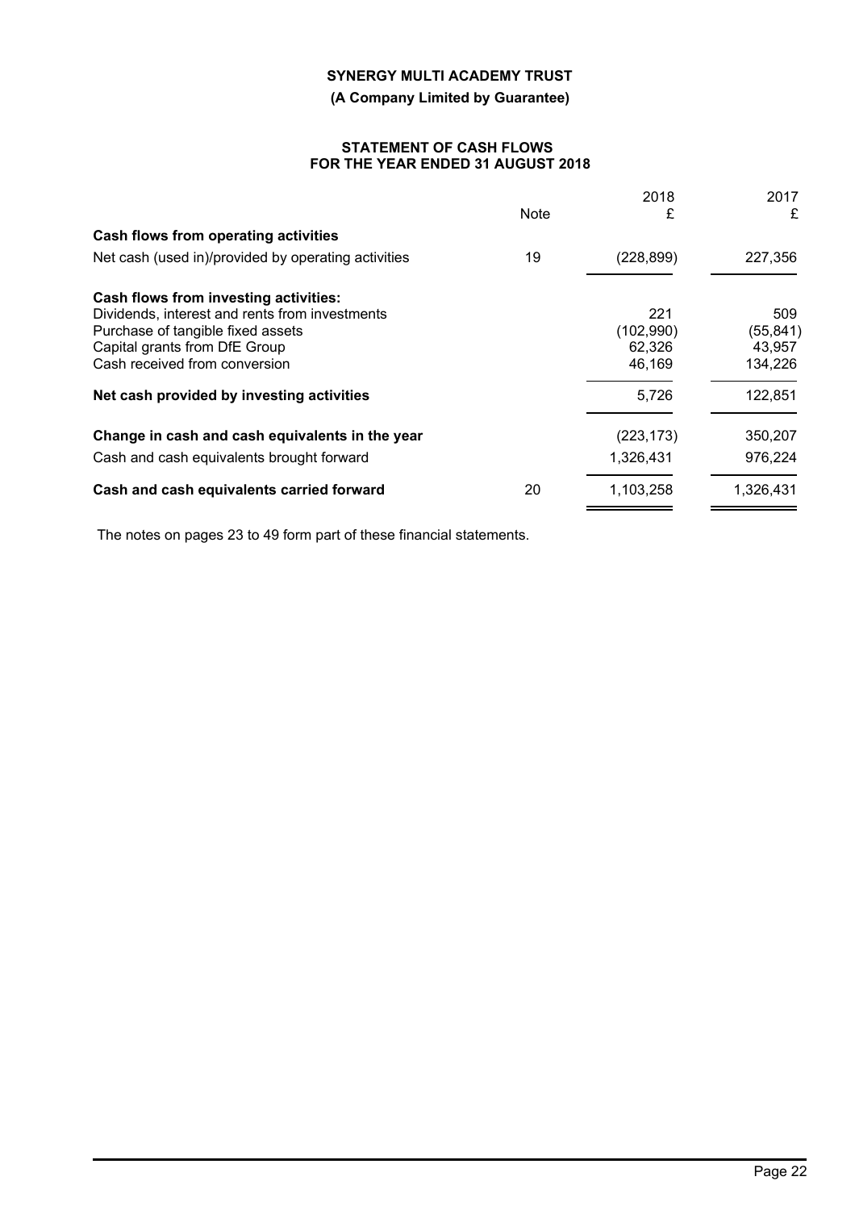**SYNERGY MULTI ACADEMY TRUST**

**(A Company Limited by Guarantee)**

**STATEMENT OF CASH FLOWS**
**FOR THE YEAR ENDED 31 AUGUST 2018**

| | Note | 2018 £ | 2017 £ |
|---|---|---|---|
| **Cash flows from operating activities** | | | |
| Net cash (used in)/provided by operating activities | 19 | (228,899) | 227,356 |
| **Cash flows from investing activities:** | | | |
| Dividends, interest and rents from investments | | 221 | 509 |
| Purchase of tangible fixed assets | | (102,990) | (55,841) |
| Capital grants from DfE Group | | 62,326 | 43,957 |
| Cash received from conversion | | 46,169 | 134,226 |
| **Net cash provided by investing activities** | | 5,726 | 122,851 |
| **Change in cash and cash equivalents in the year** | | (223,173) | 350,207 |
| Cash and cash equivalents brought forward | | 1,326,431 | 976,224 |
| **Cash and cash equivalents carried forward** | 20 | 1,103,258 | 1,326,431 |

The notes on pages 23 to 49 form part of these financial statements.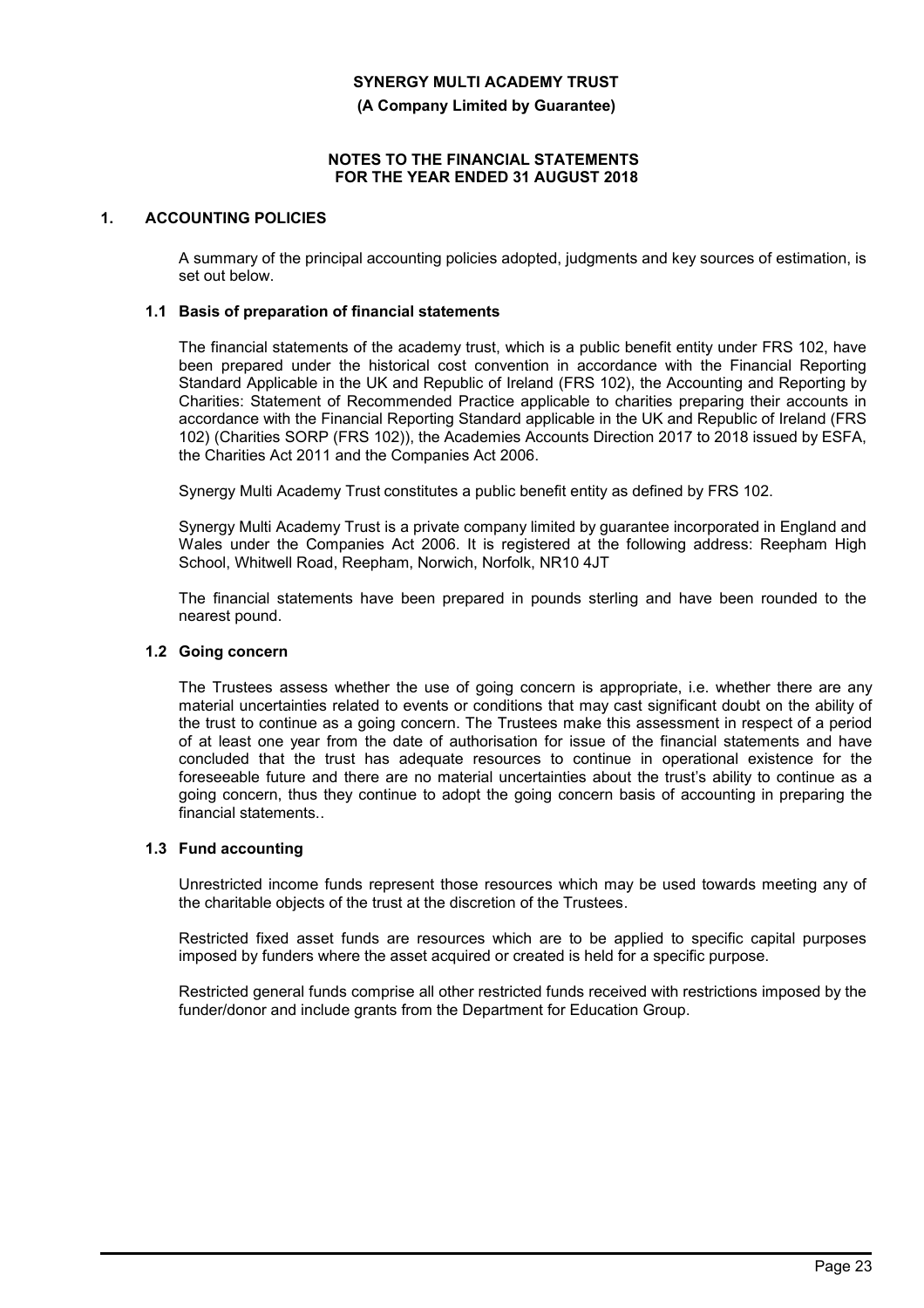**SYNERGY MULTI ACADEMY TRUST**

**(A Company Limited by Guarantee)**

**NOTES TO THE FINANCIAL STATEMENTS FOR THE YEAR ENDED 31 AUGUST 2018**

## 1. ACCOUNTING POLICIES

A summary of the principal accounting policies adopted, judgments and key sources of estimation, is set out below.

### 1.1 Basis of preparation of financial statements

The financial statements of the academy trust, which is a public benefit entity under FRS 102, have been prepared under the historical cost convention in accordance with the Financial Reporting Standard Applicable in the UK and Republic of Ireland (FRS 102), the Accounting and Reporting by Charities: Statement of Recommended Practice applicable to charities preparing their accounts in accordance with the Financial Reporting Standard applicable in the UK and Republic of Ireland (FRS 102) (Charities SORP (FRS 102)), the Academies Accounts Direction 2017 to 2018 issued by ESFA, the Charities Act 2011 and the Companies Act 2006.

Synergy Multi Academy Trust constitutes a public benefit entity as defined by FRS 102.

Synergy Multi Academy Trust is a private company limited by guarantee incorporated in England and Wales under the Companies Act 2006. It is registered at the following address: Reepham High School, Whitwell Road, Reepham, Norwich, Norfolk, NR10 4JT

The financial statements have been prepared in pounds sterling and have been rounded to the nearest pound.

### 1.2 Going concern

The Trustees assess whether the use of going concern is appropriate, i.e. whether there are any material uncertainties related to events or conditions that may cast significant doubt on the ability of the trust to continue as a going concern. The Trustees make this assessment in respect of a period of at least one year from the date of authorisation for issue of the financial statements and have concluded that the trust has adequate resources to continue in operational existence for the foreseeable future and there are no material uncertainties about the trust's ability to continue as a going concern, thus they continue to adopt the going concern basis of accounting in preparing the financial statements..

### 1.3 Fund accounting

Unrestricted income funds represent those resources which may be used towards meeting any of the charitable objects of the trust at the discretion of the Trustees.

Restricted fixed asset funds are resources which are to be applied to specific capital purposes imposed by funders where the asset acquired or created is held for a specific purpose.

Restricted general funds comprise all other restricted funds received with restrictions imposed by the funder/donor and include grants from the Department for Education Group.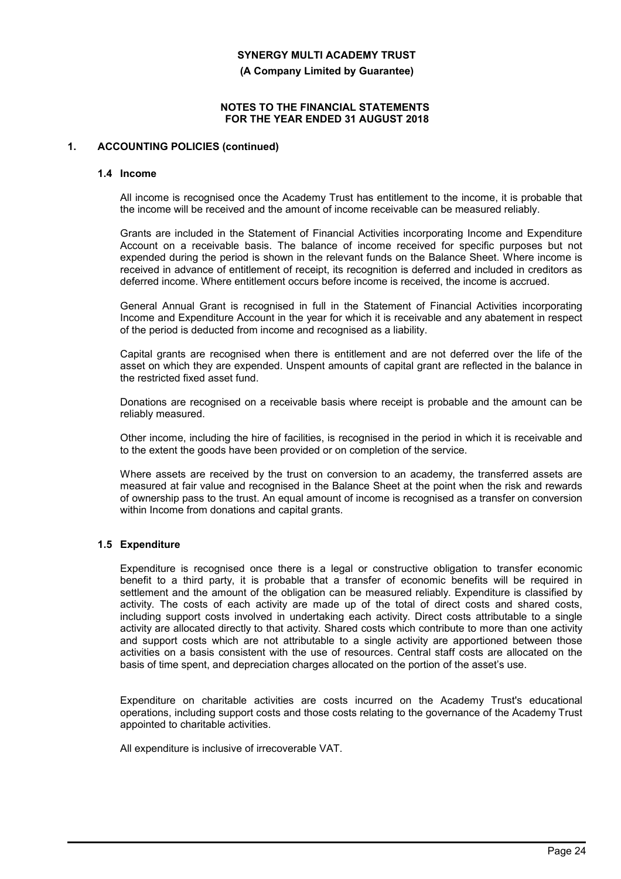## 1. ACCOUNTING POLICIES (continued)

### 1.4 Income

All income is recognised once the Academy Trust has entitlement to the income, it is probable that the income will be received and the amount of income receivable can be measured reliably.

Grants are included in the Statement of Financial Activities incorporating Income and Expenditure Account on a receivable basis. The balance of income received for specific purposes but not expended during the period is shown in the relevant funds on the Balance Sheet. Where income is received in advance of entitlement of receipt, its recognition is deferred and included in creditors as deferred income. Where entitlement occurs before income is received, the income is accrued.

General Annual Grant is recognised in full in the Statement of Financial Activities incorporating Income and Expenditure Account in the year for which it is receivable and any abatement in respect of the period is deducted from income and recognised as a liability.

Capital grants are recognised when there is entitlement and are not deferred over the life of the asset on which they are expended. Unspent amounts of capital grant are reflected in the balance in the restricted fixed asset fund.

Donations are recognised on a receivable basis where receipt is probable and the amount can be reliably measured.

Other income, including the hire of facilities, is recognised in the period in which it is receivable and to the extent the goods have been provided or on completion of the service.

Where assets are received by the trust on conversion to an academy, the transferred assets are measured at fair value and recognised in the Balance Sheet at the point when the risk and rewards of ownership pass to the trust. An equal amount of income is recognised as a transfer on conversion within Income from donations and capital grants.

### 1.5 Expenditure

Expenditure is recognised once there is a legal or constructive obligation to transfer economic benefit to a third party, it is probable that a transfer of economic benefits will be required in settlement and the amount of the obligation can be measured reliably. Expenditure is classified by activity. The costs of each activity are made up of the total of direct costs and shared costs, including support costs involved in undertaking each activity. Direct costs attributable to a single activity are allocated directly to that activity. Shared costs which contribute to more than one activity and support costs which are not attributable to a single activity are apportioned between those activities on a basis consistent with the use of resources. Central staff costs are allocated on the basis of time spent, and depreciation charges allocated on the portion of the asset's use.

Expenditure on charitable activities are costs incurred on the Academy Trust's educational operations, including support costs and those costs relating to the governance of the Academy Trust appointed to charitable activities.

All expenditure is inclusive of irrecoverable VAT.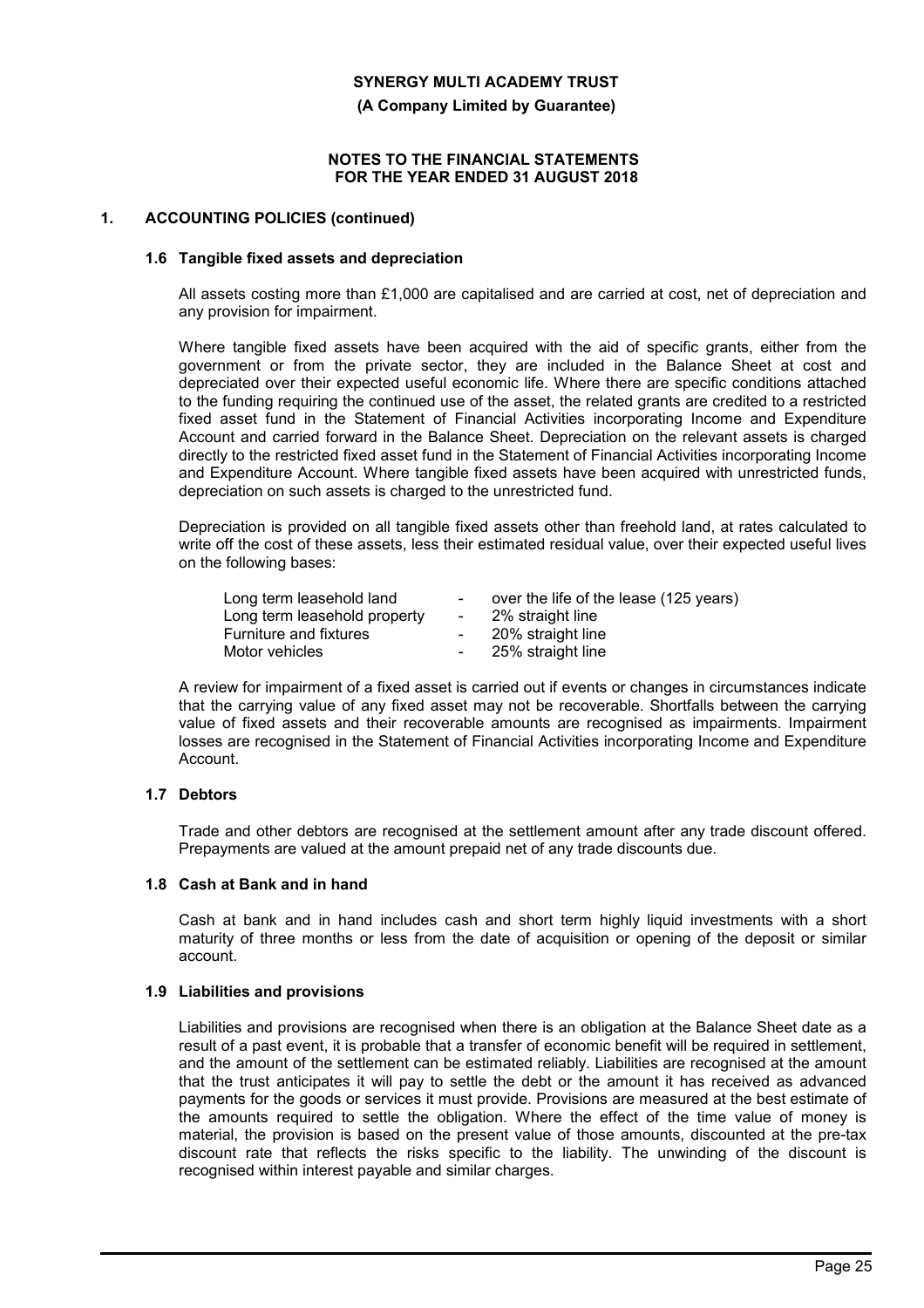## 1. ACCOUNTING POLICIES (continued)

### 1.6 Tangible fixed assets and depreciation

All assets costing more than £1,000 are capitalised and are carried at cost, net of depreciation and any provision for impairment.

Where tangible fixed assets have been acquired with the aid of specific grants, either from the government or from the private sector, they are included in the Balance Sheet at cost and depreciated over their expected useful economic life. Where there are specific conditions attached to the funding requiring the continued use of the asset, the related grants are credited to a restricted fixed asset fund in the Statement of Financial Activities incorporating Income and Expenditure Account and carried forward in the Balance Sheet. Depreciation on the relevant assets is charged directly to the restricted fixed asset fund in the Statement of Financial Activities incorporating Income and Expenditure Account. Where tangible fixed assets have been acquired with unrestricted funds, depreciation on such assets is charged to the unrestricted fund.

Depreciation is provided on all tangible fixed assets other than freehold land, at rates calculated to write off the cost of these assets, less their estimated residual value, over their expected useful lives on the following bases:

| | | |
|---|---|---|
| Long term leasehold land | - | over the life of the lease (125 years) |
| Long term leasehold property | - | 2% straight line |
| Furniture and fixtures | - | 20% straight line |
| Motor vehicles | - | 25% straight line |

A review for impairment of a fixed asset is carried out if events or changes in circumstances indicate that the carrying value of any fixed asset may not be recoverable. Shortfalls between the carrying value of fixed assets and their recoverable amounts are recognised as impairments. Impairment losses are recognised in the Statement of Financial Activities incorporating Income and Expenditure Account.

### 1.7 Debtors

Trade and other debtors are recognised at the settlement amount after any trade discount offered. Prepayments are valued at the amount prepaid net of any trade discounts due.

### 1.8 Cash at Bank and in hand

Cash at bank and in hand includes cash and short term highly liquid investments with a short maturity of three months or less from the date of acquisition or opening of the deposit or similar account.

### 1.9 Liabilities and provisions

Liabilities and provisions are recognised when there is an obligation at the Balance Sheet date as a result of a past event, it is probable that a transfer of economic benefit will be required in settlement, and the amount of the settlement can be estimated reliably. Liabilities are recognised at the amount that the trust anticipates it will pay to settle the debt or the amount it has received as advanced payments for the goods or services it must provide. Provisions are measured at the best estimate of the amounts required to settle the obligation. Where the effect of the time value of money is material, the provision is based on the present value of those amounts, discounted at the pre-tax discount rate that reflects the risks specific to the liability. The unwinding of the discount is recognised within interest payable and similar charges.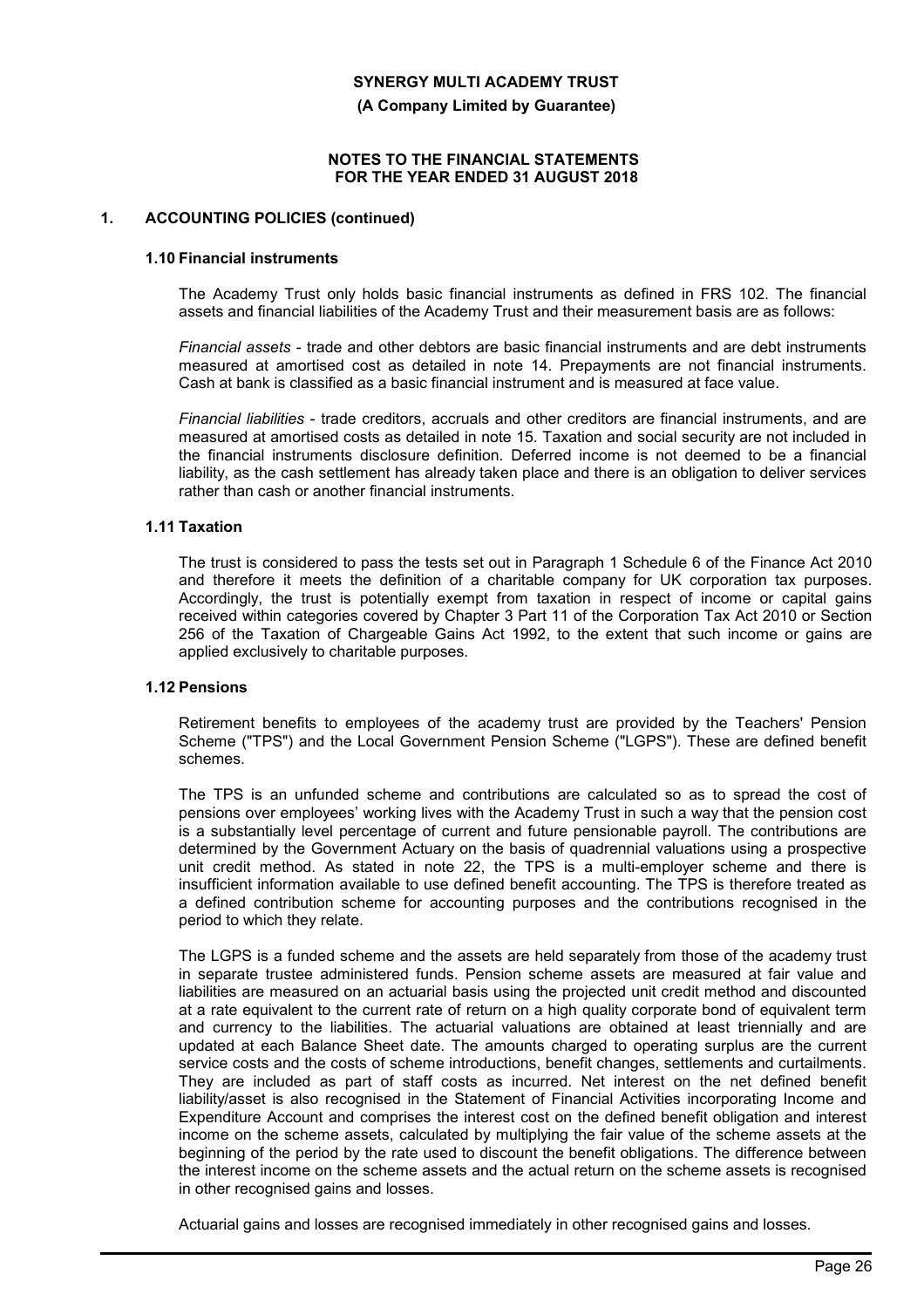## 1. ACCOUNTING POLICIES (continued)

### 1.10 Financial instruments

The Academy Trust only holds basic financial instruments as defined in FRS 102. The financial assets and financial liabilities of the Academy Trust and their measurement basis are as follows:

*Financial assets* - trade and other debtors are basic financial instruments and are debt instruments measured at amortised cost as detailed in note 14. Prepayments are not financial instruments. Cash at bank is classified as a basic financial instrument and is measured at face value.

*Financial liabilities* - trade creditors, accruals and other creditors are financial instruments, and are measured at amortised costs as detailed in note 15. Taxation and social security are not included in the financial instruments disclosure definition. Deferred income is not deemed to be a financial liability, as the cash settlement has already taken place and there is an obligation to deliver services rather than cash or another financial instruments.

### 1.11 Taxation

The trust is considered to pass the tests set out in Paragraph 1 Schedule 6 of the Finance Act 2010 and therefore it meets the definition of a charitable company for UK corporation tax purposes. Accordingly, the trust is potentially exempt from taxation in respect of income or capital gains received within categories covered by Chapter 3 Part 11 of the Corporation Tax Act 2010 or Section 256 of the Taxation of Chargeable Gains Act 1992, to the extent that such income or gains are applied exclusively to charitable purposes.

### 1.12 Pensions

Retirement benefits to employees of the academy trust are provided by the Teachers' Pension Scheme ("TPS") and the Local Government Pension Scheme ("LGPS"). These are defined benefit schemes.

The TPS is an unfunded scheme and contributions are calculated so as to spread the cost of pensions over employees' working lives with the Academy Trust in such a way that the pension cost is a substantially level percentage of current and future pensionable payroll. The contributions are determined by the Government Actuary on the basis of quadrennial valuations using a prospective unit credit method. As stated in note 22, the TPS is a multi-employer scheme and there is insufficient information available to use defined benefit accounting. The TPS is therefore treated as a defined contribution scheme for accounting purposes and the contributions recognised in the period to which they relate.

The LGPS is a funded scheme and the assets are held separately from those of the academy trust in separate trustee administered funds. Pension scheme assets are measured at fair value and liabilities are measured on an actuarial basis using the projected unit credit method and discounted at a rate equivalent to the current rate of return on a high quality corporate bond of equivalent term and currency to the liabilities. The actuarial valuations are obtained at least triennially and are updated at each Balance Sheet date. The amounts charged to operating surplus are the current service costs and the costs of scheme introductions, benefit changes, settlements and curtailments. They are included as part of staff costs as incurred. Net interest on the net defined benefit liability/asset is also recognised in the Statement of Financial Activities incorporating Income and Expenditure Account and comprises the interest cost on the defined benefit obligation and interest income on the scheme assets, calculated by multiplying the fair value of the scheme assets at the beginning of the period by the rate used to discount the benefit obligations. The difference between the interest income on the scheme assets and the actual return on the scheme assets is recognised in other recognised gains and losses.

Actuarial gains and losses are recognised immediately in other recognised gains and losses.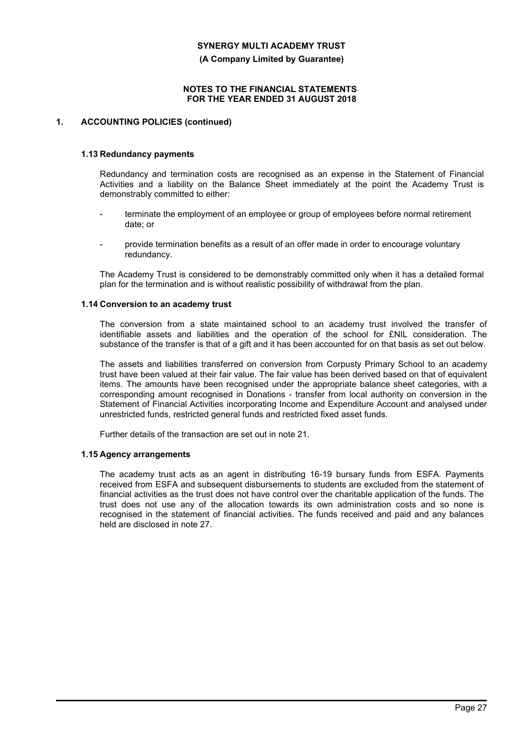## 1. ACCOUNTING POLICIES (continued)

### 1.13 Redundancy payments

Redundancy and termination costs are recognised as an expense in the Statement of Financial Activities and a liability on the Balance Sheet immediately at the point the Academy Trust is demonstrably committed to either:

- terminate the employment of an employee or group of employees before normal retirement date; or
- provide termination benefits as a result of an offer made in order to encourage voluntary redundancy.

The Academy Trust is considered to be demonstrably committed only when it has a detailed formal plan for the termination and is without realistic possibility of withdrawal from the plan.

### 1.14 Conversion to an academy trust

The conversion from a state maintained school to an academy trust involved the transfer of identifiable assets and liabilities and the operation of the school for £NIL consideration. The substance of the transfer is that of a gift and it has been accounted for on that basis as set out below.

The assets and liabilities transferred on conversion from Corpusty Primary School to an academy trust have been valued at their fair value. The fair value has been derived based on that of equivalent items. The amounts have been recognised under the appropriate balance sheet categories, with a corresponding amount recognised in Donations - transfer from local authority on conversion in the Statement of Financial Activities incorporating Income and Expenditure Account and analysed under unrestricted funds, restricted general funds and restricted fixed asset funds.

Further details of the transaction are set out in note 21.

### 1.15 Agency arrangements

The academy trust acts as an agent in distributing 16-19 bursary funds from ESFA. Payments received from ESFA and subsequent disbursements to students are excluded from the statement of financial activities as the trust does not have control over the charitable application of the funds. The trust does not use any of the allocation towards its own administration costs and so none is recognised in the statement of financial activities. The funds received and paid and any balances held are disclosed in note 27.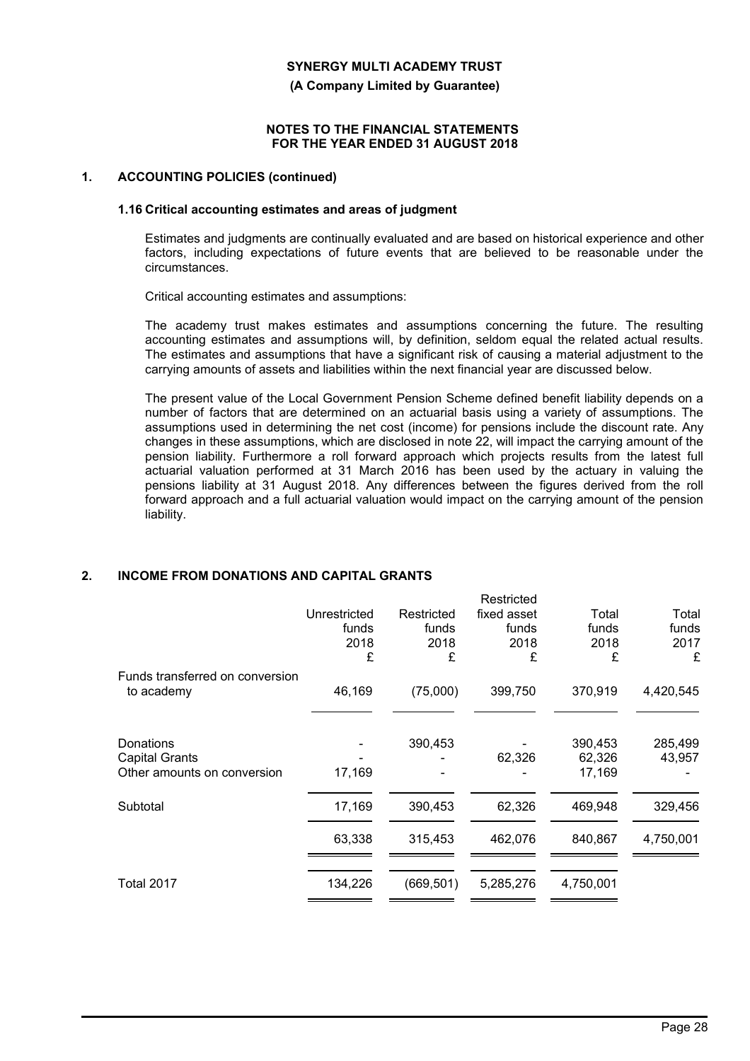# 1. ACCOUNTING POLICIES (continued)

## 1.16 Critical accounting estimates and areas of judgment

Estimates and judgments are continually evaluated and are based on historical experience and other factors, including expectations of future events that are believed to be reasonable under the circumstances.

Critical accounting estimates and assumptions:

The academy trust makes estimates and assumptions concerning the future. The resulting accounting estimates and assumptions will, by definition, seldom equal the related actual results. The estimates and assumptions that have a significant risk of causing a material adjustment to the carrying amounts of assets and liabilities within the next financial year are discussed below.

The present value of the Local Government Pension Scheme defined benefit liability depends on a number of factors that are determined on an actuarial basis using a variety of assumptions. The assumptions used in determining the net cost (income) for pensions include the discount rate. Any changes in these assumptions, which are disclosed in note 22, will impact the carrying amount of the pension liability. Furthermore a roll forward approach which projects results from the latest full actuarial valuation performed at 31 March 2016 has been used by the actuary in valuing the pensions liability at 31 August 2018. Any differences between the figures derived from the roll forward approach and a full actuarial valuation would impact on the carrying amount of the pension liability.

# 2. INCOME FROM DONATIONS AND CAPITAL GRANTS

| | Unrestricted funds 2018 £ | Restricted funds 2018 £ | Restricted fixed asset funds 2018 £ | Total funds 2018 £ | Total funds 2017 £ |
|---|---|---|---|---|---|
| Funds transferred on conversion to academy | 46,169 | (75,000) | 399,750 | 370,919 | 4,420,545 |
| Donations | - | 390,453 | - | 390,453 | 285,499 |
| Capital Grants | - | - | 62,326 | 62,326 | 43,957 |
| Other amounts on conversion | 17,169 | - | - | 17,169 | - |
| Subtotal | 17,169 | 390,453 | 62,326 | 469,948 | 329,456 |
| | 63,338 | 315,453 | 462,076 | 840,867 | 4,750,001 |
| Total 2017 | 134,226 | (669,501) | 5,285,276 | 4,750,001 | |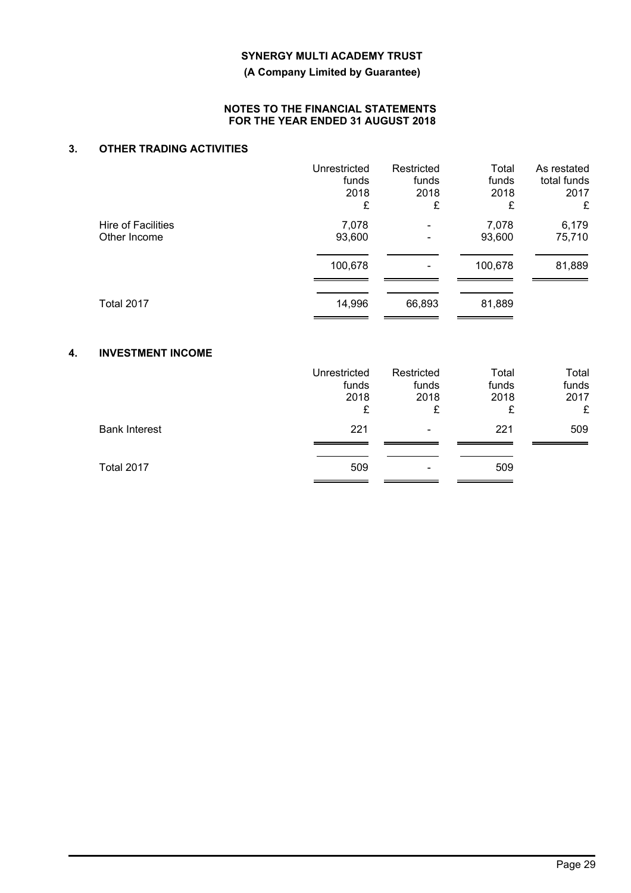**SYNERGY MULTI ACADEMY TRUST**

**(A Company Limited by Guarantee)**

**NOTES TO THE FINANCIAL STATEMENTS FOR THE YEAR ENDED 31 AUGUST 2018**

## 3. OTHER TRADING ACTIVITIES

| | Unrestricted funds 2018 £ | Restricted funds 2018 £ | Total funds 2018 £ | As restated total funds 2017 £ |
|---|---|---|---|---|
| Hire of Facilities | 7,078 | - | 7,078 | 6,179 |
| Other Income | 93,600 | - | 93,600 | 75,710 |
| | 100,678 | - | 100,678 | 81,889 |
| Total 2017 | 14,996 | 66,893 | 81,889 | |

## 4. INVESTMENT INCOME

| | Unrestricted funds 2018 £ | Restricted funds 2018 £ | Total funds 2018 £ | Total funds 2017 £ |
|---|---|---|---|---|
| Bank Interest | 221 | - | 221 | 509 |
| Total 2017 | 509 | - | 509 | |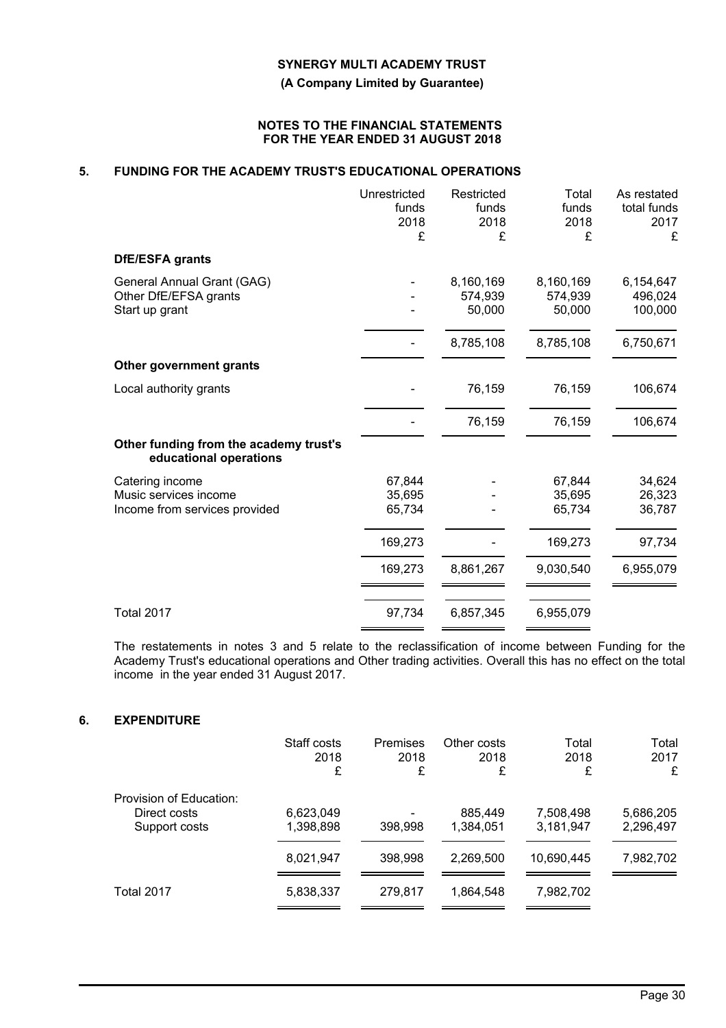**SYNERGY MULTI ACADEMY TRUST**

**(A Company Limited by Guarantee)**

**NOTES TO THE FINANCIAL STATEMENTS FOR THE YEAR ENDED 31 AUGUST 2018**

## 5. FUNDING FOR THE ACADEMY TRUST'S EDUCATIONAL OPERATIONS

| | Unrestricted funds 2018 £ | Restricted funds 2018 £ | Total funds 2018 £ | As restated total funds 2017 £ |
|---|---|---|---|---|
| **DfE/ESFA grants** | | | | |
| General Annual Grant (GAG) | - | 8,160,169 | 8,160,169 | 6,154,647 |
| Other DfE/EFSA grants | - | 574,939 | 574,939 | 496,024 |
| Start up grant | - | 50,000 | 50,000 | 100,000 |
| | - | 8,785,108 | 8,785,108 | 6,750,671 |
| **Other government grants** | | | | |
| Local authority grants | - | 76,159 | 76,159 | 106,674 |
| | - | 76,159 | 76,159 | 106,674 |
| **Other funding from the academy trust's educational operations** | | | | |
| Catering income | 67,844 | - | 67,844 | 34,624 |
| Music services income | 35,695 | - | 35,695 | 26,323 |
| Income from services provided | 65,734 | - | 65,734 | 36,787 |
| | 169,273 | - | 169,273 | 97,734 |
| | 169,273 | 8,861,267 | 9,030,540 | 6,955,079 |
| Total 2017 | 97,734 | 6,857,345 | 6,955,079 | |

The restatements in notes 3 and 5 relate to the reclassification of income between Funding for the Academy Trust's educational operations and Other trading activities. Overall this has no effect on the total income in the year ended 31 August 2017.

## 6. EXPENDITURE

| | Staff costs 2018 £ | Premises 2018 £ | Other costs 2018 £ | Total 2018 £ | Total 2017 £ |
|---|---|---|---|---|---|
| Provision of Education: | | | | | |
| Direct costs | 6,623,049 | - | 885,449 | 7,508,498 | 5,686,205 |
| Support costs | 1,398,898 | 398,998 | 1,384,051 | 3,181,947 | 2,296,497 |
| | 8,021,947 | 398,998 | 2,269,500 | 10,690,445 | 7,982,702 |
| Total 2017 | 5,838,337 | 279,817 | 1,864,548 | 7,982,702 | |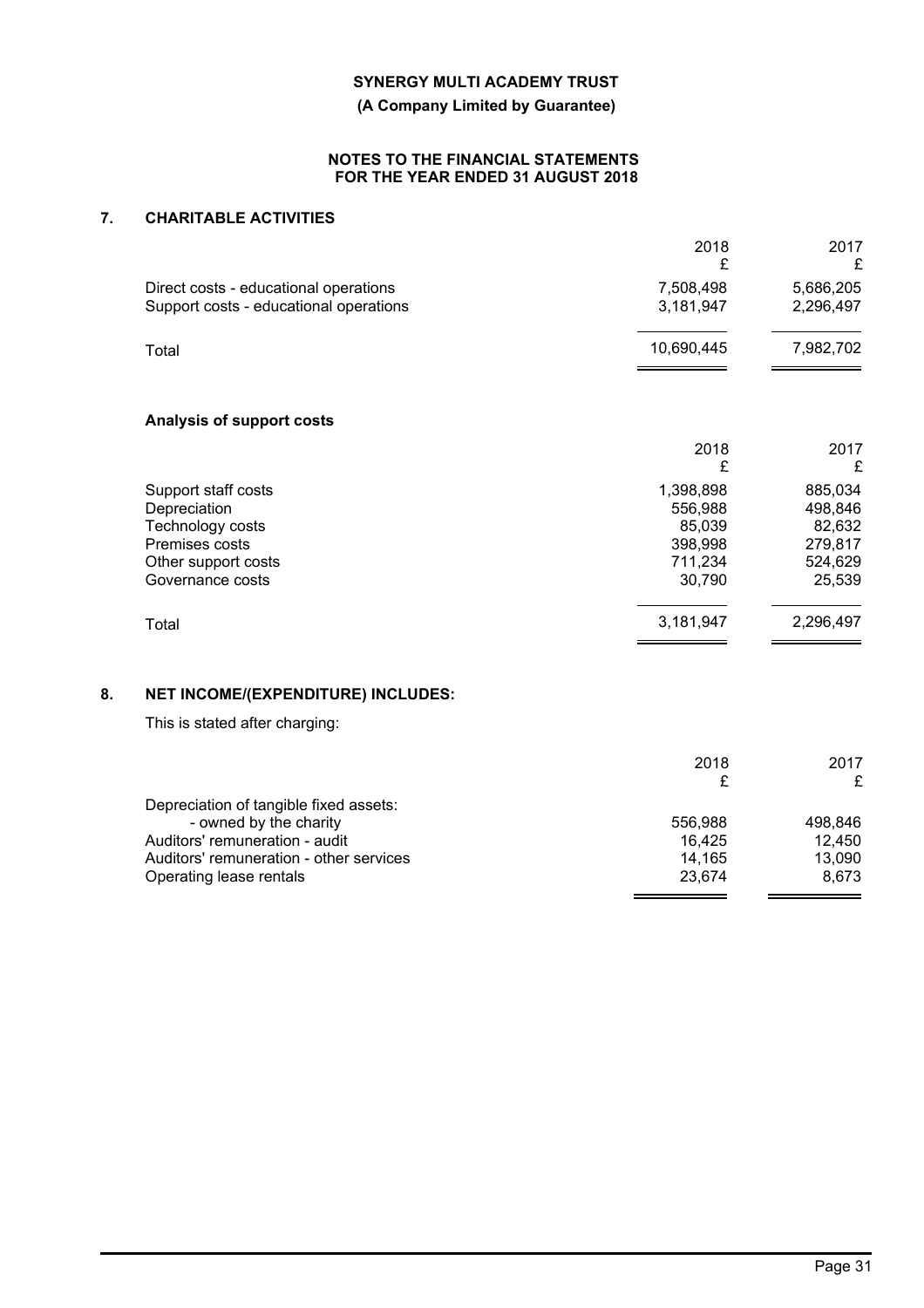## 7. CHARITABLE ACTIVITIES

| | 2018<br>£ | 2017<br>£ |
|---|---|---|
| Direct costs - educational operations | 7,508,498 | 5,686,205 |
| Support costs - educational operations | 3,181,947 | 2,296,497 |
| Total | 10,690,445 | 7,982,702 |

### Analysis of support costs

| | 2018<br>£ | 2017<br>£ |
|---|---|---|
| Support staff costs | 1,398,898 | 885,034 |
| Depreciation | 556,988 | 498,846 |
| Technology costs | 85,039 | 82,632 |
| Premises costs | 398,998 | 279,817 |
| Other support costs | 711,234 | 524,629 |
| Governance costs | 30,790 | 25,539 |
| Total | 3,181,947 | 2,296,497 |

## 8. NET INCOME/(EXPENDITURE) INCLUDES:

This is stated after charging:

| | 2018<br>£ | 2017<br>£ |
|---|---|---|
| Depreciation of tangible fixed assets: | | |
| - owned by the charity | 556,988 | 498,846 |
| Auditors' remuneration - audit | 16,425 | 12,450 |
| Auditors' remuneration - other services | 14,165 | 13,090 |
| Operating lease rentals | 23,674 | 8,673 |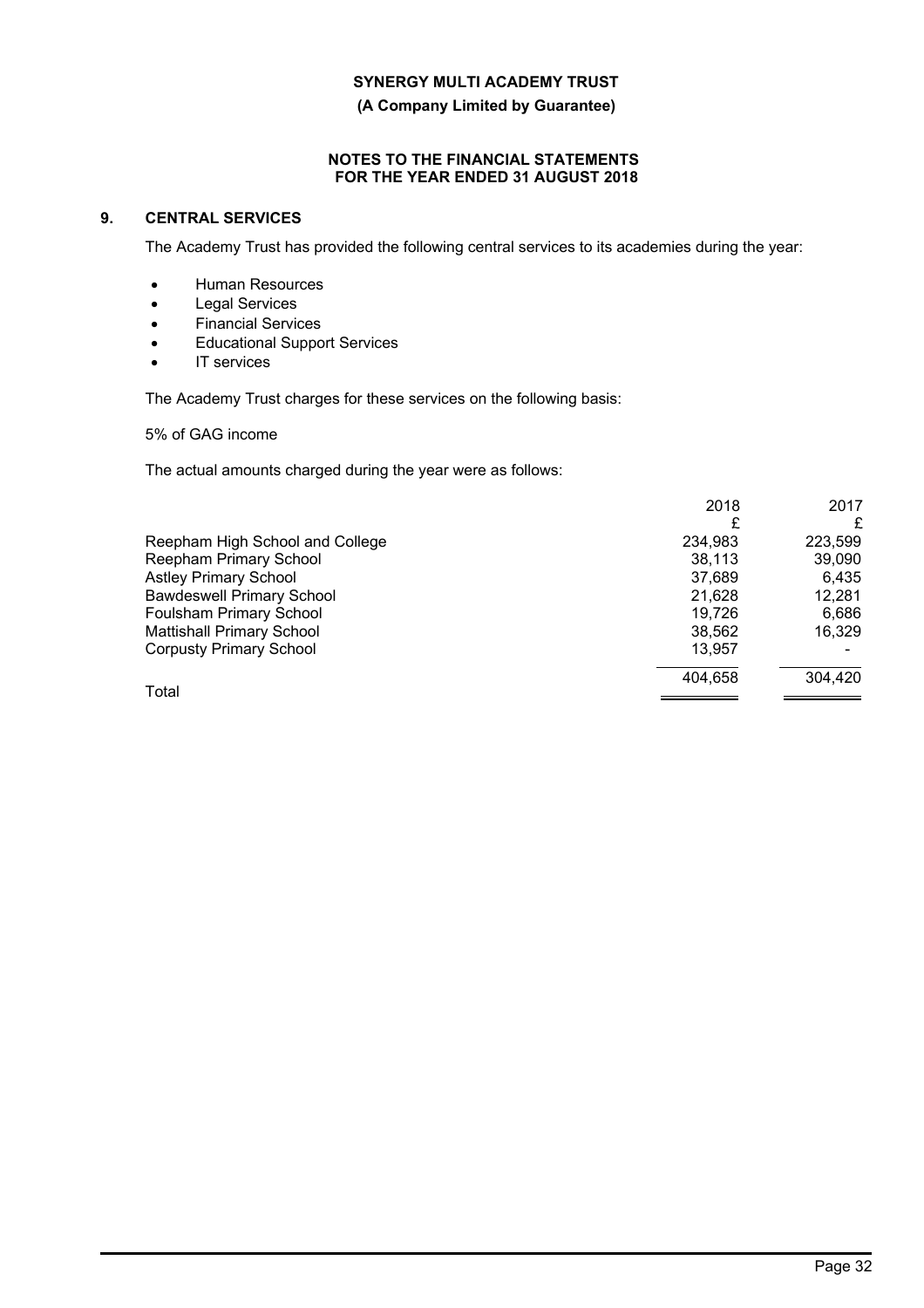## 9. CENTRAL SERVICES

The Academy Trust has provided the following central services to its academies during the year:

- Human Resources
- Legal Services
- Financial Services
- Educational Support Services
- IT services

The Academy Trust charges for these services on the following basis:

5% of GAG income

The actual amounts charged during the year were as follows:

| | 2018 £ | 2017 £ |
|---|---|---|
| Reepham High School and College | 234,983 | 223,599 |
| Reepham Primary School | 38,113 | 39,090 |
| Astley Primary School | 37,689 | 6,435 |
| Bawdeswell Primary School | 21,628 | 12,281 |
| Foulsham Primary School | 19,726 | 6,686 |
| Mattishall Primary School | 38,562 | 16,329 |
| Corpusty Primary School | 13,957 | - |
| Total | 404,658 | 304,420 |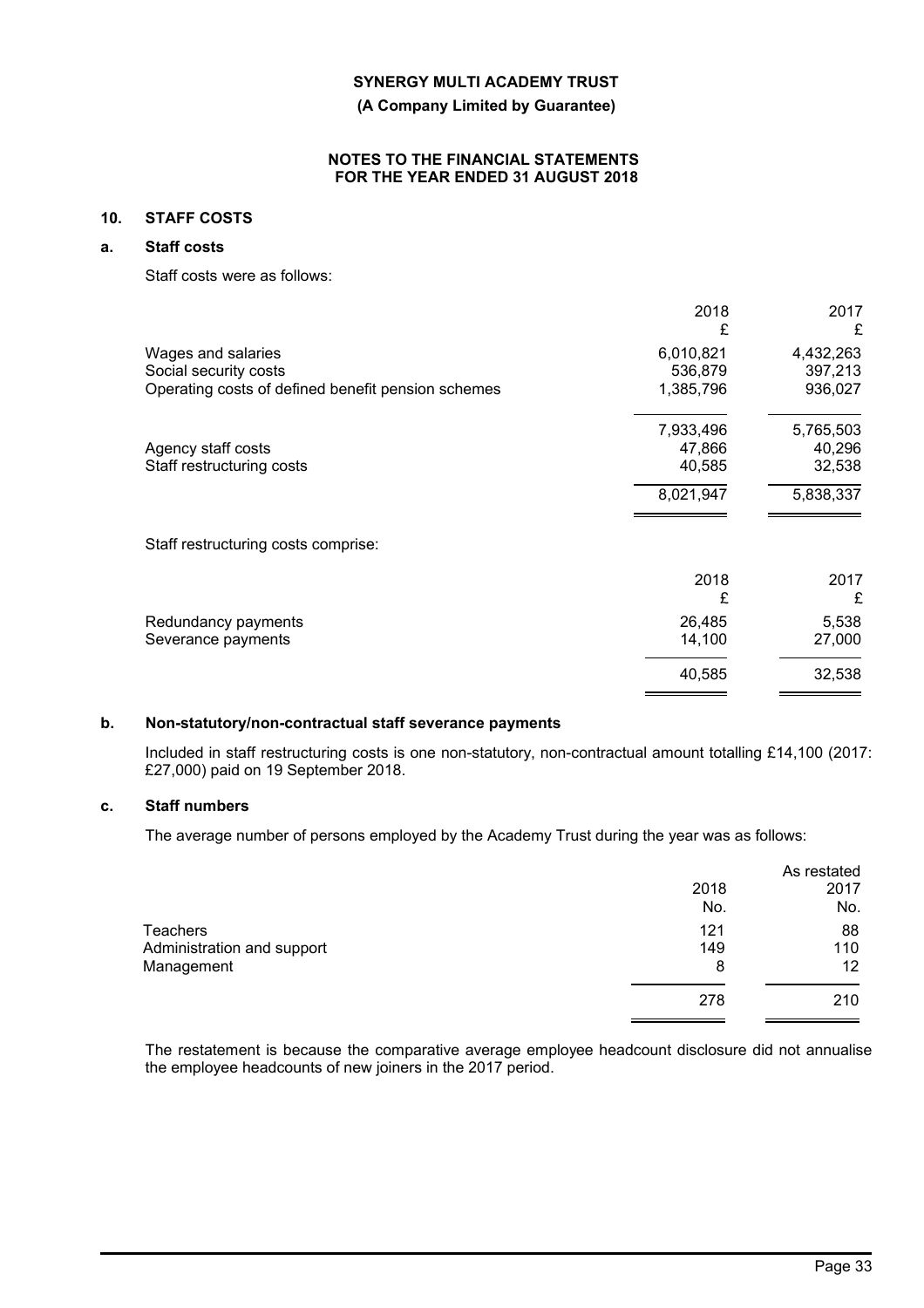## 10. STAFF COSTS

### a. Staff costs

Staff costs were as follows:

| | 2018 | 2017 |
|---|---|---|
| | £ | £ |
| Wages and salaries | 6,010,821 | 4,432,263 |
| Social security costs | 536,879 | 397,213 |
| Operating costs of defined benefit pension schemes | 1,385,796 | 936,027 |
| | 7,933,496 | 5,765,503 |
| Agency staff costs | 47,866 | 40,296 |
| Staff restructuring costs | 40,585 | 32,538 |
| | 8,021,947 | 5,838,337 |

Staff restructuring costs comprise:

| | 2018 | 2017 |
|---|---|---|
| | £ | £ |
| Redundancy payments | 26,485 | 5,538 |
| Severance payments | 14,100 | 27,000 |
| | 40,585 | 32,538 |

### b. Non-statutory/non-contractual staff severance payments

Included in staff restructuring costs is one non-statutory, non-contractual amount totalling £14,100 (2017: £27,000) paid on 19 September 2018.

### c. Staff numbers

The average number of persons employed by the Academy Trust during the year was as follows:

| | 2018 | As restated 2017 |
|---|---|---|
| | No. | No. |
| Teachers | 121 | 88 |
| Administration and support | 149 | 110 |
| Management | 8 | 12 |
| | 278 | 210 |

The restatement is because the comparative average employee headcount disclosure did not annualise the employee headcounts of new joiners in the 2017 period.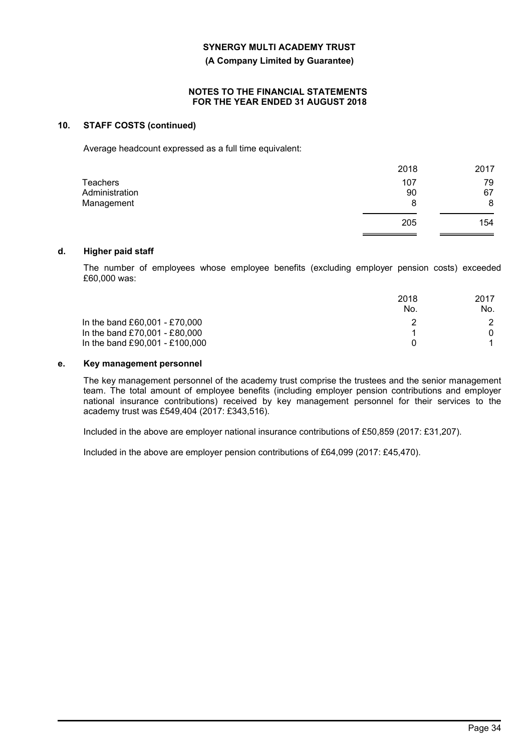## 10. STAFF COSTS (continued)

Average headcount expressed as a full time equivalent:

| | 2018 | 2017 |
|---|---|---|
| Teachers | 107 | 79 |
| Administration | 90 | 67 |
| Management | 8 | 8 |
| | 205 | 154 |

### d. Higher paid staff

The number of employees whose employee benefits (excluding employer pension costs) exceeded £60,000 was:

| | 2018 No. | 2017 No. |
|---|---|---|
| In the band £60,001 - £70,000 | 2 | 2 |
| In the band £70,001 - £80,000 | 1 | 0 |
| In the band £90,001 - £100,000 | 0 | 1 |

### e. Key management personnel

The key management personnel of the academy trust comprise the trustees and the senior management team. The total amount of employee benefits (including employer pension contributions and employer national insurance contributions) received by key management personnel for their services to the academy trust was £549,404 (2017: £343,516).

Included in the above are employer national insurance contributions of £50,859 (2017: £31,207).

Included in the above are employer pension contributions of £64,099 (2017: £45,470).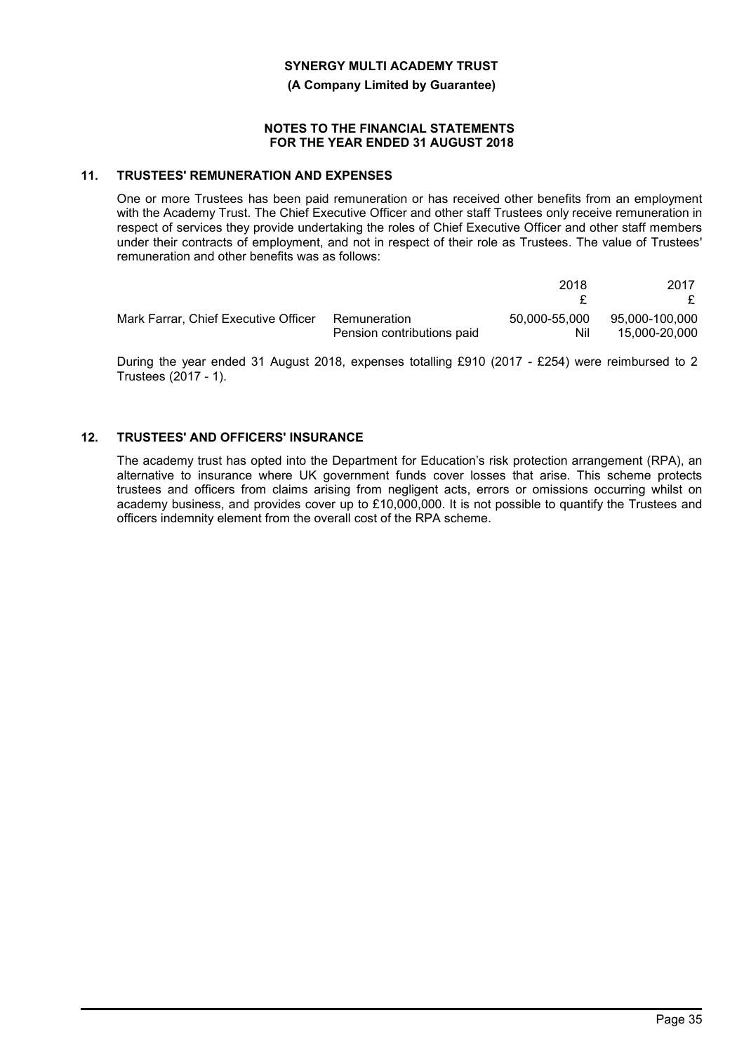# SYNERGY MULTI ACADEMY TRUST

**(A Company Limited by Guarantee)**

**NOTES TO THE FINANCIAL STATEMENTS FOR THE YEAR ENDED 31 AUGUST 2018**

## 11. TRUSTEES' REMUNERATION AND EXPENSES

One or more Trustees has been paid remuneration or has received other benefits from an employment with the Academy Trust. The Chief Executive Officer and other staff Trustees only receive remuneration in respect of services they provide undertaking the roles of Chief Executive Officer and other staff members under their contracts of employment, and not in respect of their role as Trustees. The value of Trustees' remuneration and other benefits was as follows:

| | | 2018 | 2017 |
|---|---|---|---|
| | | £ | £ |
| Mark Farrar, Chief Executive Officer | Remuneration | 50,000-55,000 | 95,000-100,000 |
| | Pension contributions paid | Nil | 15,000-20,000 |

During the year ended 31 August 2018, expenses totalling £910 (2017 - £254) were reimbursed to 2 Trustees (2017 - 1).

## 12. TRUSTEES' AND OFFICERS' INSURANCE

The academy trust has opted into the Department for Education's risk protection arrangement (RPA), an alternative to insurance where UK government funds cover losses that arise. This scheme protects trustees and officers from claims arising from negligent acts, errors or omissions occurring whilst on academy business, and provides cover up to £10,000,000. It is not possible to quantify the Trustees and officers indemnity element from the overall cost of the RPA scheme.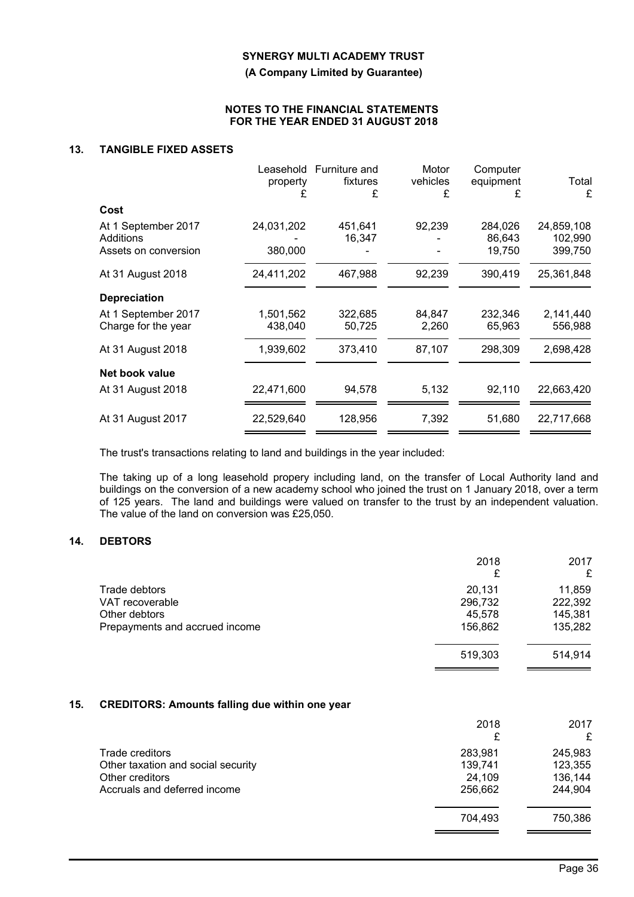# SYNERGY MULTI ACADEMY TRUST

**(A Company Limited by Guarantee)**

**NOTES TO THE FINANCIAL STATEMENTS FOR THE YEAR ENDED 31 AUGUST 2018**

## 13. TANGIBLE FIXED ASSETS

| | Leasehold property £ | Furniture and fixtures £ | Motor vehicles £ | Computer equipment £ | Total £ |
|---|---|---|---|---|---|
| **Cost** | | | | | |
| At 1 September 2017 | 24,031,202 | 451,641 | 92,239 | 284,026 | 24,859,108 |
| Additions | - | 16,347 | - | 86,643 | 102,990 |
| Assets on conversion | 380,000 | - | - | 19,750 | 399,750 |
| At 31 August 2018 | 24,411,202 | 467,988 | 92,239 | 390,419 | 25,361,848 |
| **Depreciation** | | | | | |
| At 1 September 2017 | 1,501,562 | 322,685 | 84,847 | 232,346 | 2,141,440 |
| Charge for the year | 438,040 | 50,725 | 2,260 | 65,963 | 556,988 |
| At 31 August 2018 | 1,939,602 | 373,410 | 87,107 | 298,309 | 2,698,428 |
| **Net book value** | | | | | |
| At 31 August 2018 | 22,471,600 | 94,578 | 5,132 | 92,110 | 22,663,420 |
| At 31 August 2017 | 22,529,640 | 128,956 | 7,392 | 51,680 | 22,717,668 |

The trust's transactions relating to land and buildings in the year included:

The taking up of a long leasehold propery including land, on the transfer of Local Authority land and buildings on the conversion of a new academy school who joined the trust on 1 January 2018, over a term of 125 years. The land and buildings were valued on transfer to the trust by an independent valuation. The value of the land on conversion was £25,050.

## 14. DEBTORS

| | 2018 £ | 2017 £ |
|---|---|---|
| Trade debtors | 20,131 | 11,859 |
| VAT recoverable | 296,732 | 222,392 |
| Other debtors | 45,578 | 145,381 |
| Prepayments and accrued income | 156,862 | 135,282 |
| | 519,303 | 514,914 |

## 15. CREDITORS: Amounts falling due within one year

| | 2018 £ | 2017 £ |
|---|---|---|
| Trade creditors | 283,981 | 245,983 |
| Other taxation and social security | 139,741 | 123,355 |
| Other creditors | 24,109 | 136,144 |
| Accruals and deferred income | 256,662 | 244,904 |
| | 704,493 | 750,386 |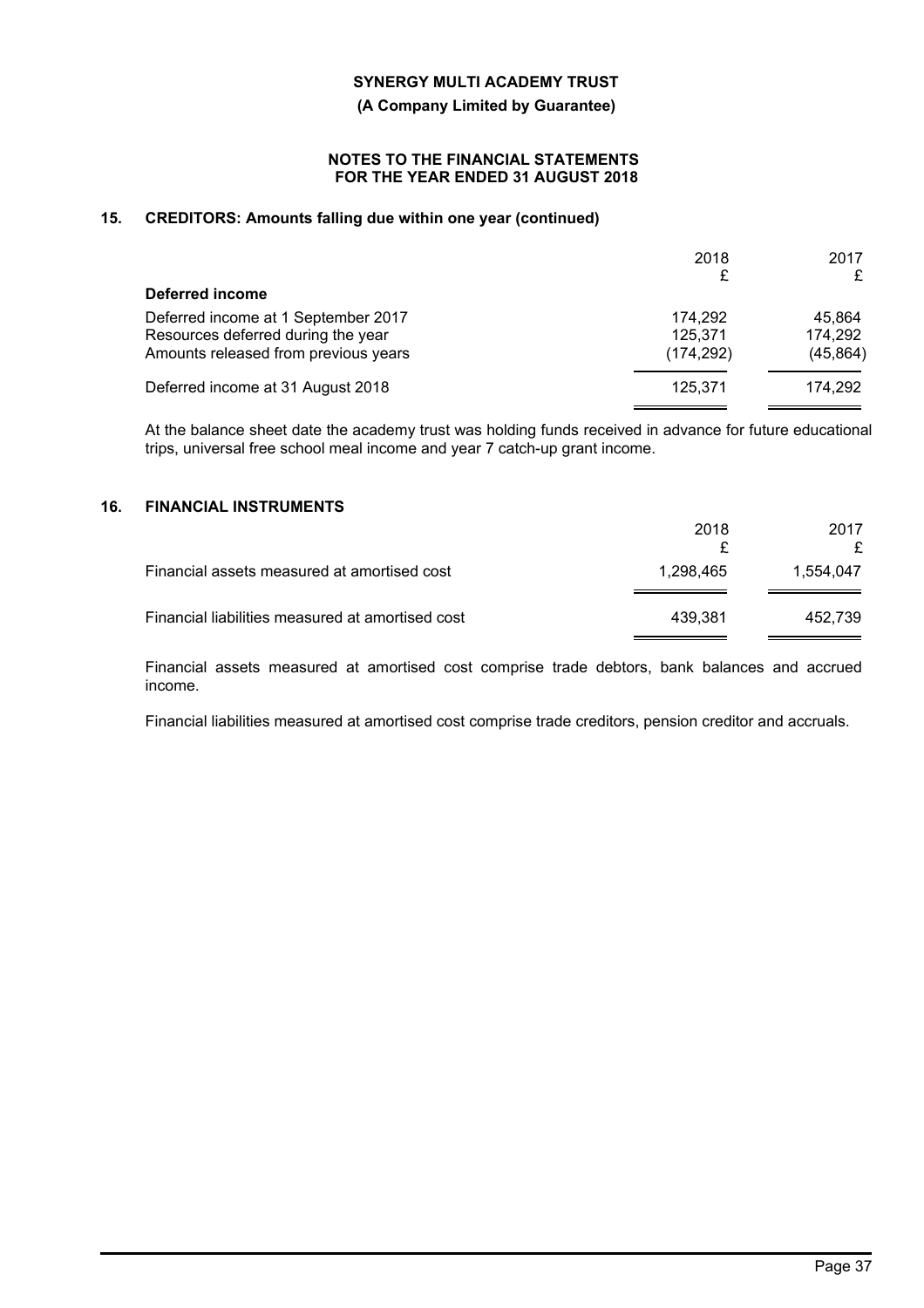## 15. CREDITORS: Amounts falling due within one year (continued)

| | 2018<br>£ | 2017<br>£ |
|---|---|---|
| **Deferred income** | | |
| Deferred income at 1 September 2017 | 174,292 | 45,864 |
| Resources deferred during the year | 125,371 | 174,292 |
| Amounts released from previous years | (174,292) | (45,864) |
| Deferred income at 31 August 2018 | 125,371 | 174,292 |

At the balance sheet date the academy trust was holding funds received in advance for future educational trips, universal free school meal income and year 7 catch-up grant income.

## 16. FINANCIAL INSTRUMENTS

| | 2018<br>£ | 2017<br>£ |
|---|---|---|
| Financial assets measured at amortised cost | 1,298,465 | 1,554,047 |
| Financial liabilities measured at amortised cost | 439,381 | 452,739 |

Financial assets measured at amortised cost comprise trade debtors, bank balances and accrued income.

Financial liabilities measured at amortised cost comprise trade creditors, pension creditor and accruals.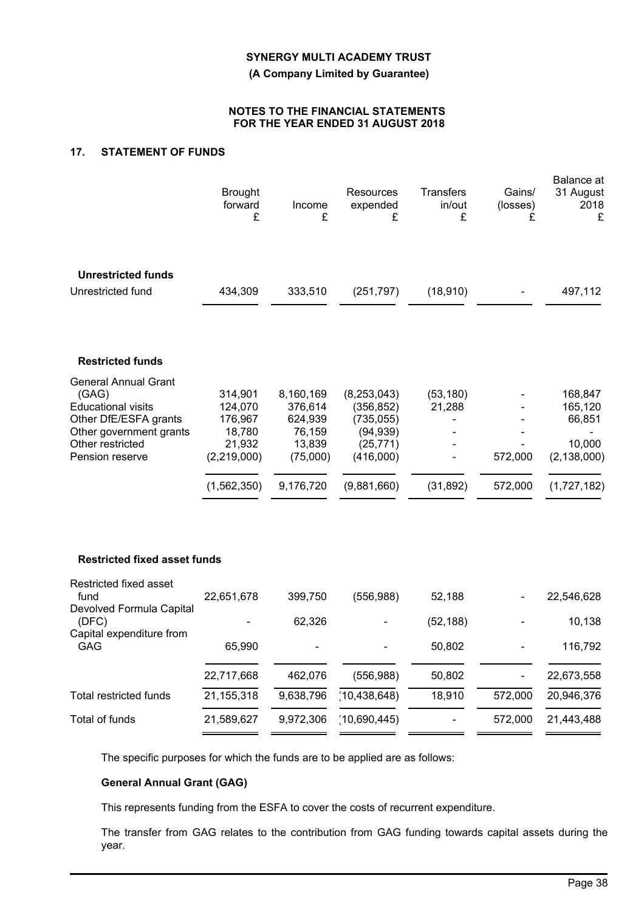## 17. STATEMENT OF FUNDS

| | Brought forward £ | Income £ | Resources expended £ | Transfers in/out £ | Gains/ (losses) £ | Balance at 31 August 2018 £ |
|---|---|---|---|---|---|---|
| **Unrestricted funds** | | | | | | |
| Unrestricted fund | 434,309 | 333,510 | (251,797) | (18,910) | - | 497,112 |
| **Restricted funds** | | | | | | |
| General Annual Grant (GAG) | 314,901 | 8,160,169 | (8,253,043) | (53,180) | - | 168,847 |
| Educational visits | 124,070 | 376,614 | (356,852) | 21,288 | - | 165,120 |
| Other DfE/ESFA grants | 176,967 | 624,939 | (735,055) | - | - | 66,851 |
| Other government grants | 18,780 | 76,159 | (94,939) | - | - | - |
| Other restricted | 21,932 | 13,839 | (25,771) | - | - | 10,000 |
| Pension reserve | (2,219,000) | (75,000) | (416,000) | - | 572,000 | (2,138,000) |
| | (1,562,350) | 9,176,720 | (9,881,660) | (31,892) | 572,000 | (1,727,182) |
| **Restricted fixed asset funds** | | | | | | |
| Restricted fixed asset fund | 22,651,678 | 399,750 | (556,988) | 52,188 | - | 22,546,628 |
| Devolved Formula Capital (DFC) | - | 62,326 | - | (52,188) | - | 10,138 |
| Capital expenditure from GAG | 65,990 | - | - | 50,802 | - | 116,792 |
| | 22,717,668 | 462,076 | (556,988) | 50,802 | - | 22,673,558 |
| Total restricted funds | 21,155,318 | 9,638,796 | (10,438,648) | 18,910 | 572,000 | 20,946,376 |
| Total of funds | 21,589,627 | 9,972,306 | (10,690,445) | - | 572,000 | 21,443,488 |

The specific purposes for which the funds are to be applied are as follows:

**General Annual Grant (GAG)**

This represents funding from the ESFA to cover the costs of recurrent expenditure.

The transfer from GAG relates to the contribution from GAG funding towards capital assets during the year.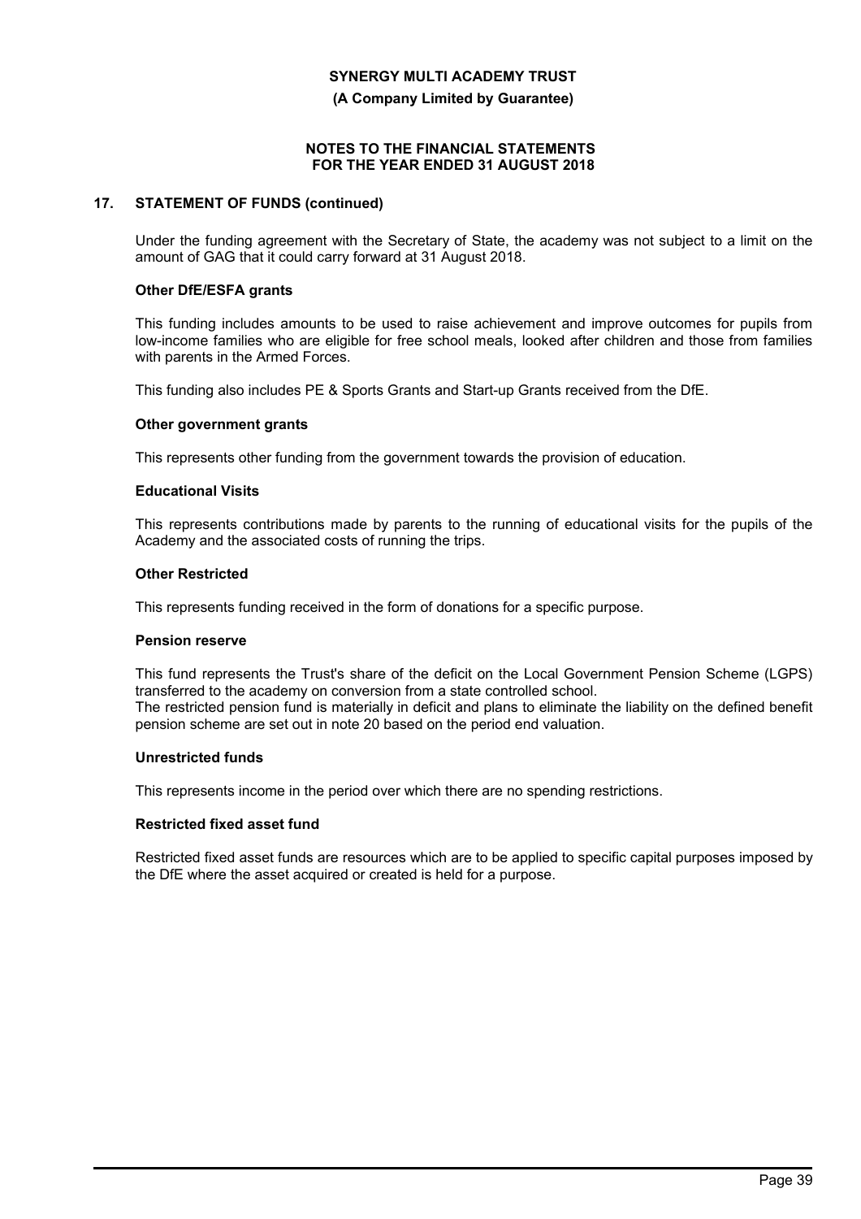## 17. STATEMENT OF FUNDS (continued)

Under the funding agreement with the Secretary of State, the academy was not subject to a limit on the amount of GAG that it could carry forward at 31 August 2018.

**Other DfE/ESFA grants**

This funding includes amounts to be used to raise achievement and improve outcomes for pupils from low-income families who are eligible for free school meals, looked after children and those from families with parents in the Armed Forces.

This funding also includes PE & Sports Grants and Start-up Grants received from the DfE.

**Other government grants**

This represents other funding from the government towards the provision of education.

**Educational Visits**

This represents contributions made by parents to the running of educational visits for the pupils of the Academy and the associated costs of running the trips.

**Other Restricted**

This represents funding received in the form of donations for a specific purpose.

**Pension reserve**

This fund represents the Trust's share of the deficit on the Local Government Pension Scheme (LGPS) transferred to the academy on conversion from a state controlled school.
The restricted pension fund is materially in deficit and plans to eliminate the liability on the defined benefit pension scheme are set out in note 20 based on the period end valuation.

**Unrestricted funds**

This represents income in the period over which there are no spending restrictions.

**Restricted fixed asset fund**

Restricted fixed asset funds are resources which are to be applied to specific capital purposes imposed by the DfE where the asset acquired or created is held for a purpose.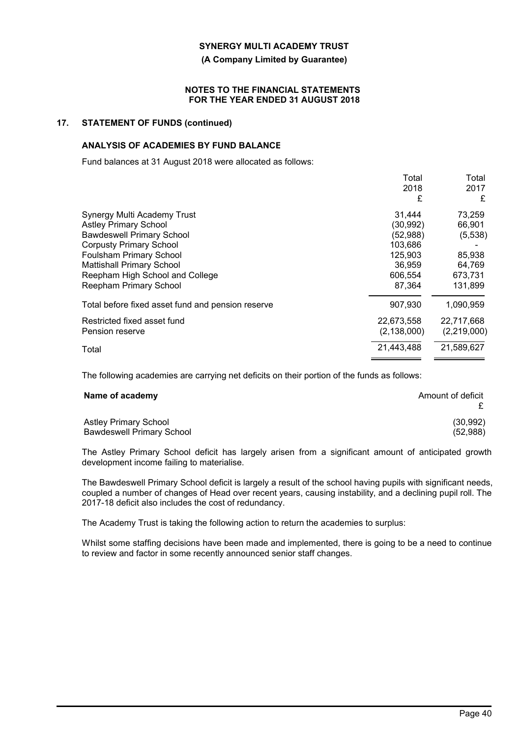## 17. STATEMENT OF FUNDS (continued)

### ANALYSIS OF ACADEMIES BY FUND BALANCE

Fund balances at 31 August 2018 were allocated as follows:

| | Total 2018 £ | Total 2017 £ |
|---|---|---|
| Synergy Multi Academy Trust | 31,444 | 73,259 |
| Astley Primary School | (30,992) | 66,901 |
| Bawdeswell Primary School | (52,988) | (5,538) |
| Corpusty Primary School | 103,686 | - |
| Foulsham Primary School | 125,903 | 85,938 |
| Mattishall Primary School | 36,959 | 64,769 |
| Reepham High School and College | 606,554 | 673,731 |
| Reepham Primary School | 87,364 | 131,899 |
| Total before fixed asset fund and pension reserve | 907,930 | 1,090,959 |
| Restricted fixed asset fund | 22,673,558 | 22,717,668 |
| Pension reserve | (2,138,000) | (2,219,000) |
| Total | 21,443,488 | 21,589,627 |

The following academies are carrying net deficits on their portion of the funds as follows:

| **Name of academy** | Amount of deficit £ |
|---|---|
| Astley Primary School | (30,992) |
| Bawdeswell Primary School | (52,988) |

The Astley Primary School deficit has largely arisen from a significant amount of anticipated growth development income failing to materialise.

The Bawdeswell Primary School deficit is largely a result of the school having pupils with significant needs, coupled a number of changes of Head over recent years, causing instability, and a declining pupil roll. The 2017-18 deficit also includes the cost of redundancy.

The Academy Trust is taking the following action to return the academies to surplus:

Whilst some staffing decisions have been made and implemented, there is going to be a need to continue to review and factor in some recently announced senior staff changes.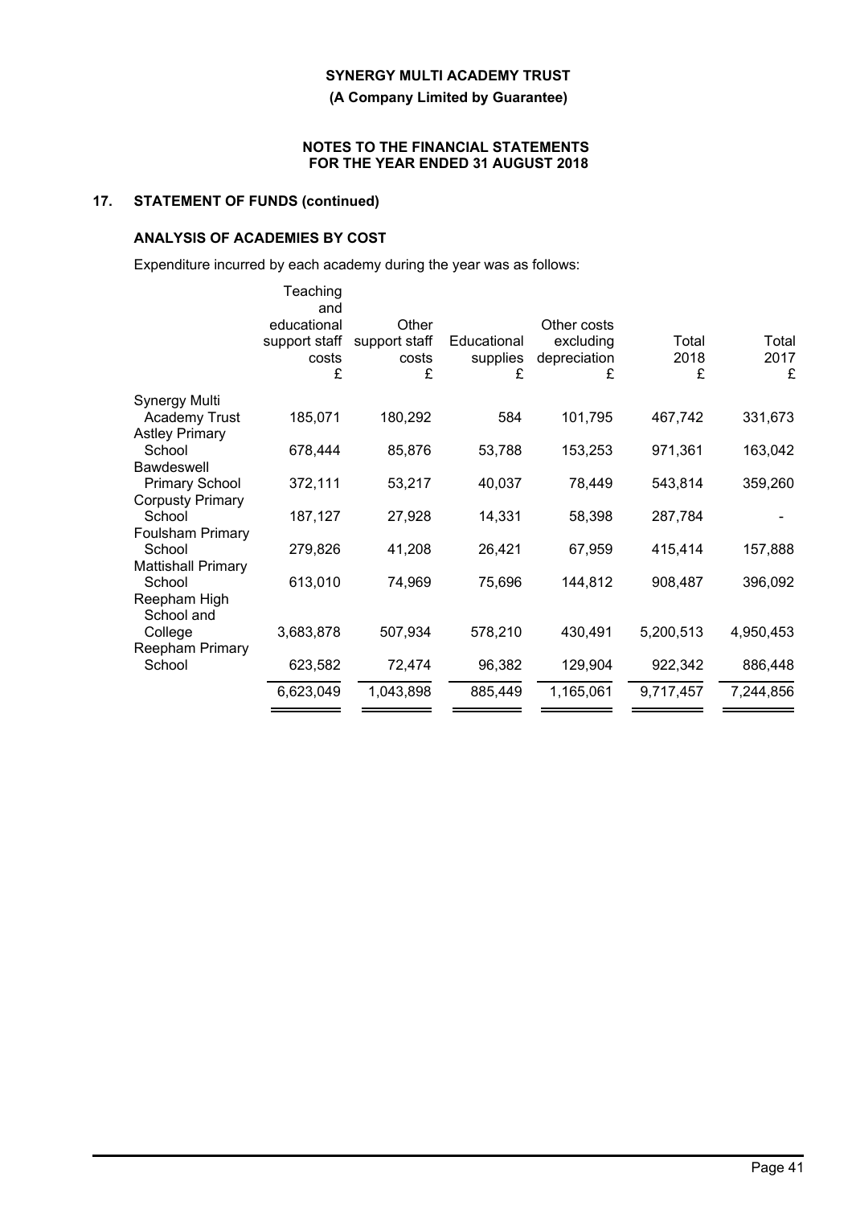## 17. STATEMENT OF FUNDS (continued)

### ANALYSIS OF ACADEMIES BY COST

Expenditure incurred by each academy during the year was as follows:

| | Teaching and educational support staff costs £ | Other support staff costs £ | Educational supplies £ | Other costs excluding depreciation £ | Total 2018 £ | Total 2017 £ |
|---|---|---|---|---|---|---|
| Synergy Multi Academy Trust | 185,071 | 180,292 | 584 | 101,795 | 467,742 | 331,673 |
| Astley Primary School | 678,444 | 85,876 | 53,788 | 153,253 | 971,361 | 163,042 |
| Bawdeswell Primary School | 372,111 | 53,217 | 40,037 | 78,449 | 543,814 | 359,260 |
| Corpusty Primary School | 187,127 | 27,928 | 14,331 | 58,398 | 287,784 | - |
| Foulsham Primary School | 279,826 | 41,208 | 26,421 | 67,959 | 415,414 | 157,888 |
| Mattishall Primary School | 613,010 | 74,969 | 75,696 | 144,812 | 908,487 | 396,092 |
| Reepham High School and College | 3,683,878 | 507,934 | 578,210 | 430,491 | 5,200,513 | 4,950,453 |
| Reepham Primary School | 623,582 | 72,474 | 96,382 | 129,904 | 922,342 | 886,448 |
| | 6,623,049 | 1,043,898 | 885,449 | 1,165,061 | 9,717,457 | 7,244,856 |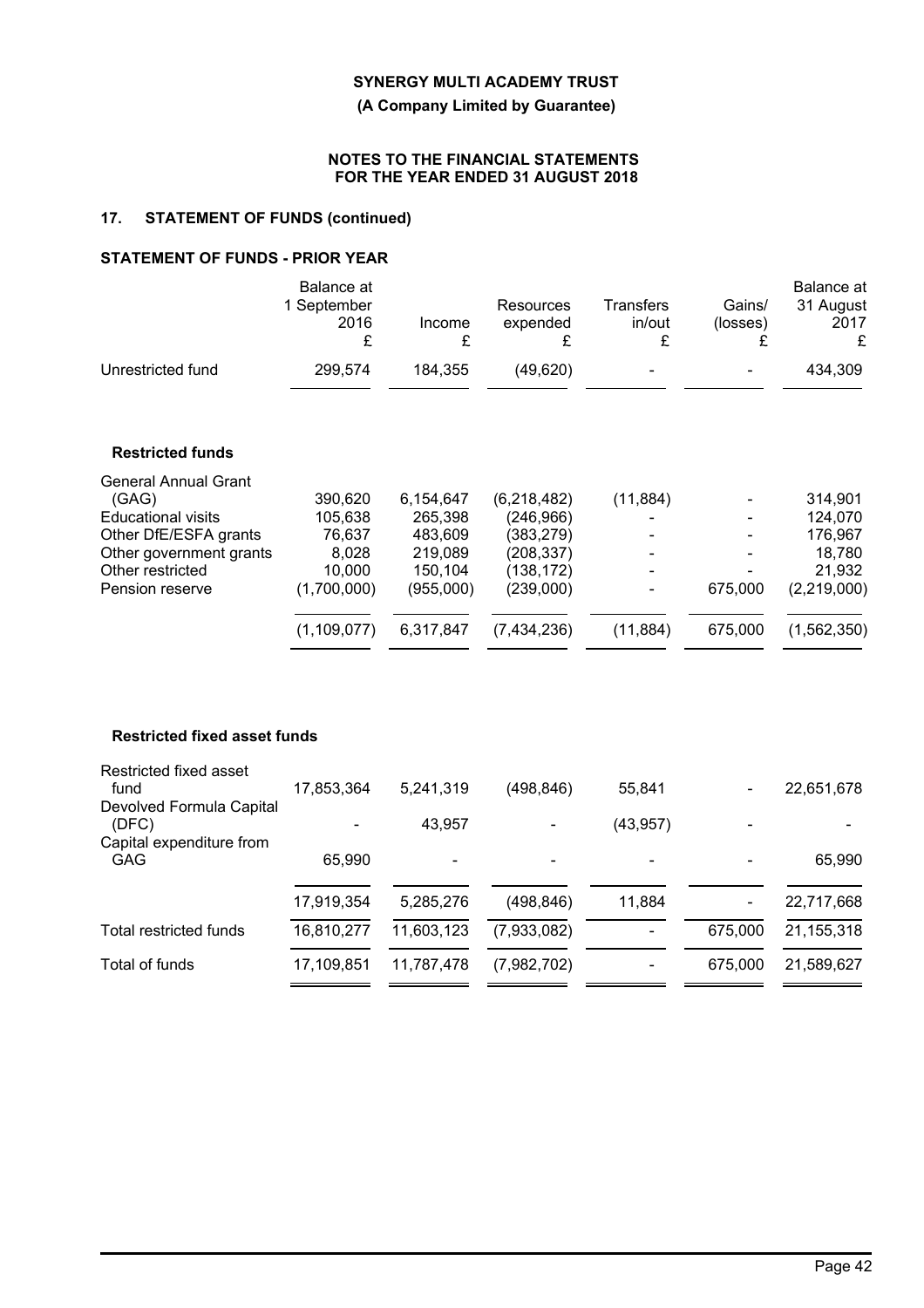## 17. STATEMENT OF FUNDS (continued)

### STATEMENT OF FUNDS - PRIOR YEAR

| | Balance at 1 September 2016 £ | Income £ | Resources expended £ | Transfers in/out £ | Gains/ (losses) £ | Balance at 31 August 2017 £ |
|---|---|---|---|---|---|---|
| Unrestricted fund | 299,574 | 184,355 | (49,620) | - | - | 434,309 |
| **Restricted funds** | | | | | | |
| General Annual Grant (GAG) | 390,620 | 6,154,647 | (6,218,482) | (11,884) | - | 314,901 |
| Educational visits | 105,638 | 265,398 | (246,966) | - | - | 124,070 |
| Other DfE/ESFA grants | 76,637 | 483,609 | (383,279) | - | - | 176,967 |
| Other government grants | 8,028 | 219,089 | (208,337) | - | - | 18,780 |
| Other restricted | 10,000 | 150,104 | (138,172) | - | - | 21,932 |
| Pension reserve | (1,700,000) | (955,000) | (239,000) | - | 675,000 | (2,219,000) |
| | (1,109,077) | 6,317,847 | (7,434,236) | (11,884) | 675,000 | (1,562,350) |
| **Restricted fixed asset funds** | | | | | | |
| Restricted fixed asset fund | 17,853,364 | 5,241,319 | (498,846) | 55,841 | - | 22,651,678 |
| Devolved Formula Capital (DFC) | - | 43,957 | - | (43,957) | - | - |
| Capital expenditure from GAG | 65,990 | - | - | - | - | 65,990 |
| | 17,919,354 | 5,285,276 | (498,846) | 11,884 | - | 22,717,668 |
| Total restricted funds | 16,810,277 | 11,603,123 | (7,933,082) | - | 675,000 | 21,155,318 |
| Total of funds | 17,109,851 | 11,787,478 | (7,982,702) | - | 675,000 | 21,589,627 |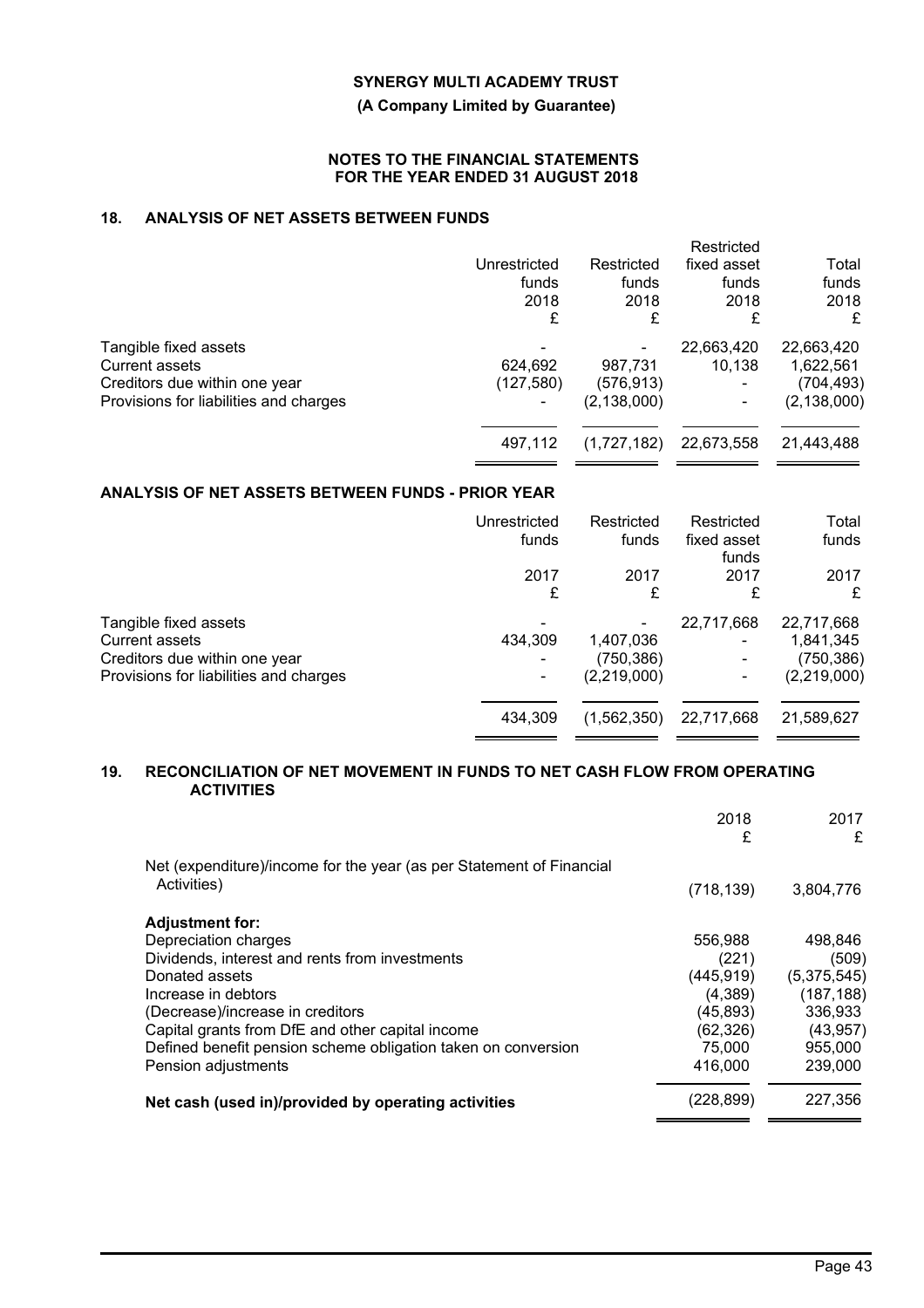**SYNERGY MULTI ACADEMY TRUST**

**(A Company Limited by Guarantee)**

**NOTES TO THE FINANCIAL STATEMENTS FOR THE YEAR ENDED 31 AUGUST 2018**

## 18. ANALYSIS OF NET ASSETS BETWEEN FUNDS

| | Unrestricted funds 2018 £ | Restricted funds 2018 £ | Restricted fixed asset funds 2018 £ | Total funds 2018 £ |
|---|---|---|---|---|
| Tangible fixed assets | - | - | 22,663,420 | 22,663,420 |
| Current assets | 624,692 | 987,731 | 10,138 | 1,622,561 |
| Creditors due within one year | (127,580) | (576,913) | - | (704,493) |
| Provisions for liabilities and charges | - | (2,138,000) | - | (2,138,000) |
| | 497,112 | (1,727,182) | 22,673,558 | 21,443,488 |

### ANALYSIS OF NET ASSETS BETWEEN FUNDS - PRIOR YEAR

| | Unrestricted funds 2017 £ | Restricted funds 2017 £ | Restricted fixed asset funds 2017 £ | Total funds 2017 £ |
|---|---|---|---|---|
| Tangible fixed assets | - | - | 22,717,668 | 22,717,668 |
| Current assets | 434,309 | 1,407,036 | - | 1,841,345 |
| Creditors due within one year | - | (750,386) | - | (750,386) |
| Provisions for liabilities and charges | - | (2,219,000) | - | (2,219,000) |
| | 434,309 | (1,562,350) | 22,717,668 | 21,589,627 |

## 19. RECONCILIATION OF NET MOVEMENT IN FUNDS TO NET CASH FLOW FROM OPERATING ACTIVITIES

| | 2018 £ | 2017 £ |
|---|---|---|
| Net (expenditure)/income for the year (as per Statement of Financial Activities) | (718,139) | 3,804,776 |
| **Adjustment for:** | | |
| Depreciation charges | 556,988 | 498,846 |
| Dividends, interest and rents from investments | (221) | (509) |
| Donated assets | (445,919) | (5,375,545) |
| Increase in debtors | (4,389) | (187,188) |
| (Decrease)/increase in creditors | (45,893) | 336,933 |
| Capital grants from DfE and other capital income | (62,326) | (43,957) |
| Defined benefit pension scheme obligation taken on conversion | 75,000 | 955,000 |
| Pension adjustments | 416,000 | 239,000 |
| **Net cash (used in)/provided by operating activities** | (228,899) | 227,356 |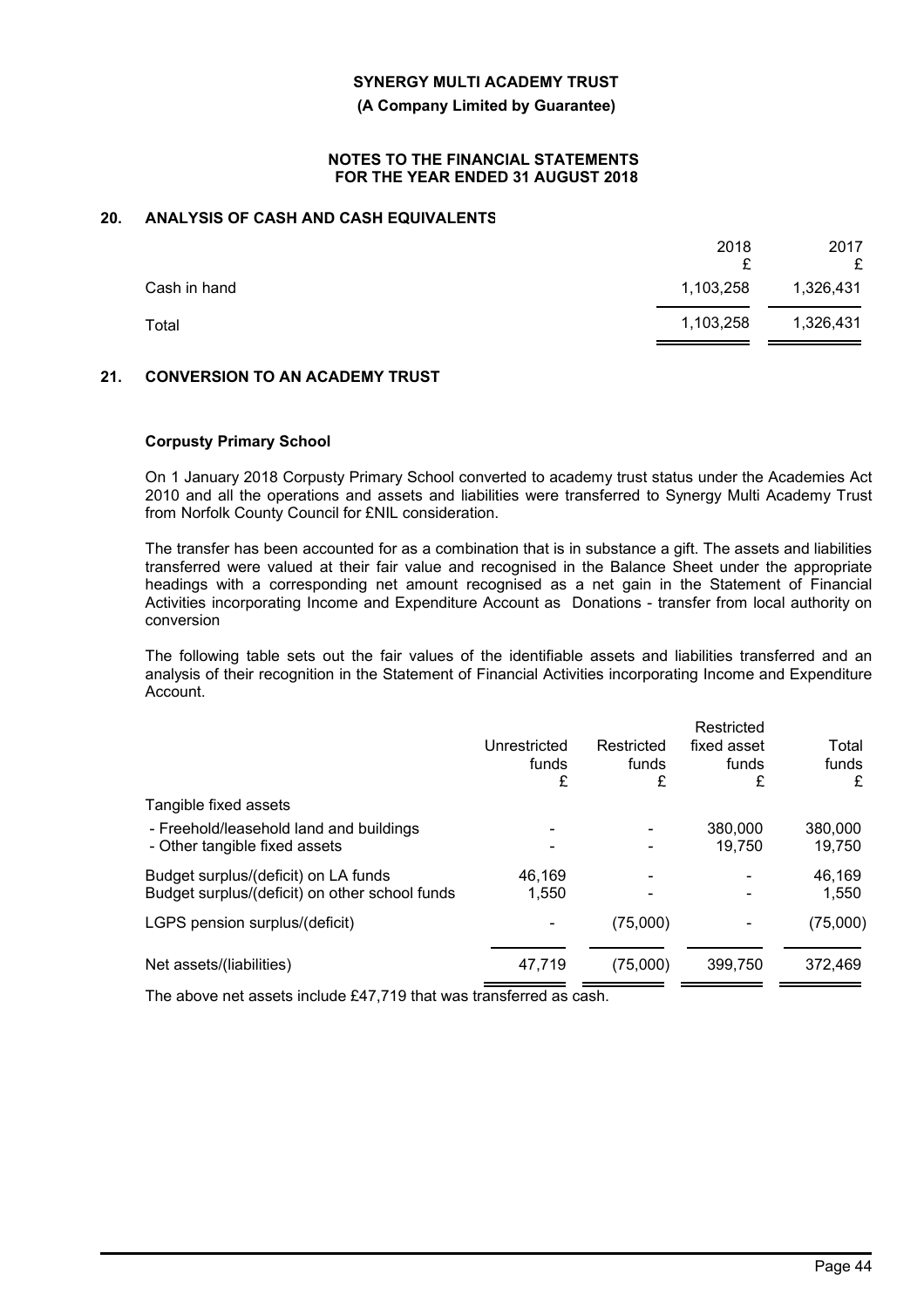## 20. ANALYSIS OF CASH AND CASH EQUIVALENTS

| | 2018 £ | 2017 £ |
|---|---|---|
| Cash in hand | 1,103,258 | 1,326,431 |
| Total | 1,103,258 | 1,326,431 |

## 21. CONVERSION TO AN ACADEMY TRUST

**Corpusty Primary School**

On 1 January 2018 Corpusty Primary School converted to academy trust status under the Academies Act 2010 and all the operations and assets and liabilities were transferred to Synergy Multi Academy Trust from Norfolk County Council for £NIL consideration.

The transfer has been accounted for as a combination that is in substance a gift. The assets and liabilities transferred were valued at their fair value and recognised in the Balance Sheet under the appropriate headings with a corresponding net amount recognised as a net gain in the Statement of Financial Activities incorporating Income and Expenditure Account as Donations - transfer from local authority on conversion

The following table sets out the fair values of the identifiable assets and liabilities transferred and an analysis of their recognition in the Statement of Financial Activities incorporating Income and Expenditure Account.

| | Unrestricted funds £ | Restricted funds £ | Restricted fixed asset funds £ | Total funds £ |
|---|---|---|---|---|
| Tangible fixed assets | | | | |
| - Freehold/leasehold land and buildings | - | - | 380,000 | 380,000 |
| - Other tangible fixed assets | - | - | 19,750 | 19,750 |
| Budget surplus/(deficit) on LA funds | 46,169 | - | - | 46,169 |
| Budget surplus/(deficit) on other school funds | 1,550 | - | - | 1,550 |
| LGPS pension surplus/(deficit) | - | (75,000) | - | (75,000) |
| Net assets/(liabilities) | 47,719 | (75,000) | 399,750 | 372,469 |

The above net assets include £47,719 that was transferred as cash.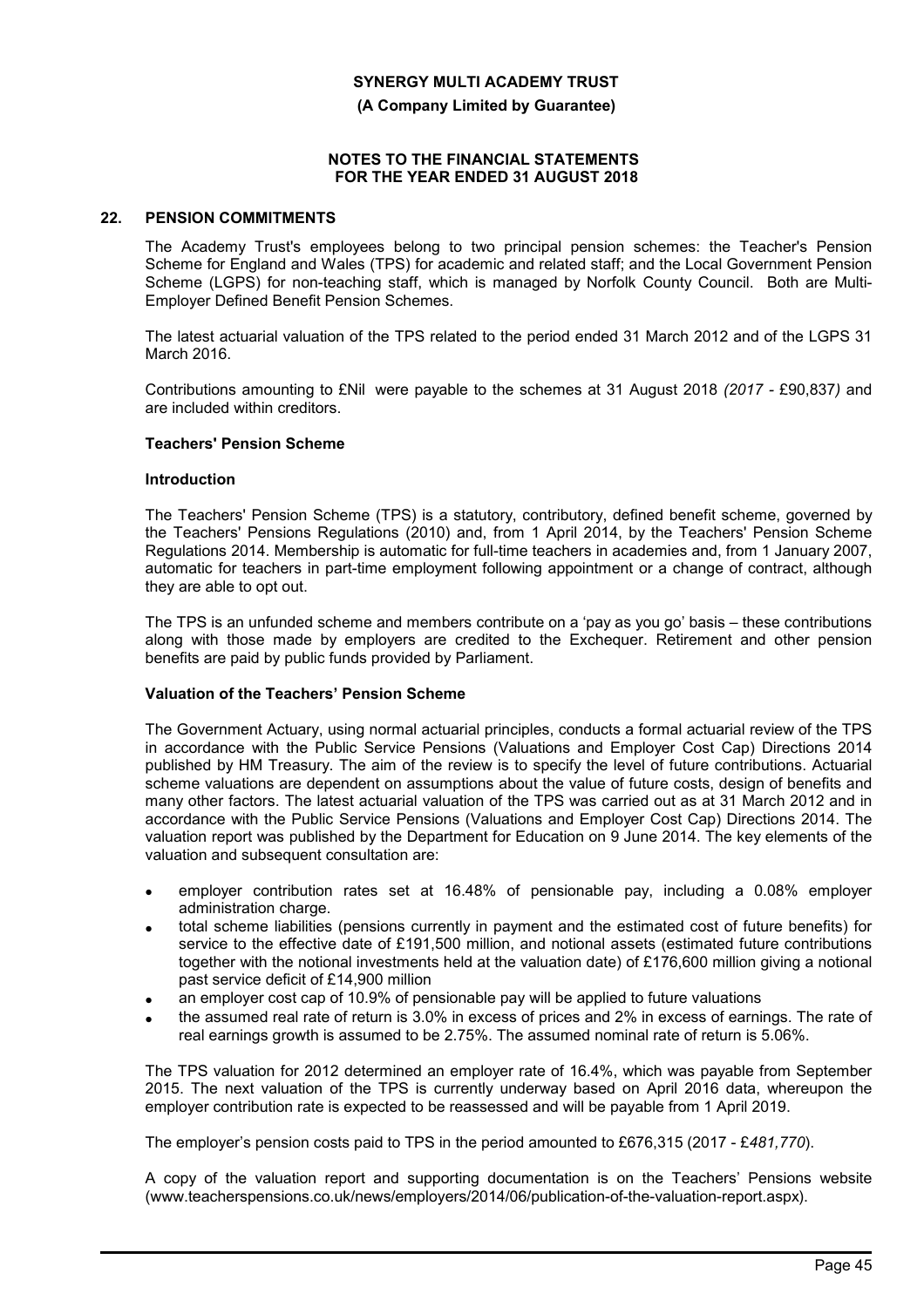**SYNERGY MULTI ACADEMY TRUST**

**(A Company Limited by Guarantee)**

**NOTES TO THE FINANCIAL STATEMENTS FOR THE YEAR ENDED 31 AUGUST 2018**

## 22. PENSION COMMITMENTS

The Academy Trust's employees belong to two principal pension schemes: the Teacher's Pension Scheme for England and Wales (TPS) for academic and related staff; and the Local Government Pension Scheme (LGPS) for non-teaching staff, which is managed by Norfolk County Council. Both are Multi-Employer Defined Benefit Pension Schemes.

The latest actuarial valuation of the TPS related to the period ended 31 March 2012 and of the LGPS 31 March 2016.

Contributions amounting to £Nil were payable to the schemes at 31 August 2018 *(2017 - £90,837)* and are included within creditors.

### Teachers' Pension Scheme

#### Introduction

The Teachers' Pension Scheme (TPS) is a statutory, contributory, defined benefit scheme, governed by the Teachers' Pensions Regulations (2010) and, from 1 April 2014, by the Teachers' Pension Scheme Regulations 2014. Membership is automatic for full-time teachers in academies and, from 1 January 2007, automatic for teachers in part-time employment following appointment or a change of contract, although they are able to opt out.

The TPS is an unfunded scheme and members contribute on a 'pay as you go' basis – these contributions along with those made by employers are credited to the Exchequer. Retirement and other pension benefits are paid by public funds provided by Parliament.

#### Valuation of the Teachers' Pension Scheme

The Government Actuary, using normal actuarial principles, conducts a formal actuarial review of the TPS in accordance with the Public Service Pensions (Valuations and Employer Cost Cap) Directions 2014 published by HM Treasury. The aim of the review is to specify the level of future contributions. Actuarial scheme valuations are dependent on assumptions about the value of future costs, design of benefits and many other factors. The latest actuarial valuation of the TPS was carried out as at 31 March 2012 and in accordance with the Public Service Pensions (Valuations and Employer Cost Cap) Directions 2014. The valuation report was published by the Department for Education on 9 June 2014. The key elements of the valuation and subsequent consultation are:

- employer contribution rates set at 16.48% of pensionable pay, including a 0.08% employer administration charge.
- total scheme liabilities (pensions currently in payment and the estimated cost of future benefits) for service to the effective date of £191,500 million, and notional assets (estimated future contributions together with the notional investments held at the valuation date) of £176,600 million giving a notional past service deficit of £14,900 million
- an employer cost cap of 10.9% of pensionable pay will be applied to future valuations
- the assumed real rate of return is 3.0% in excess of prices and 2% in excess of earnings. The rate of real earnings growth is assumed to be 2.75%. The assumed nominal rate of return is 5.06%.

The TPS valuation for 2012 determined an employer rate of 16.4%, which was payable from September 2015. The next valuation of the TPS is currently underway based on April 2016 data, whereupon the employer contribution rate is expected to be reassessed and will be payable from 1 April 2019.

The employer's pension costs paid to TPS in the period amounted to £676,315 (2017 - £*481,770*).

A copy of the valuation report and supporting documentation is on the Teachers' Pensions website (www.teacherspensions.co.uk/news/employers/2014/06/publication-of-the-valuation-report.aspx).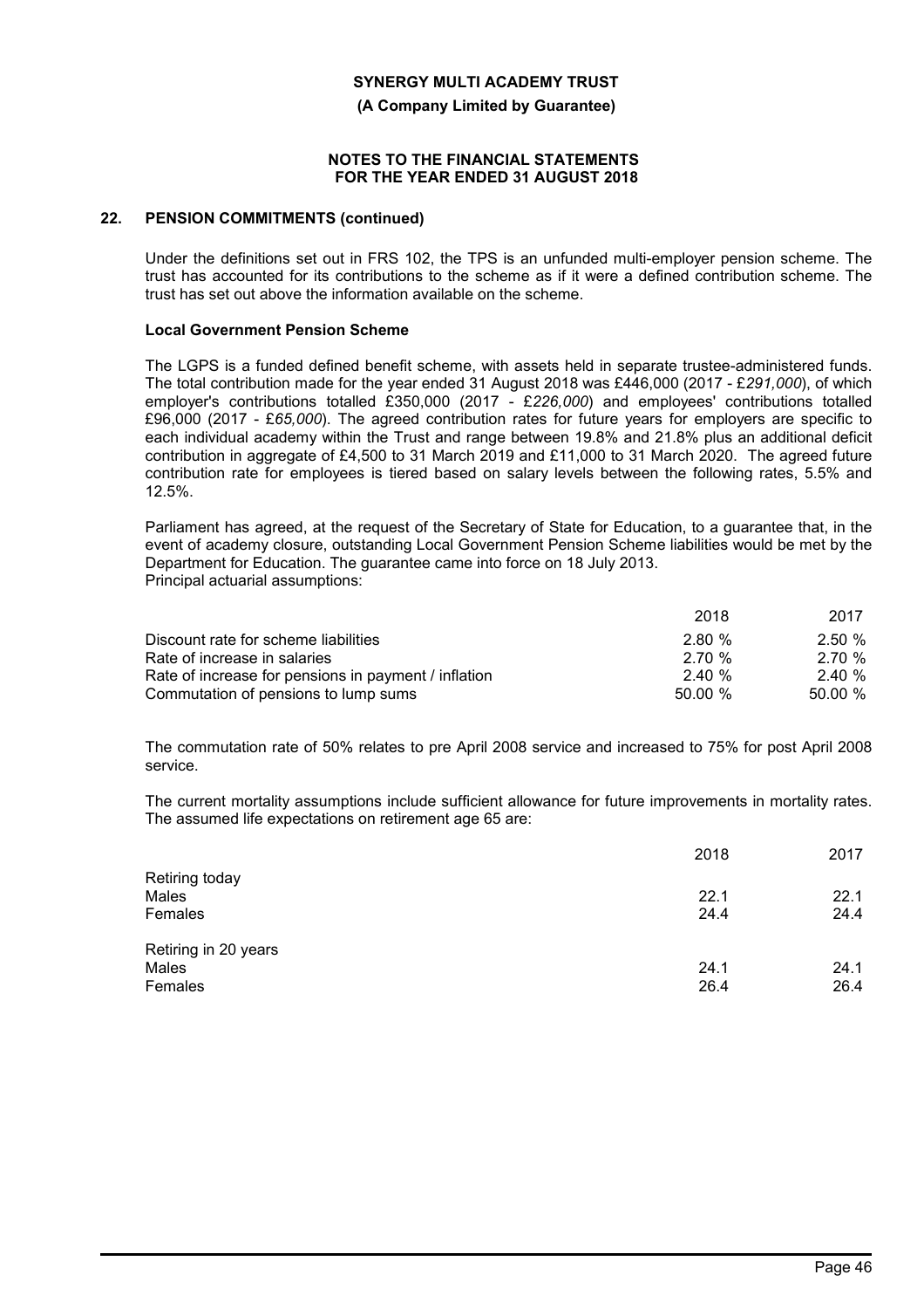## 22. PENSION COMMITMENTS (continued)

Under the definitions set out in FRS 102, the TPS is an unfunded multi-employer pension scheme. The trust has accounted for its contributions to the scheme as if it were a defined contribution scheme. The trust has set out above the information available on the scheme.

### Local Government Pension Scheme

The LGPS is a funded defined benefit scheme, with assets held in separate trustee-administered funds. The total contribution made for the year ended 31 August 2018 was £446,000 (2017 - £*291,000*), of which employer's contributions totalled £350,000 (2017 - £*226,000*) and employees' contributions totalled £96,000 (2017 - £*65,000*). The agreed contribution rates for future years for employers are specific to each individual academy within the Trust and range between 19.8% and 21.8% plus an additional deficit contribution in aggregate of £4,500 to 31 March 2019 and £11,000 to 31 March 2020. The agreed future contribution rate for employees is tiered based on salary levels between the following rates, 5.5% and 12.5%.

Parliament has agreed, at the request of the Secretary of State for Education, to a guarantee that, in the event of academy closure, outstanding Local Government Pension Scheme liabilities would be met by the Department for Education. The guarantee came into force on 18 July 2013.

Principal actuarial assumptions:

| | 2018 | 2017 |
|---|---|---|
| Discount rate for scheme liabilities | 2.80 % | 2.50 % |
| Rate of increase in salaries | 2.70 % | 2.70 % |
| Rate of increase for pensions in payment / inflation | 2.40 % | 2.40 % |
| Commutation of pensions to lump sums | 50.00 % | 50.00 % |

The commutation rate of 50% relates to pre April 2008 service and increased to 75% for post April 2008 service.

The current mortality assumptions include sufficient allowance for future improvements in mortality rates. The assumed life expectations on retirement age 65 are:

| | 2018 | 2017 |
|---|---|---|
| Retiring today | | |
| Males | 22.1 | 22.1 |
| Females | 24.4 | 24.4 |
| Retiring in 20 years | | |
| Males | 24.1 | 24.1 |
| Females | 26.4 | 26.4 |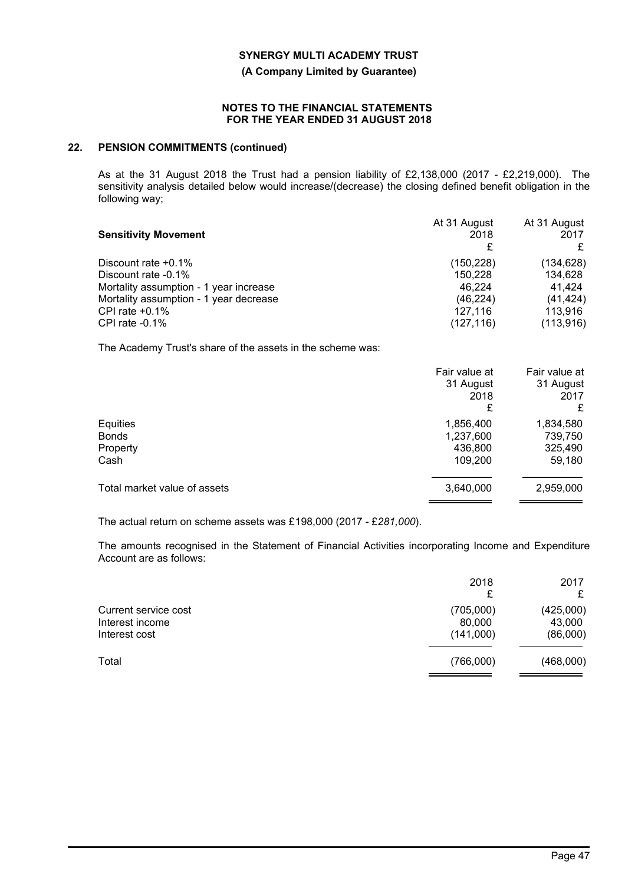## 22. PENSION COMMITMENTS (continued)

As at the 31 August 2018 the Trust had a pension liability of £2,138,000 (2017 - £2,219,000). The sensitivity analysis detailed below would increase/(decrease) the closing defined benefit obligation in the following way;

| Sensitivity Movement | At 31 August 2018 £ | At 31 August 2017 £ |
|---|---|---|
| Discount rate +0.1% | (150,228) | (134,628) |
| Discount rate -0.1% | 150,228 | 134,628 |
| Mortality assumption - 1 year increase | 46,224 | 41,424 |
| Mortality assumption - 1 year decrease | (46,224) | (41,424) |
| CPI rate +0.1% | 127,116 | 113,916 |
| CPI rate -0.1% | (127,116) | (113,916) |

The Academy Trust's share of the assets in the scheme was:

| | Fair value at 31 August 2018 £ | Fair value at 31 August 2017 £ |
|---|---|---|
| Equities | 1,856,400 | 1,834,580 |
| Bonds | 1,237,600 | 739,750 |
| Property | 436,800 | 325,490 |
| Cash | 109,200 | 59,180 |
| Total market value of assets | 3,640,000 | 2,959,000 |

The actual return on scheme assets was £198,000 (2017 - *£281,000*).

The amounts recognised in the Statement of Financial Activities incorporating Income and Expenditure Account are as follows:

| | 2018 £ | 2017 £ |
|---|---|---|
| Current service cost | (705,000) | (425,000) |
| Interest income | 80,000 | 43,000 |
| Interest cost | (141,000) | (86,000) |
| Total | (766,000) | (468,000) |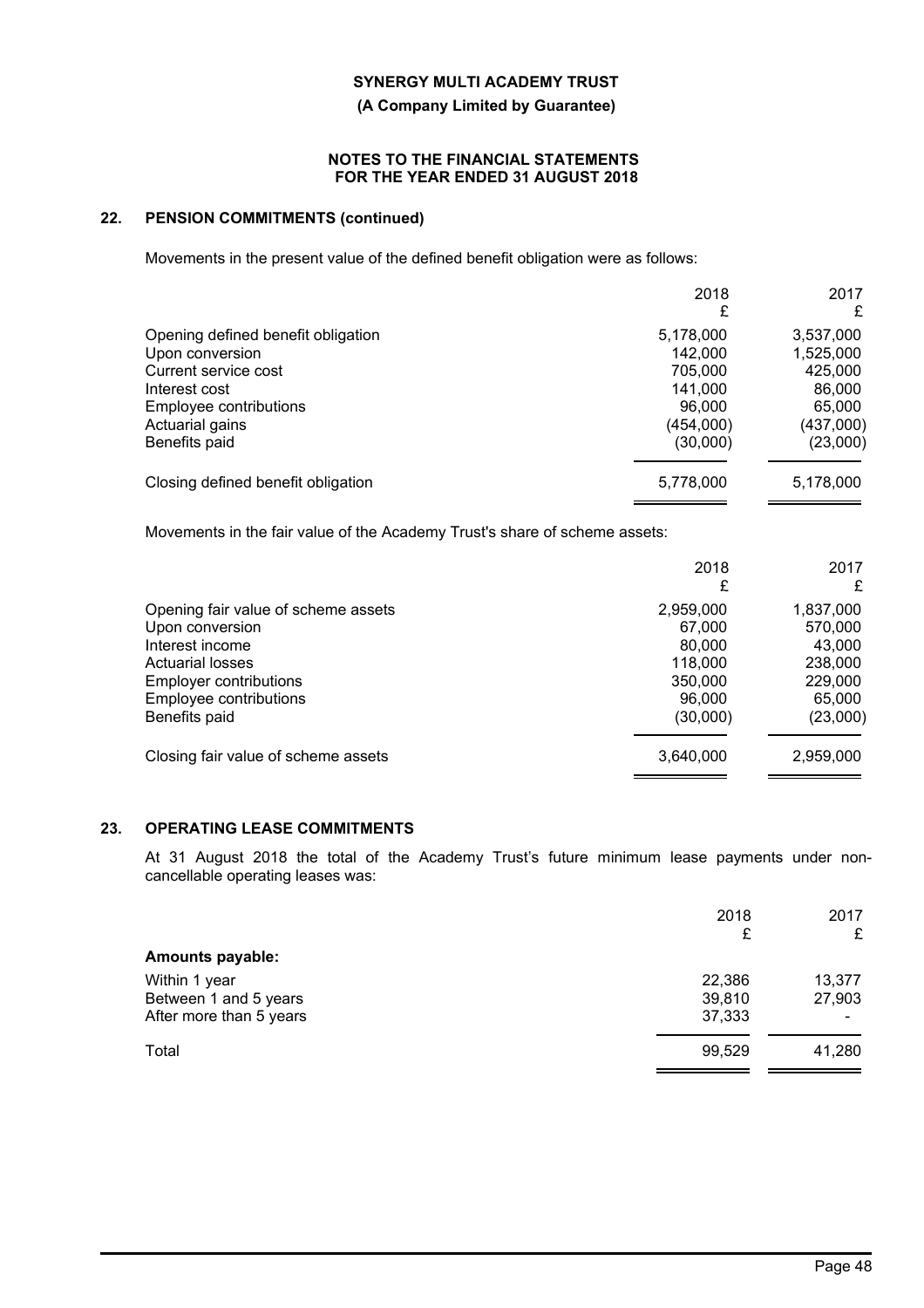## 22. PENSION COMMITMENTS (continued)

Movements in the present value of the defined benefit obligation were as follows:

| | 2018 £ | 2017 £ |
|---|---|---|
| Opening defined benefit obligation | 5,178,000 | 3,537,000 |
| Upon conversion | 142,000 | 1,525,000 |
| Current service cost | 705,000 | 425,000 |
| Interest cost | 141,000 | 86,000 |
| Employee contributions | 96,000 | 65,000 |
| Actuarial gains | (454,000) | (437,000) |
| Benefits paid | (30,000) | (23,000) |
| Closing defined benefit obligation | 5,778,000 | 5,178,000 |

Movements in the fair value of the Academy Trust's share of scheme assets:

| | 2018 £ | 2017 £ |
|---|---|---|
| Opening fair value of scheme assets | 2,959,000 | 1,837,000 |
| Upon conversion | 67,000 | 570,000 |
| Interest income | 80,000 | 43,000 |
| Actuarial losses | 118,000 | 238,000 |
| Employer contributions | 350,000 | 229,000 |
| Employee contributions | 96,000 | 65,000 |
| Benefits paid | (30,000) | (23,000) |
| Closing fair value of scheme assets | 3,640,000 | 2,959,000 |

## 23. OPERATING LEASE COMMITMENTS

At 31 August 2018 the total of the Academy Trust's future minimum lease payments under non-cancellable operating leases was:

| | 2018 £ | 2017 £ |
|---|---|---|
| **Amounts payable:** | | |
| Within 1 year | 22,386 | 13,377 |
| Between 1 and 5 years | 39,810 | 27,903 |
| After more than 5 years | 37,333 | - |
| Total | 99,529 | 41,280 |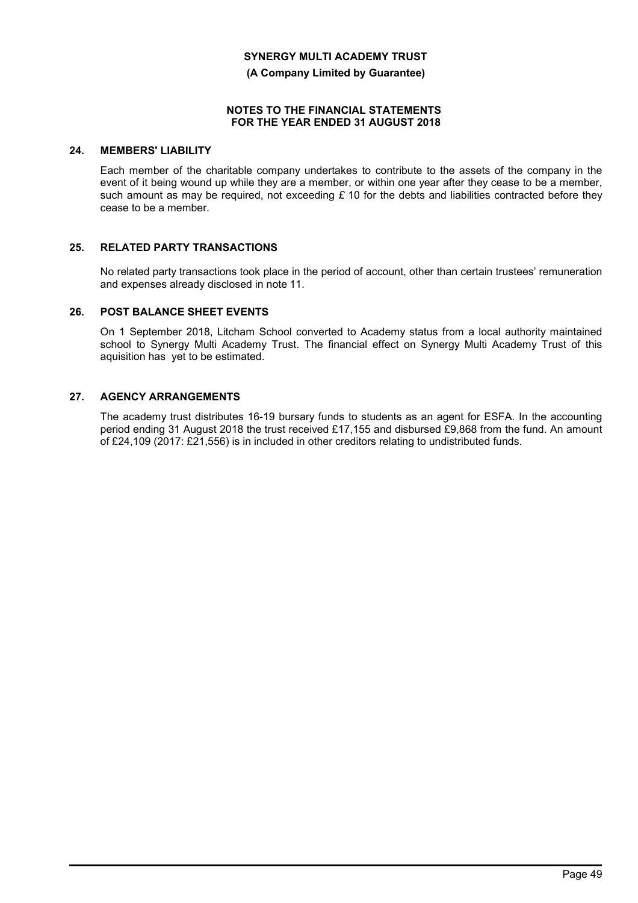## 24. MEMBERS' LIABILITY

Each member of the charitable company undertakes to contribute to the assets of the company in the event of it being wound up while they are a member, or within one year after they cease to be a member, such amount as may be required, not exceeding £ 10 for the debts and liabilities contracted before they cease to be a member.

## 25. RELATED PARTY TRANSACTIONS

No related party transactions took place in the period of account, other than certain trustees' remuneration and expenses already disclosed in note 11.

## 26. POST BALANCE SHEET EVENTS

On 1 September 2018, Litcham School converted to Academy status from a local authority maintained school to Synergy Multi Academy Trust. The financial effect on Synergy Multi Academy Trust of this aquisition has yet to be estimated.

## 27. AGENCY ARRANGEMENTS

The academy trust distributes 16-19 bursary funds to students as an agent for ESFA. In the accounting period ending 31 August 2018 the trust received £17,155 and disbursed £9,868 from the fund. An amount of £24,109 (2017: £21,556) is in included in other creditors relating to undistributed funds.